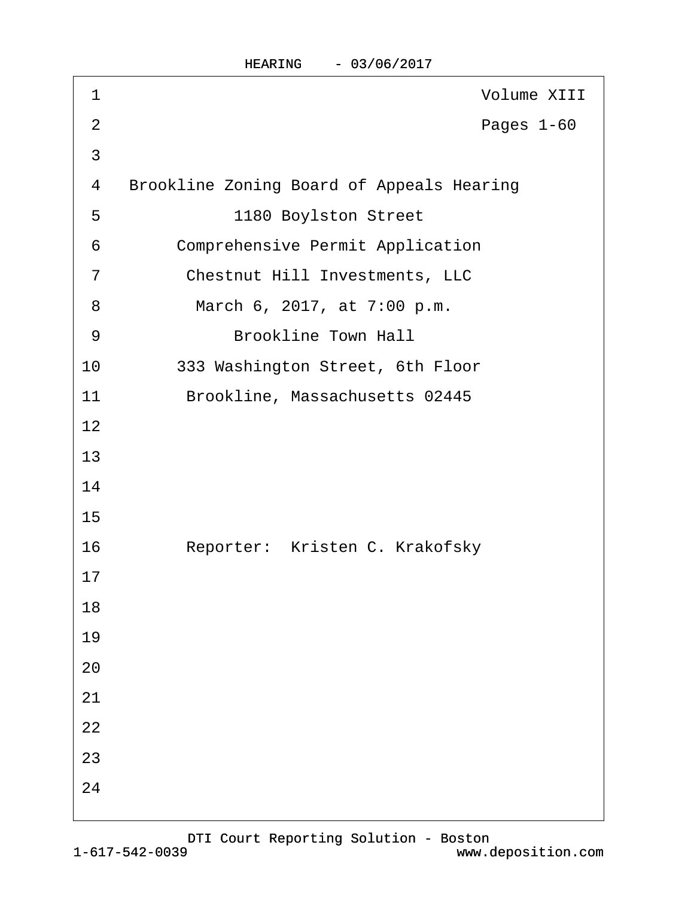Volume XIII

Pages 1-60

Brookline Zoning Board of Appeals Hearing

1180 Boylston Street

Comprehensive Permit Application

Chestnut Hill Investments, LLC

March 6, 2017, at 7:00 p.m.

Brookline Town Hall

333 Washington Street, 6th Floor

Brookline, Massachusetts 02445

Reporter: Kristen C. Krakofsky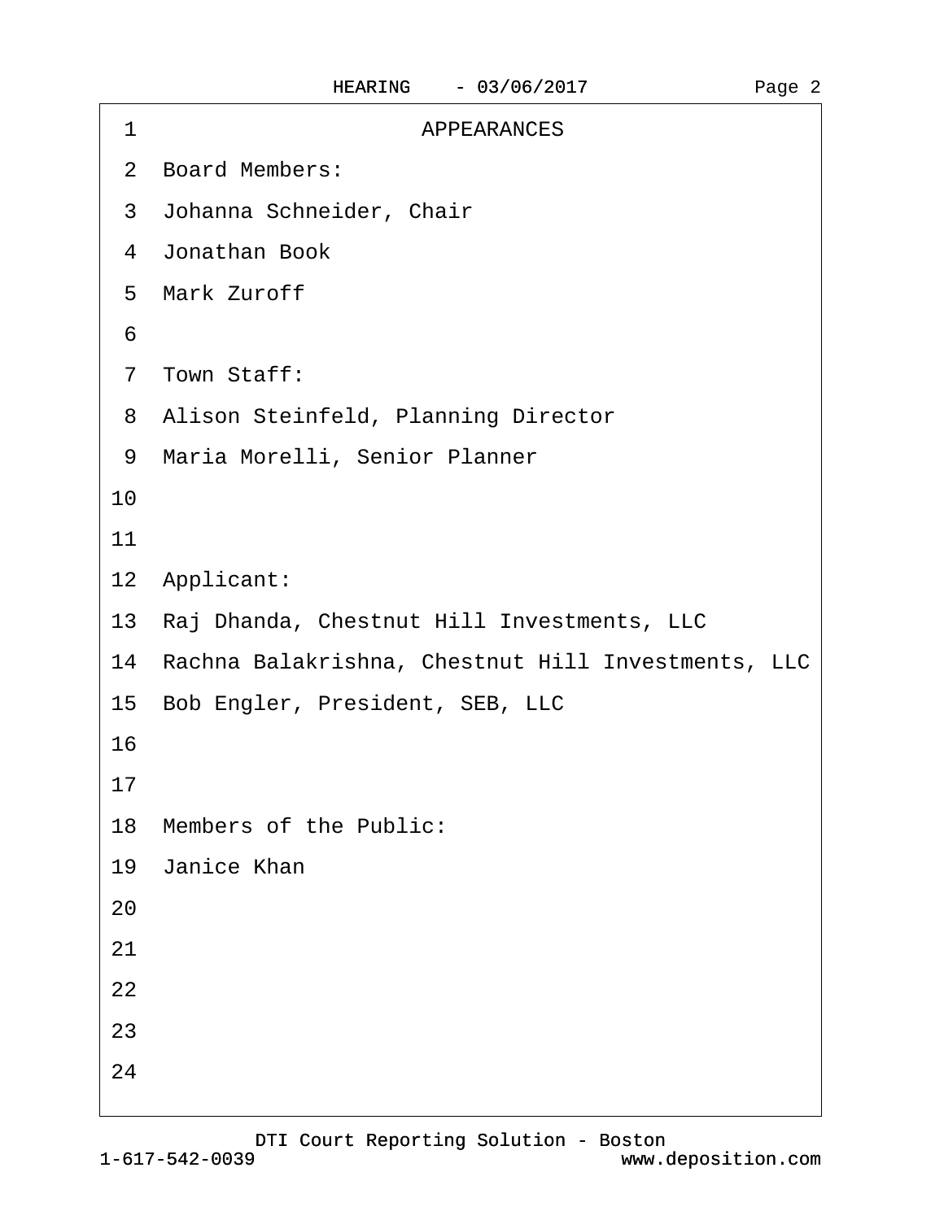# APPEARANCES

Board Members:

Johanna Schneider, Chair

Jonathan Book

Mark Zuroff

Town Staff:

Alison Steinfeld, Planning Director

Maria Morelli, Senior Planner

Applicant:

Raj Dhanda, Chestnut Hill Investments, LLC

Rachna Balakrishna, Chestnut Hill Investments, LLC

Bob Engler, President, SEB, LLC

Members of the Public:

Janice Khan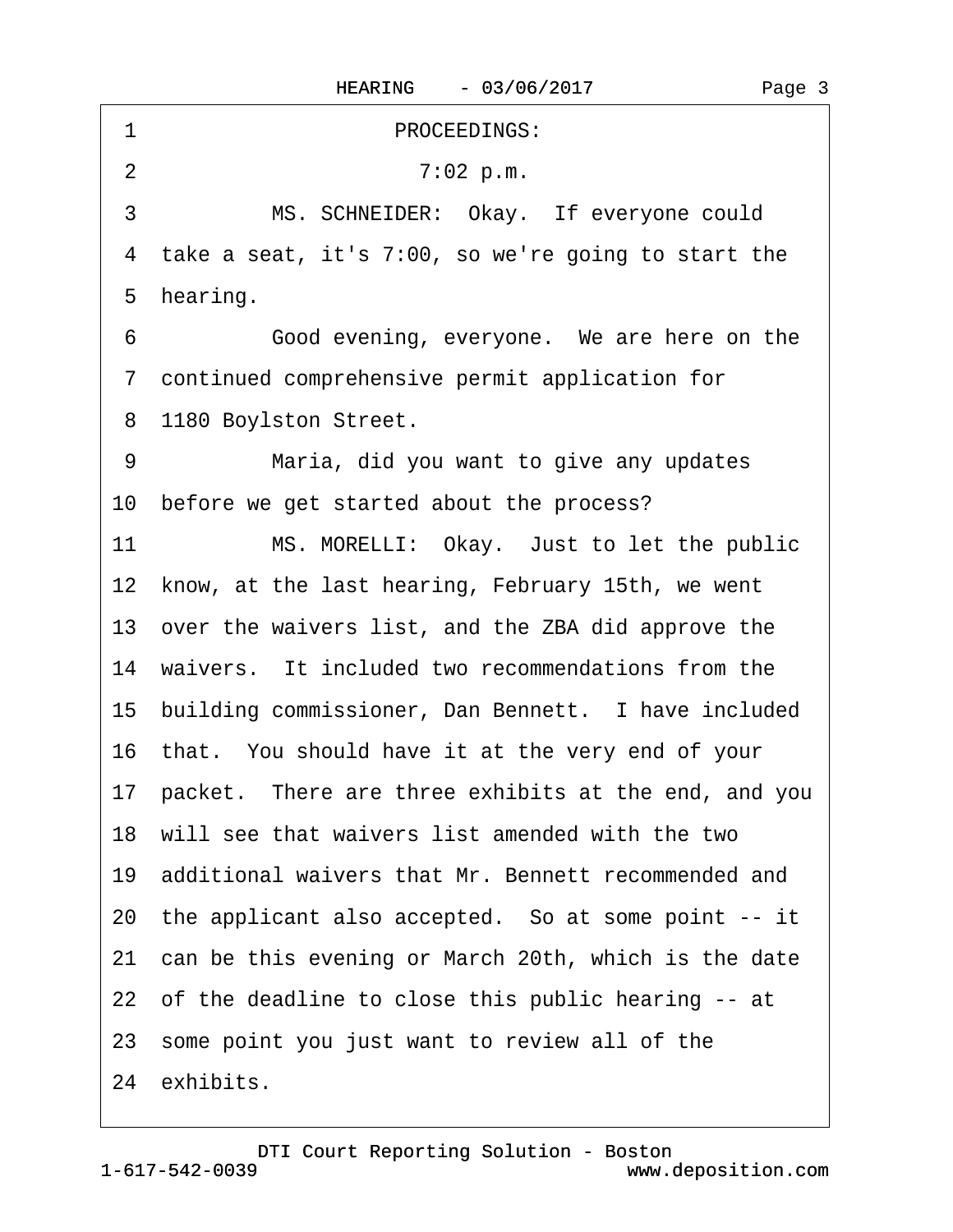PROCEEDINGS:

7:02 p.m.

MS. SCHNEIDER: Okay. If everyone could take a seat, it's 7:00, so we're going to start the hearing.

Good evening, everyone. We are here on the continued comprehensive permit application for 1180 Boylston Street.

Maria, did you want to give any updates before we get started about the process?

MS. MORELLI: Okay. Just to let the public know, at the last hearing, February 15th, we went over the waivers list, and the ZBA did approve the waivers. It included two recommendations from the building commissioner, Dan Bennett. I have included that. You should have it at the very end of your packet. There are three exhibits at the end, and you will see that waivers list amended with the two additional waivers that Mr. Bennett recommended and the applicant also accepted. So at some point -- it can be this evening or March 20th, which is the date of the deadline to close this public hearing -- at some point you just want to review all of the exhibits.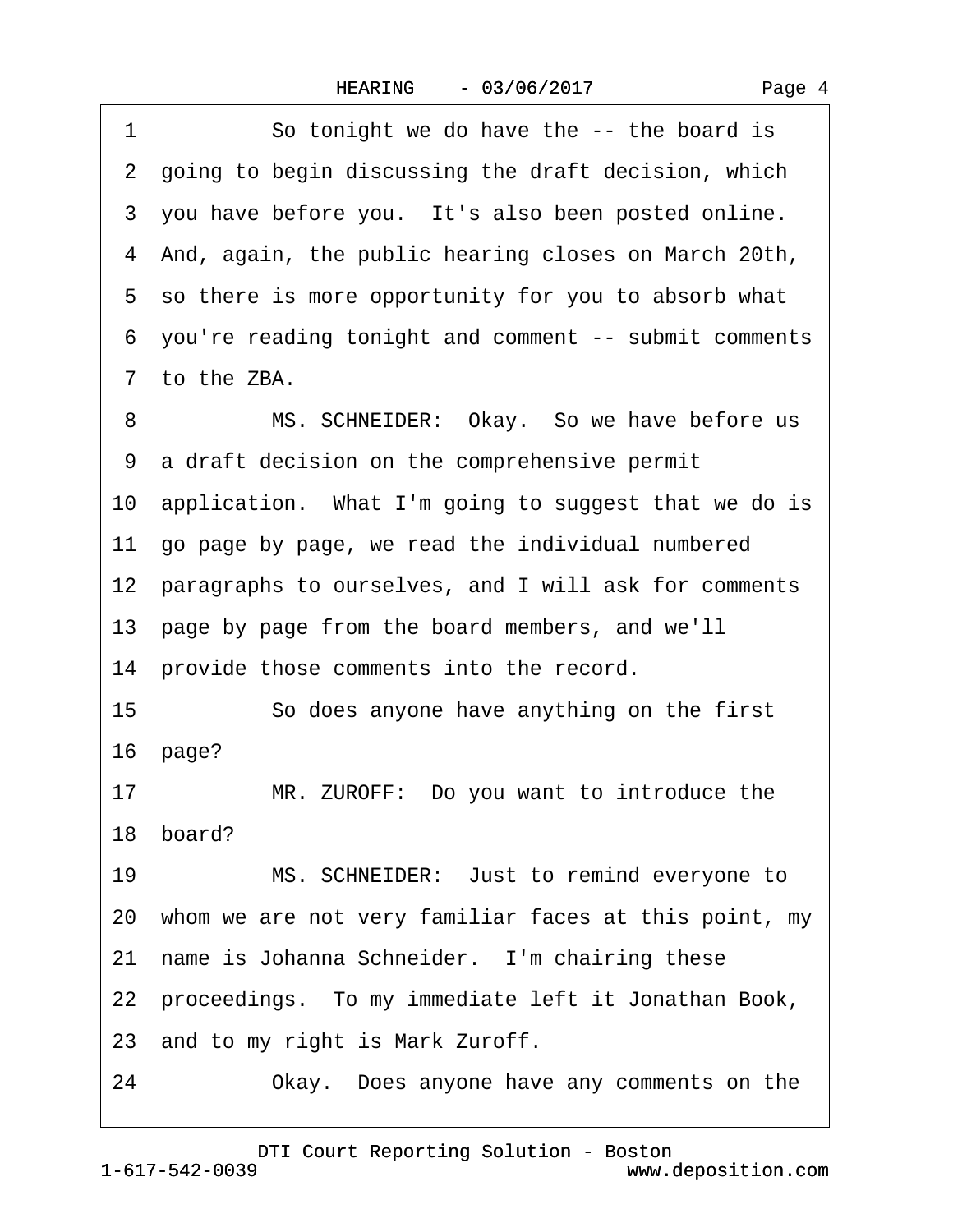1 So tonight we do have the -- the board is
2 going to begin discussing the draft decision, which
3 you have before you. It's also been posted online.
4 And, again, the public hearing closes on March 20th,
5 so there is more opportunity for you to absorb what
6 you're reading tonight and comment -- submit comments
7 to the ZBA.
8 MS. SCHNEIDER: Okay. So we have before us
9 a draft decision on the comprehensive permit
10 application. What I'm going to suggest that we do is
11 go page by page, we read the individual numbered
12 paragraphs to ourselves, and I will ask for comments
13 page by page from the board members, and we'll
14 provide those comments into the record.
15 So does anyone have anything on the first
16 page?
17 MR. ZUROFF: Do you want to introduce the
18 board?
19 MS. SCHNEIDER: Just to remind everyone to
20 whom we are not very familiar faces at this point, my
21 name is Johanna Schneider. I'm chairing these
22 proceedings. To my immediate left it Jonathan Book,
23 and to my right is Mark Zuroff.
24 Okay. Does anyone have any comments on the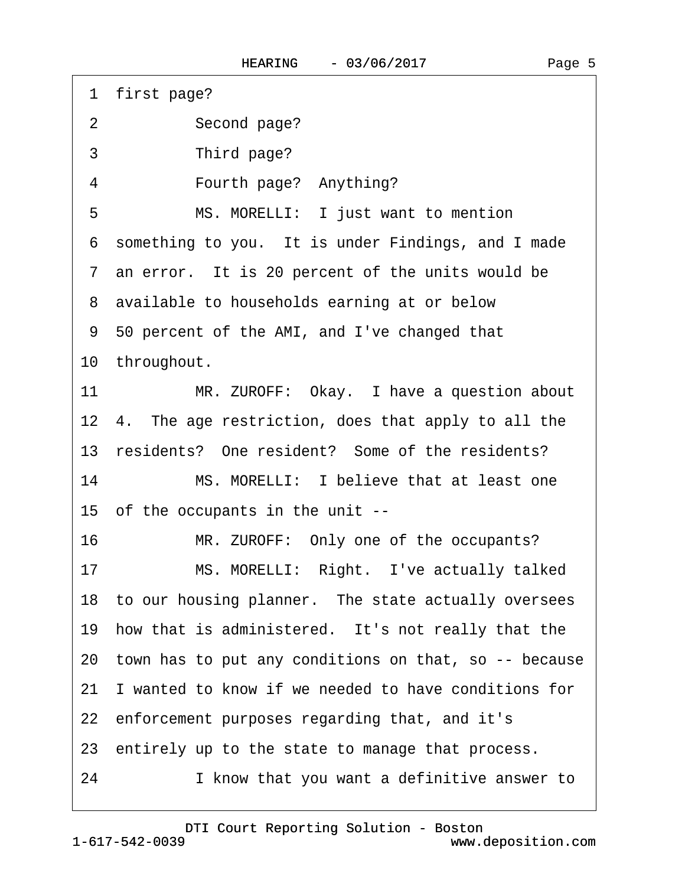1 first page?

2 Second page?

3 Third page?

4 Fourth page? Anything?

5 MS. MORELLI: I just want to mention

6 something to you. It is under Findings, and I made

7 an error. It is 20 percent of the units would be

8 available to households earning at or below

9 50 percent of the AMI, and I've changed that

10 throughout.

11 MR. ZUROFF: Okay. I have a question about

12 4. The age restriction, does that apply to all the

13 residents? One resident? Some of the residents?

14 MS. MORELLI: I believe that at least one

15 of the occupants in the unit --

16 MR. ZUROFF: Only one of the occupants?

17 MS. MORELLI: Right. I've actually talked

18 to our housing planner. The state actually oversees

19 how that is administered. It's not really that the

20 town has to put any conditions on that, so -- because

21 I wanted to know if we needed to have conditions for

22 enforcement purposes regarding that, and it's

23 entirely up to the state to manage that process.

24 I know that you want a definitive answer to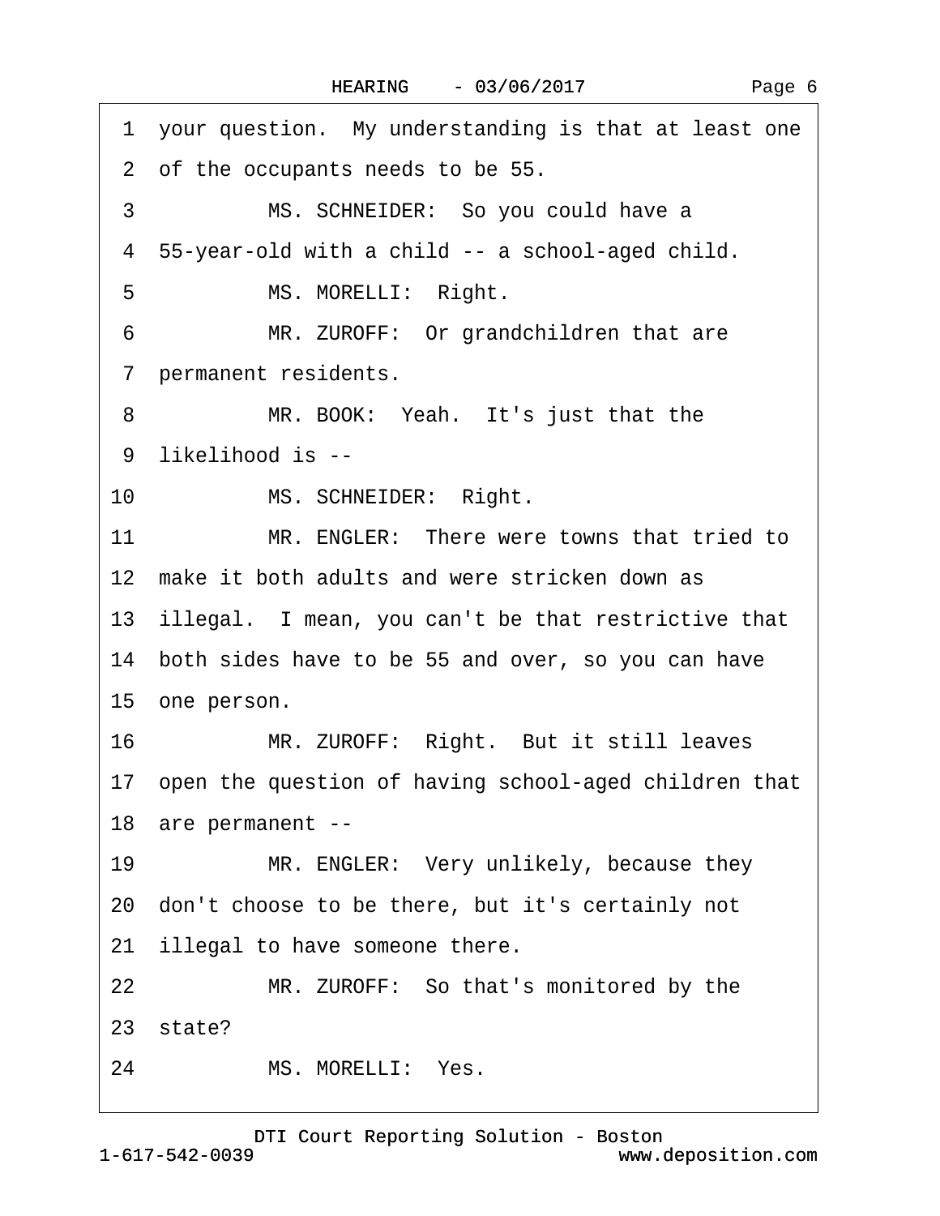1 your question. My understanding is that at least one

2 of the occupants needs to be 55.

3 MS. SCHNEIDER: So you could have a

4 55-year-old with a child -- a school-aged child.

5 MS. MORELLI: Right.

6 MR. ZUROFF: Or grandchildren that are

7 permanent residents.

8 MR. BOOK: Yeah. It's just that the

9 likelihood is --

10 MS. SCHNEIDER: Right.

11 MR. ENGLER: There were towns that tried to

12 make it both adults and were stricken down as

13 illegal. I mean, you can't be that restrictive that

14 both sides have to be 55 and over, so you can have

15 one person.

16 MR. ZUROFF: Right. But it still leaves

17 open the question of having school-aged children that

18 are permanent --

19 MR. ENGLER: Very unlikely, because they

20 don't choose to be there, but it's certainly not

21 illegal to have someone there.

22 MR. ZUROFF: So that's monitored by the

23 state?

24 MS. MORELLI: Yes.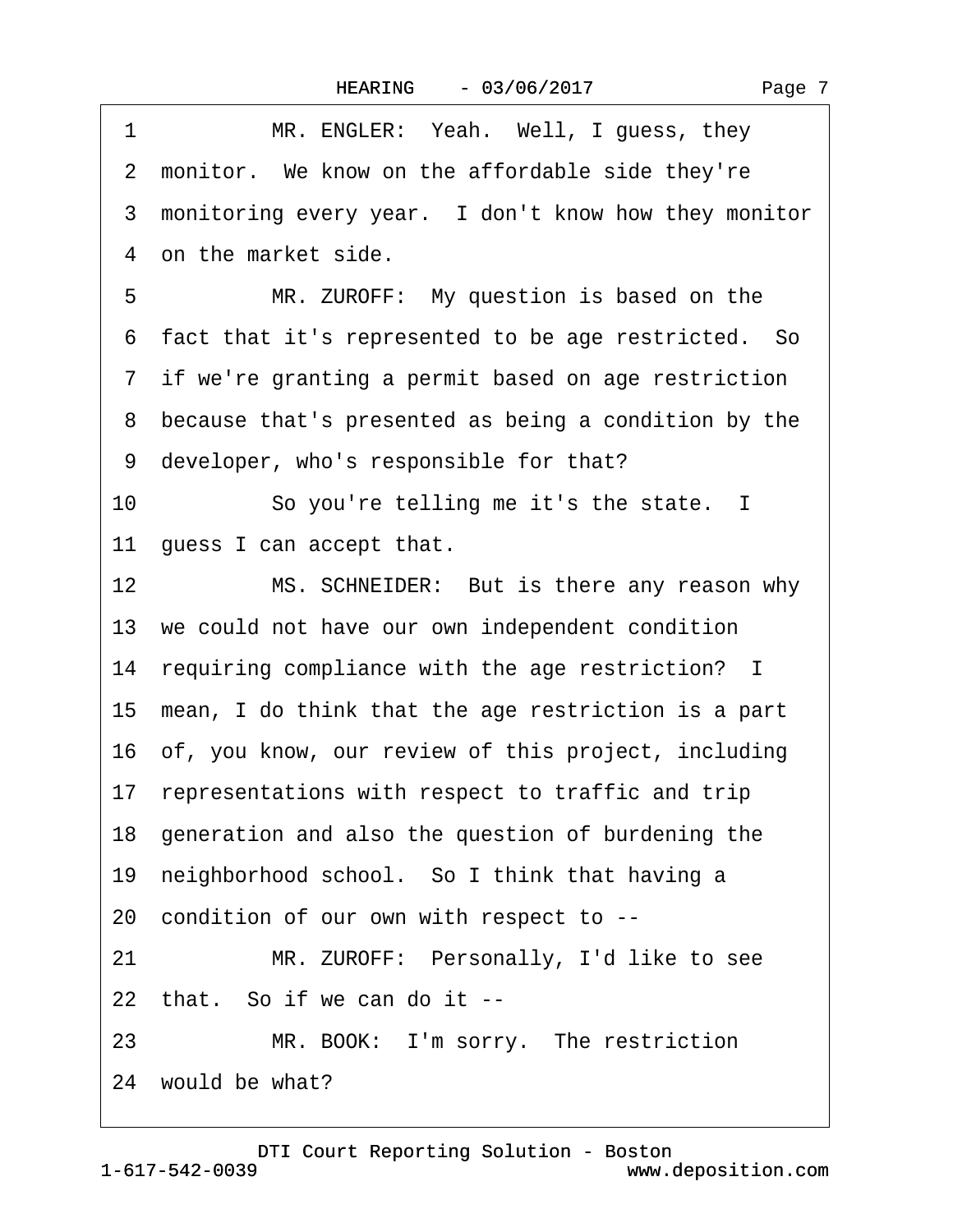1 MR. ENGLER: Yeah. Well, I guess, they
2 monitor. We know on the affordable side they're
3 monitoring every year. I don't know how they monitor
4 on the market side.
5 MR. ZUROFF: My question is based on the
6 fact that it's represented to be age restricted. So
7 if we're granting a permit based on age restriction
8 because that's presented as being a condition by the
9 developer, who's responsible for that?
10 So you're telling me it's the state. I
11 guess I can accept that.
12 MS. SCHNEIDER: But is there any reason why
13 we could not have our own independent condition
14 requiring compliance with the age restriction? I
15 mean, I do think that the age restriction is a part
16 of, you know, our review of this project, including
17 representations with respect to traffic and trip
18 generation and also the question of burdening the
19 neighborhood school. So I think that having a
20 condition of our own with respect to --
21 MR. ZUROFF: Personally, I'd like to see
22 that. So if we can do it --
23 MR. BOOK: I'm sorry. The restriction
24 would be what?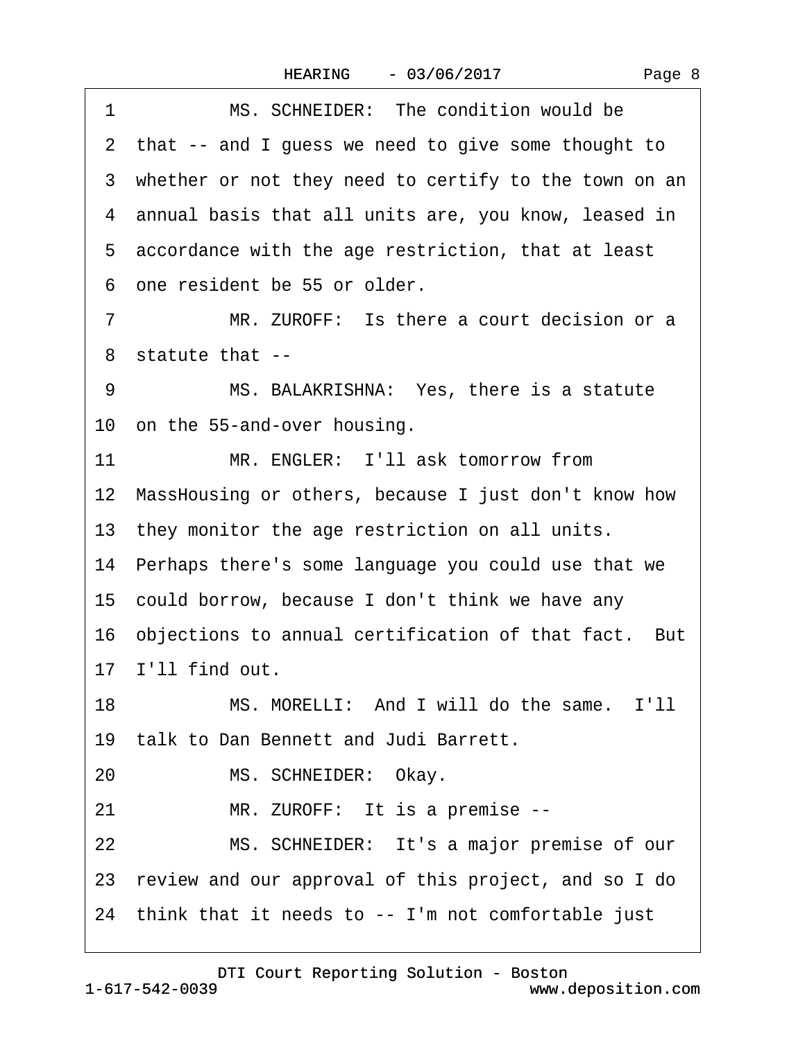1 MS. SCHNEIDER: The condition would be
2 that -- and I guess we need to give some thought to
3 whether or not they need to certify to the town on an
4 annual basis that all units are, you know, leased in
5 accordance with the age restriction, that at least
6 one resident be 55 or older.
7 MR. ZUROFF: Is there a court decision or a
8 statute that --
9 MS. BALAKRISHNA: Yes, there is a statute
10 on the 55-and-over housing.
11 MR. ENGLER: I'll ask tomorrow from
12 MassHousing or others, because I just don't know how
13 they monitor the age restriction on all units.
14 Perhaps there's some language you could use that we
15 could borrow, because I don't think we have any
16 objections to annual certification of that fact. But
17 I'll find out.
18 MS. MORELLI: And I will do the same. I'll
19 talk to Dan Bennett and Judi Barrett.
20 MS. SCHNEIDER: Okay.
21 MR. ZUROFF: It is a premise --
22 MS. SCHNEIDER: It's a major premise of our
23 review and our approval of this project, and so I do
24 think that it needs to -- I'm not comfortable just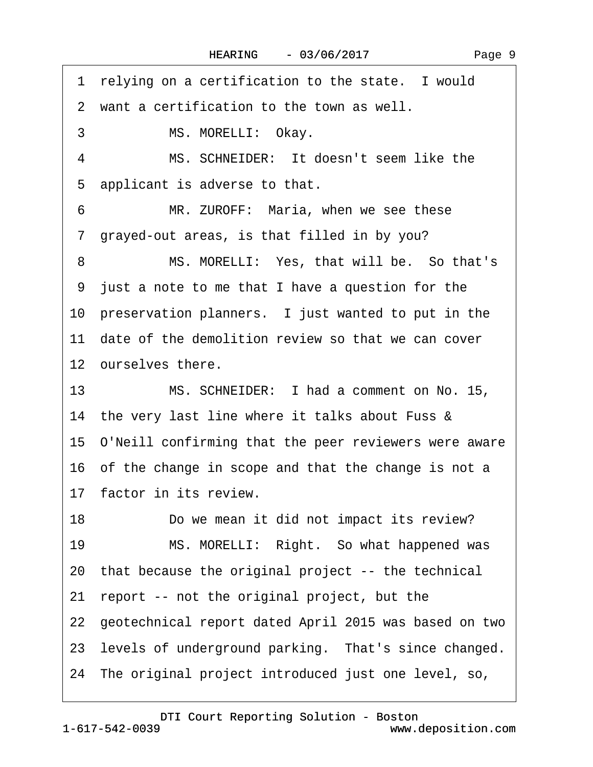1 relying on a certification to the state. I would
2 want a certification to the town as well.
3 MS. MORELLI: Okay.
4 MS. SCHNEIDER: It doesn't seem like the
5 applicant is adverse to that.
6 MR. ZUROFF: Maria, when we see these
7 grayed-out areas, is that filled in by you?
8 MS. MORELLI: Yes, that will be. So that's
9 just a note to me that I have a question for the
10 preservation planners. I just wanted to put in the
11 date of the demolition review so that we can cover
12 ourselves there.
13 MS. SCHNEIDER: I had a comment on No. 15,
14 the very last line where it talks about Fuss &
15 O'Neill confirming that the peer reviewers were aware
16 of the change in scope and that the change is not a
17 factor in its review.
18 Do we mean it did not impact its review?
19 MS. MORELLI: Right. So what happened was
20 that because the original project -- the technical
21 report -- not the original project, but the
22 geotechnical report dated April 2015 was based on two
23 levels of underground parking. That's since changed.
24 The original project introduced just one level, so,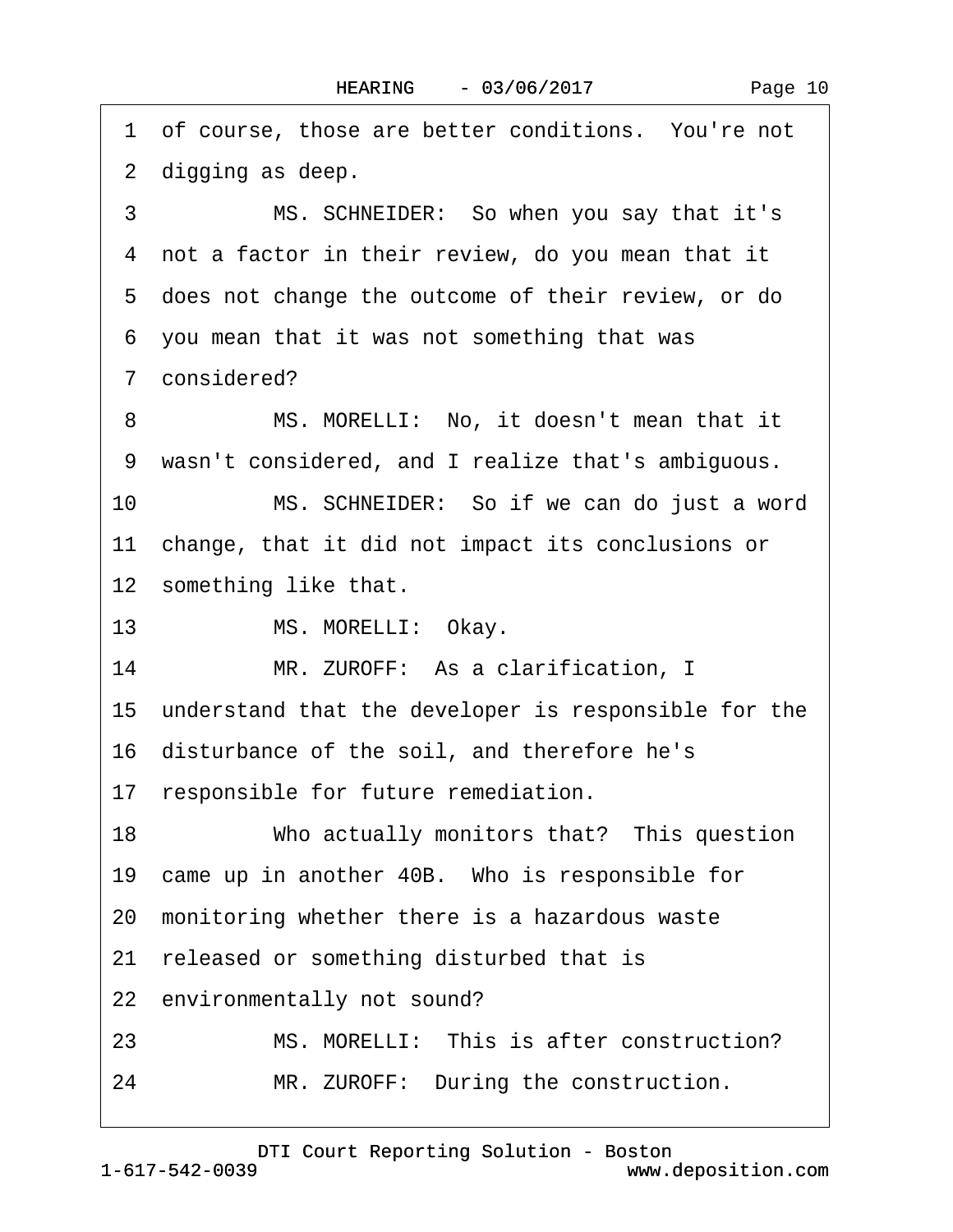1 of course, those are better conditions. You're not
2 digging as deep.
3 MS. SCHNEIDER: So when you say that it's
4 not a factor in their review, do you mean that it
5 does not change the outcome of their review, or do
6 you mean that it was not something that was
7 considered?
8 MS. MORELLI: No, it doesn't mean that it
9 wasn't considered, and I realize that's ambiguous.
10 MS. SCHNEIDER: So if we can do just a word
11 change, that it did not impact its conclusions or
12 something like that.
13 MS. MORELLI: Okay.
14 MR. ZUROFF: As a clarification, I
15 understand that the developer is responsible for the
16 disturbance of the soil, and therefore he's
17 responsible for future remediation.
18 Who actually monitors that? This question
19 came up in another 40B. Who is responsible for
20 monitoring whether there is a hazardous waste
21 released or something disturbed that is
22 environmentally not sound?
23 MS. MORELLI: This is after construction?
24 MR. ZUROFF: During the construction.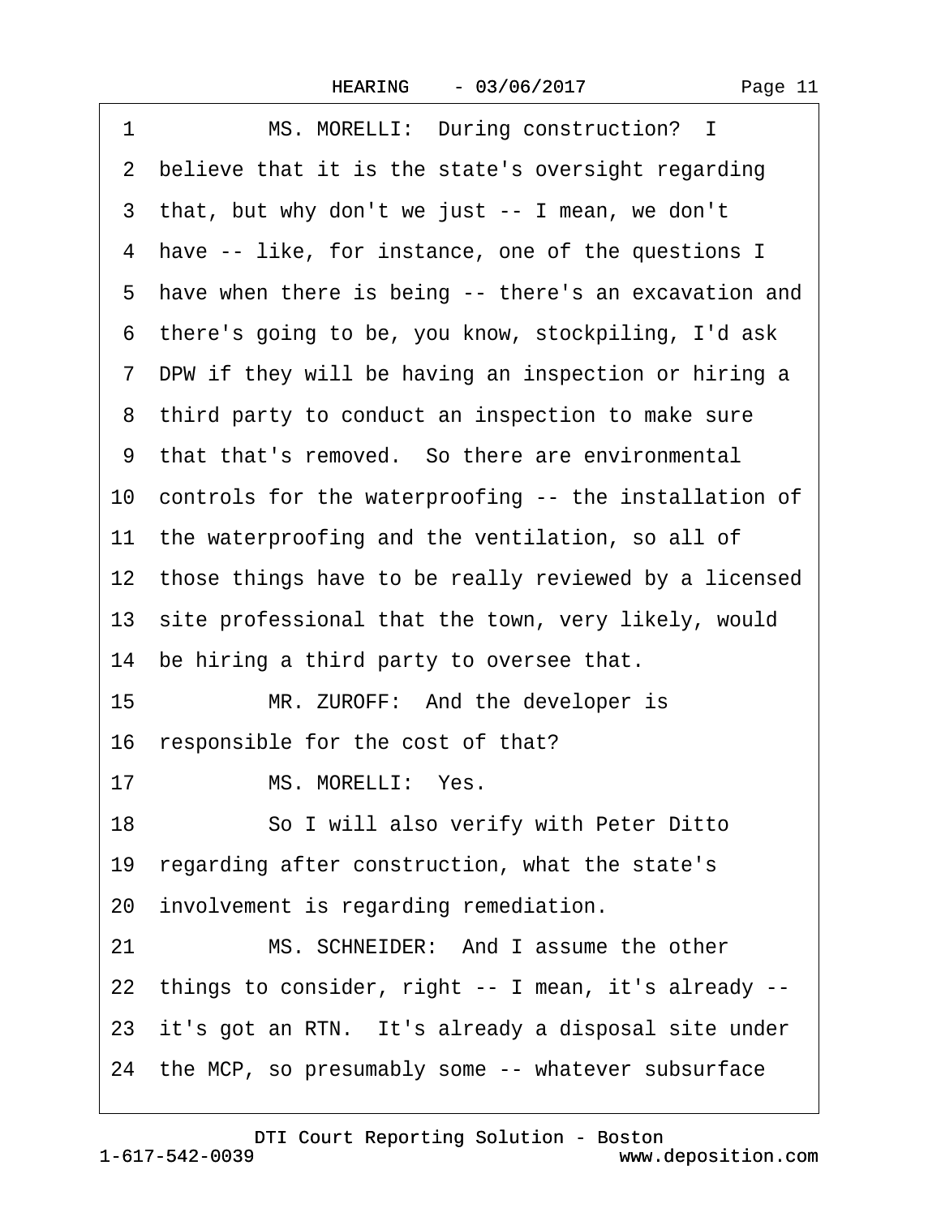1 MS. MORELLI: During construction? I
2 believe that it is the state's oversight regarding
3 that, but why don't we just -- I mean, we don't
4 have -- like, for instance, one of the questions I
5 have when there is being -- there's an excavation and
6 there's going to be, you know, stockpiling, I'd ask
7 DPW if they will be having an inspection or hiring a
8 third party to conduct an inspection to make sure
9 that that's removed. So there are environmental
10 controls for the waterproofing -- the installation of
11 the waterproofing and the ventilation, so all of
12 those things have to be really reviewed by a licensed
13 site professional that the town, very likely, would
14 be hiring a third party to oversee that.
15 MR. ZUROFF: And the developer is
16 responsible for the cost of that?
17 MS. MORELLI: Yes.
18 So I will also verify with Peter Ditto
19 regarding after construction, what the state's
20 involvement is regarding remediation.
21 MS. SCHNEIDER: And I assume the other
22 things to consider, right -- I mean, it's already --
23 it's got an RTN. It's already a disposal site under
24 the MCP, so presumably some -- whatever subsurface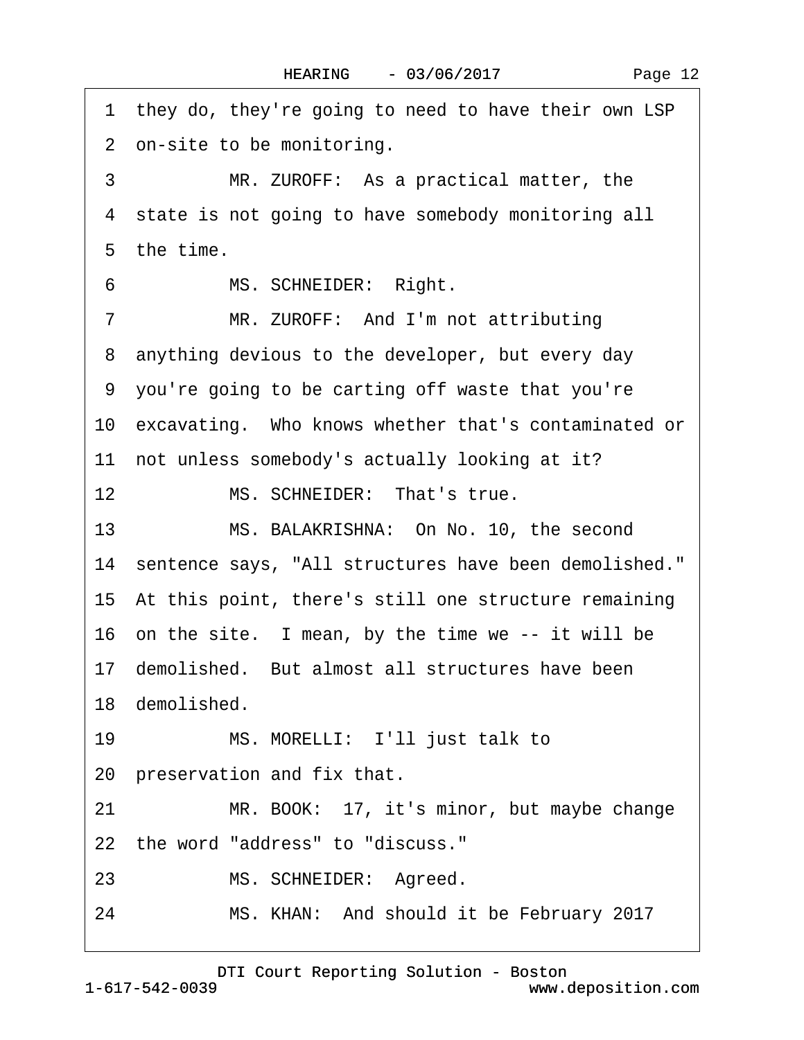1 they do, they're going to need to have their own LSP
2 on-site to be monitoring.
3 MR. ZUROFF: As a practical matter, the
4 state is not going to have somebody monitoring all
5 the time.
6 MS. SCHNEIDER: Right.
7 MR. ZUROFF: And I'm not attributing
8 anything devious to the developer, but every day
9 you're going to be carting off waste that you're
10 excavating. Who knows whether that's contaminated or
11 not unless somebody's actually looking at it?
12 MS. SCHNEIDER: That's true.
13 MS. BALAKRISHNA: On No. 10, the second
14 sentence says, "All structures have been demolished."
15 At this point, there's still one structure remaining
16 on the site. I mean, by the time we -- it will be
17 demolished. But almost all structures have been
18 demolished.
19 MS. MORELLI: I'll just talk to
20 preservation and fix that.
21 MR. BOOK: 17, it's minor, but maybe change
22 the word "address" to "discuss."
23 MS. SCHNEIDER: Agreed.
24 MS. KHAN: And should it be February 2017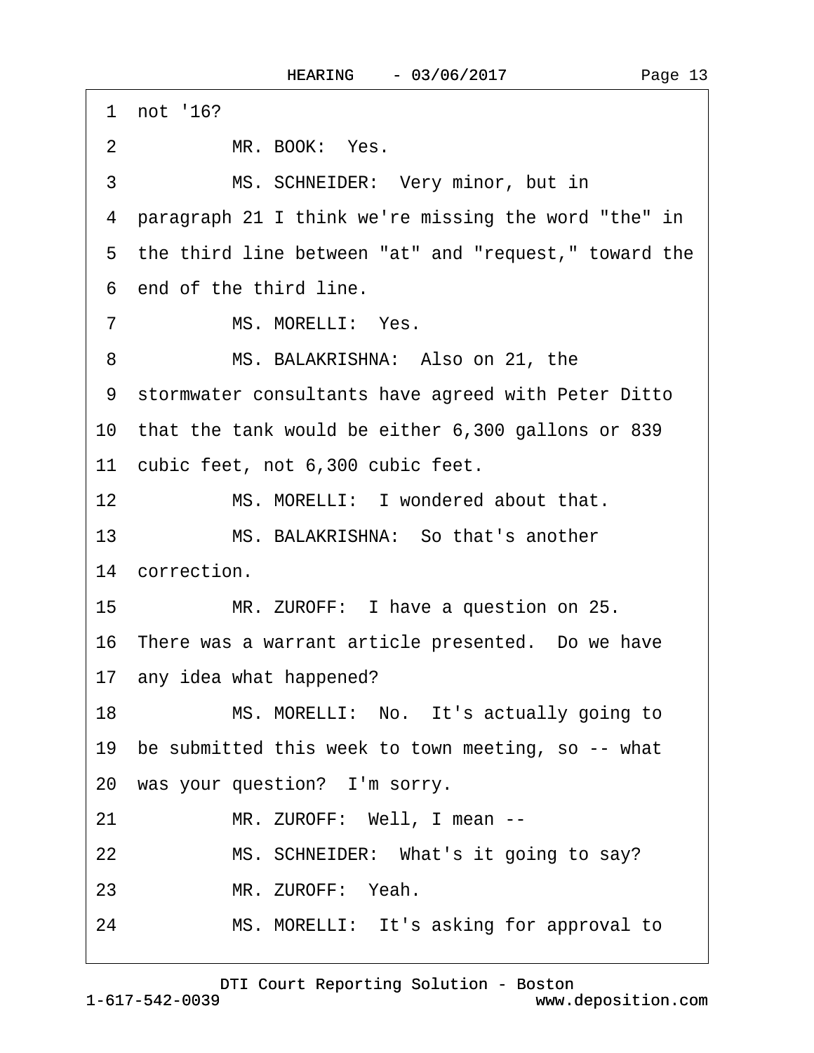1 not '16?

2 MR. BOOK: Yes.

3 MS. SCHNEIDER: Very minor, but in

4 paragraph 21 I think we're missing the word "the" in

5 the third line between "at" and "request," toward the

6 end of the third line.

7 MS. MORELLI: Yes.

8 MS. BALAKRISHNA: Also on 21, the

9 stormwater consultants have agreed with Peter Ditto

10 that the tank would be either 6,300 gallons or 839

11 cubic feet, not 6,300 cubic feet.

12 MS. MORELLI: I wondered about that.

13 MS. BALAKRISHNA: So that's another

14 correction.

15 MR. ZUROFF: I have a question on 25.

16 There was a warrant article presented. Do we have

17 any idea what happened?

18 MS. MORELLI: No. It's actually going to

19 be submitted this week to town meeting, so -- what

20 was your question? I'm sorry.

21 MR. ZUROFF: Well, I mean --

22 MS. SCHNEIDER: What's it going to say?

23 MR. ZUROFF: Yeah.

24 MS. MORELLI: It's asking for approval to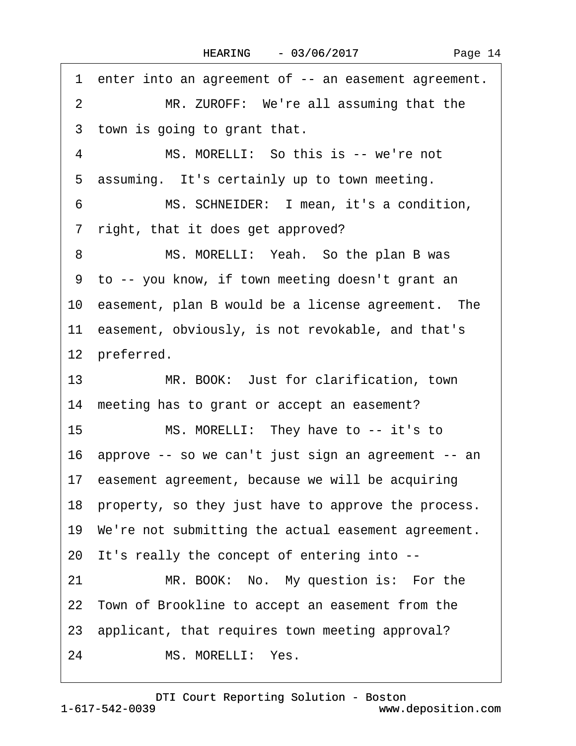1 enter into an agreement of -- an easement agreement.

2 MR. ZUROFF: We're all assuming that the

3 town is going to grant that.

4 MS. MORELLI: So this is -- we're not

5 assuming. It's certainly up to town meeting.

6 MS. SCHNEIDER: I mean, it's a condition,

7 right, that it does get approved?

8 MS. MORELLI: Yeah. So the plan B was

9 to -- you know, if town meeting doesn't grant an

10 easement, plan B would be a license agreement. The

11 easement, obviously, is not revokable, and that's

12 preferred.

13 MR. BOOK: Just for clarification, town

14 meeting has to grant or accept an easement?

15 MS. MORELLI: They have to -- it's to

16 approve -- so we can't just sign an agreement -- an

17 easement agreement, because we will be acquiring

18 property, so they just have to approve the process.

19 We're not submitting the actual easement agreement.

20 It's really the concept of entering into --

21 MR. BOOK: No. My question is: For the

22 Town of Brookline to accept an easement from the

23 applicant, that requires town meeting approval?

24 MS. MORELLI: Yes.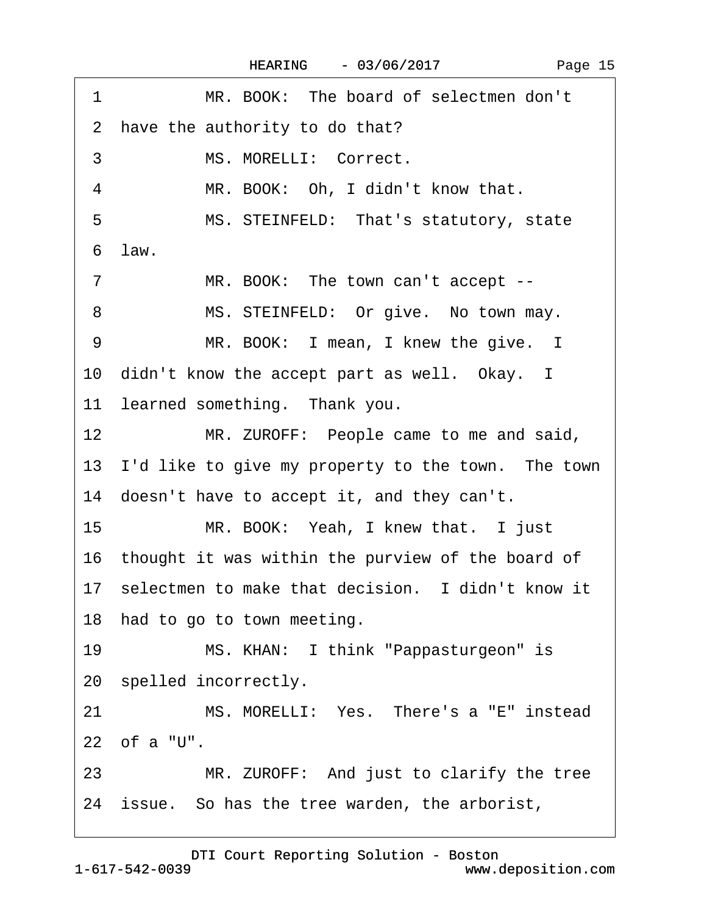1 MR. BOOK: The board of selectmen don't
2 have the authority to do that?
3 MS. MORELLI: Correct.
4 MR. BOOK: Oh, I didn't know that.
5 MS. STEINFELD: That's statutory, state
6 law.
7 MR. BOOK: The town can't accept --
8 MS. STEINFELD: Or give. No town may.
9 MR. BOOK: I mean, I knew the give. I
10 didn't know the accept part as well. Okay. I
11 learned something. Thank you.
12 MR. ZUROFF: People came to me and said,
13 I'd like to give my property to the town. The town
14 doesn't have to accept it, and they can't.
15 MR. BOOK: Yeah, I knew that. I just
16 thought it was within the purview of the board of
17 selectmen to make that decision. I didn't know it
18 had to go to town meeting.
19 MS. KHAN: I think "Pappasturgeon" is
20 spelled incorrectly.
21 MS. MORELLI: Yes. There's a "E" instead
22 of a "U".
23 MR. ZUROFF: And just to clarify the tree
24 issue. So has the tree warden, the arborist,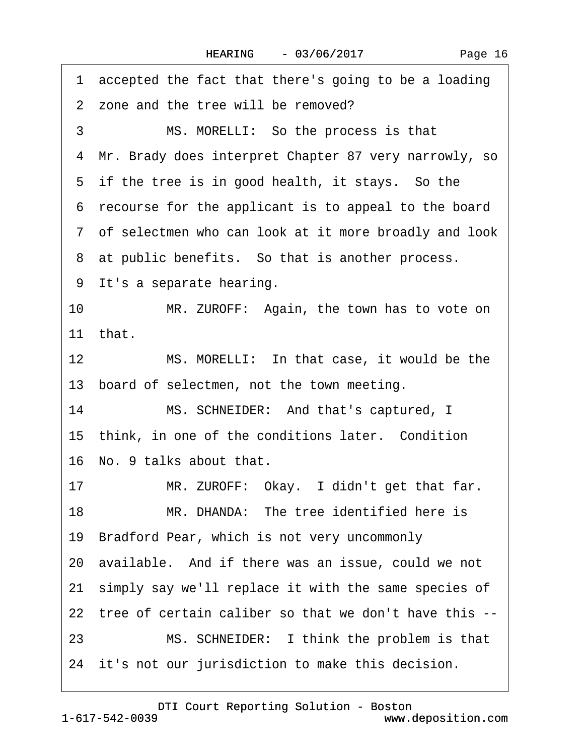1 accepted the fact that there's going to be a loading
2 zone and the tree will be removed?
3 MS. MORELLI: So the process is that
4 Mr. Brady does interpret Chapter 87 very narrowly, so
5 if the tree is in good health, it stays. So the
6 recourse for the applicant is to appeal to the board
7 of selectmen who can look at it more broadly and look
8 at public benefits. So that is another process.
9 It's a separate hearing.
10 MR. ZUROFF: Again, the town has to vote on
11 that.
12 MS. MORELLI: In that case, it would be the
13 board of selectmen, not the town meeting.
14 MS. SCHNEIDER: And that's captured, I
15 think, in one of the conditions later. Condition
16 No. 9 talks about that.
17 MR. ZUROFF: Okay. I didn't get that far.
18 MR. DHANDA: The tree identified here is
19 Bradford Pear, which is not very uncommonly
20 available. And if there was an issue, could we not
21 simply say we'll replace it with the same species of
22 tree of certain caliber so that we don't have this --
23 MS. SCHNEIDER: I think the problem is that
24 it's not our jurisdiction to make this decision.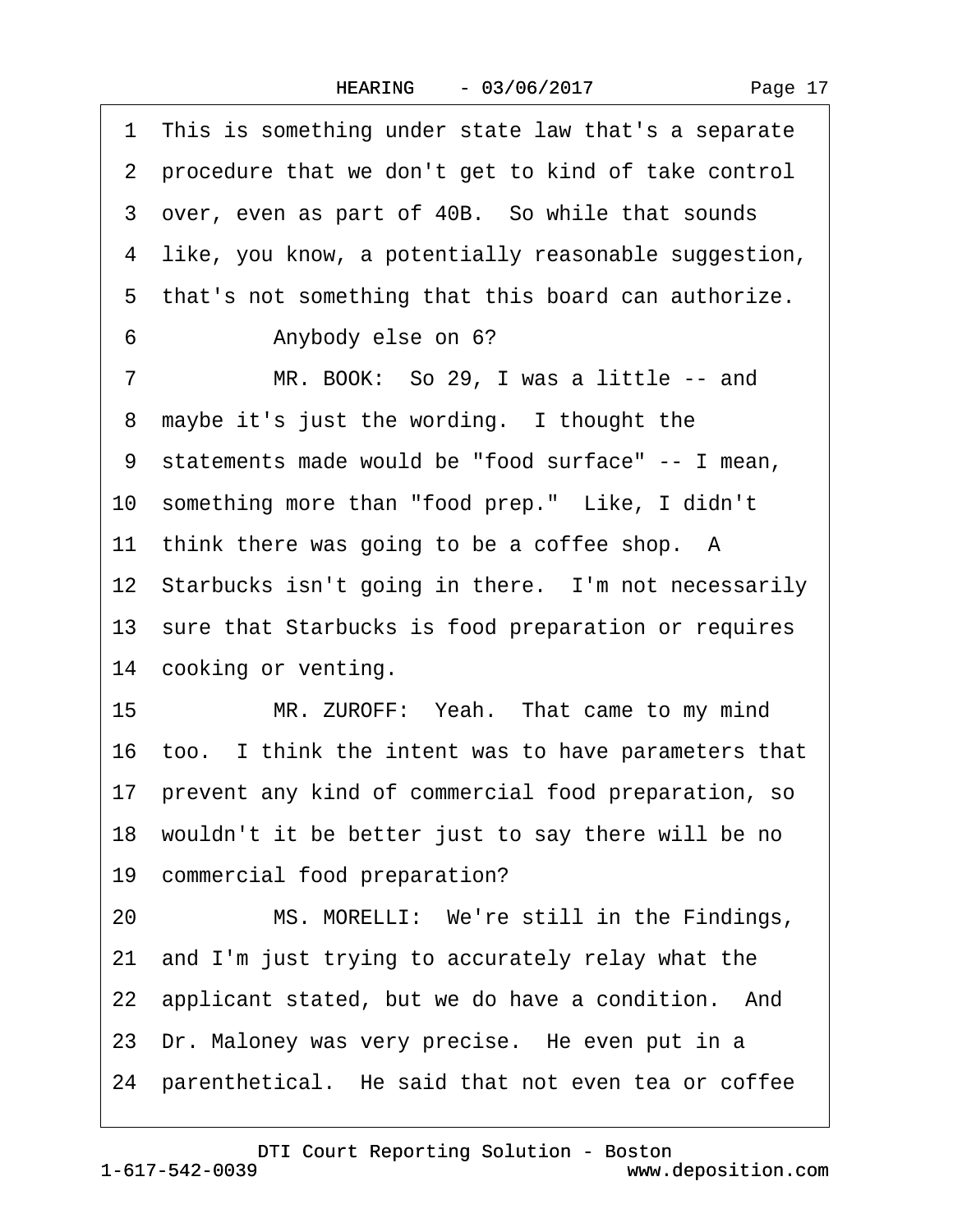1 This is something under state law that's a separate
2 procedure that we don't get to kind of take control
3 over, even as part of 40B. So while that sounds
4 like, you know, a potentially reasonable suggestion,
5 that's not something that this board can authorize.
6 Anybody else on 6?
7 MR. BOOK: So 29, I was a little -- and
8 maybe it's just the wording. I thought the
9 statements made would be "food surface" -- I mean,
10 something more than "food prep." Like, I didn't
11 think there was going to be a coffee shop. A
12 Starbucks isn't going in there. I'm not necessarily
13 sure that Starbucks is food preparation or requires
14 cooking or venting.
15 MR. ZUROFF: Yeah. That came to my mind
16 too. I think the intent was to have parameters that
17 prevent any kind of commercial food preparation, so
18 wouldn't it be better just to say there will be no
19 commercial food preparation?
20 MS. MORELLI: We're still in the Findings,
21 and I'm just trying to accurately relay what the
22 applicant stated, but we do have a condition. And
23 Dr. Maloney was very precise. He even put in a
24 parenthetical. He said that not even tea or coffee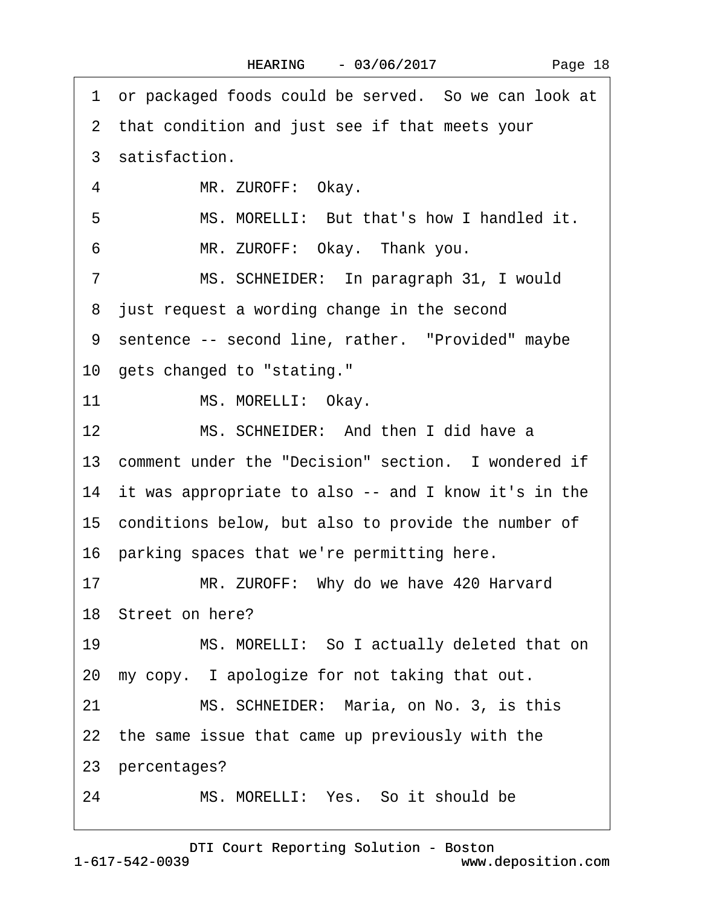1 or packaged foods could be served. So we can look at
2 that condition and just see if that meets your
3 satisfaction.

4 MR. ZUROFF: Okay.

5 MS. MORELLI: But that's how I handled it.

6 MR. ZUROFF: Okay. Thank you.

7 MS. SCHNEIDER: In paragraph 31, I would
8 just request a wording change in the second
9 sentence -- second line, rather. "Provided" maybe
10 gets changed to "stating."

11 MS. MORELLI: Okay.

12 MS. SCHNEIDER: And then I did have a
13 comment under the "Decision" section. I wondered if
14 it was appropriate to also -- and I know it's in the
15 conditions below, but also to provide the number of
16 parking spaces that we're permitting here.

17 MR. ZUROFF: Why do we have 420 Harvard
18 Street on here?

19 MS. MORELLI: So I actually deleted that on
20 my copy. I apologize for not taking that out.

21 MS. SCHNEIDER: Maria, on No. 3, is this
22 the same issue that came up previously with the
23 percentages?

24 MS. MORELLI: Yes. So it should be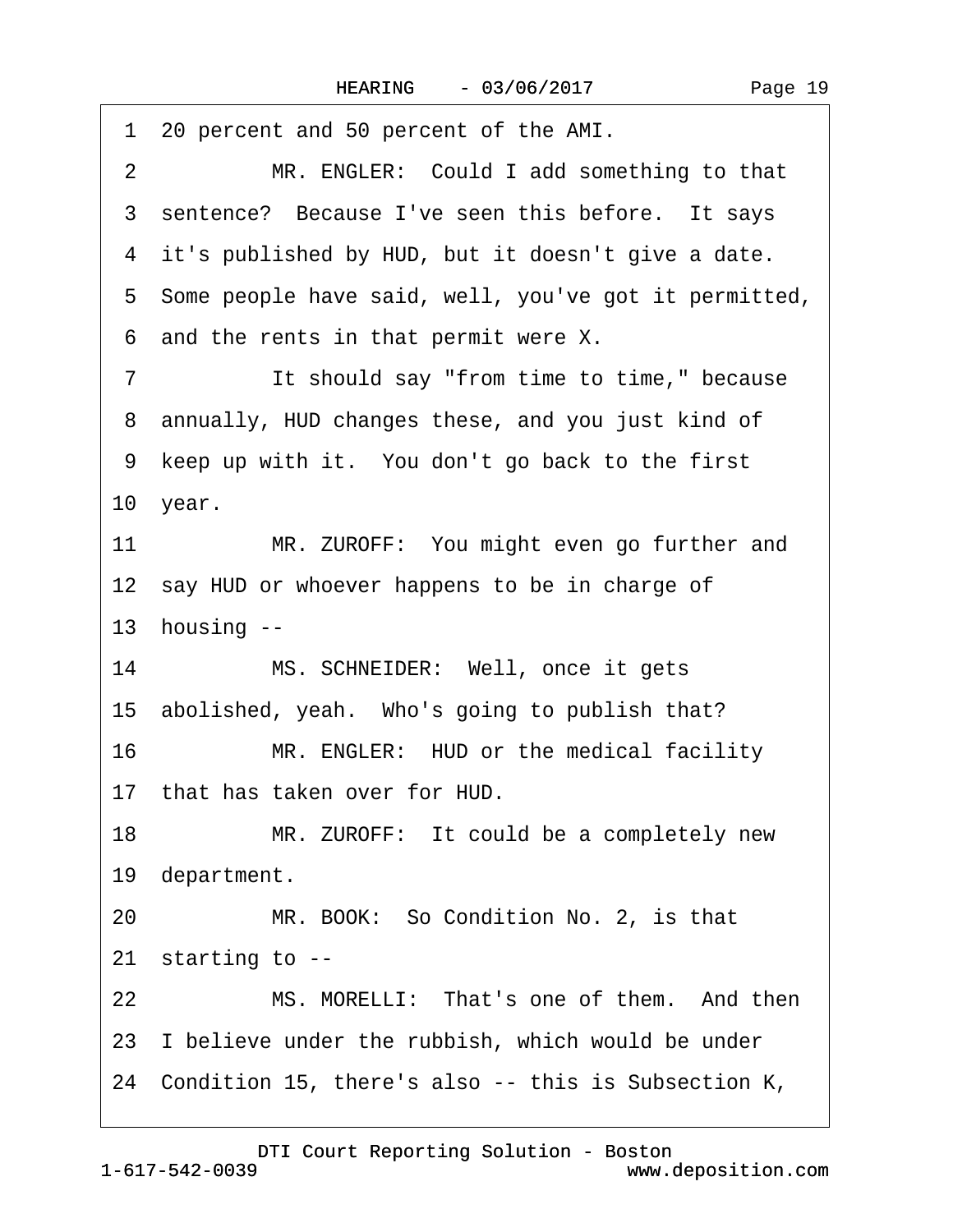1 20 percent and 50 percent of the AMI.

2 MR. ENGLER: Could I add something to that

3 sentence? Because I've seen this before. It says

4 it's published by HUD, but it doesn't give a date.

5 Some people have said, well, you've got it permitted,

6 and the rents in that permit were X.

7 It should say "from time to time," because

8 annually, HUD changes these, and you just kind of

9 keep up with it. You don't go back to the first

10 year.

11 MR. ZUROFF: You might even go further and

12 say HUD or whoever happens to be in charge of

13 housing --

14 MS. SCHNEIDER: Well, once it gets

15 abolished, yeah. Who's going to publish that?

16 MR. ENGLER: HUD or the medical facility

17 that has taken over for HUD.

18 MR. ZUROFF: It could be a completely new

19 department.

20 MR. BOOK: So Condition No. 2, is that

21 starting to --

22 MS. MORELLI: That's one of them. And then

23 I believe under the rubbish, which would be under

24 Condition 15, there's also -- this is Subsection K,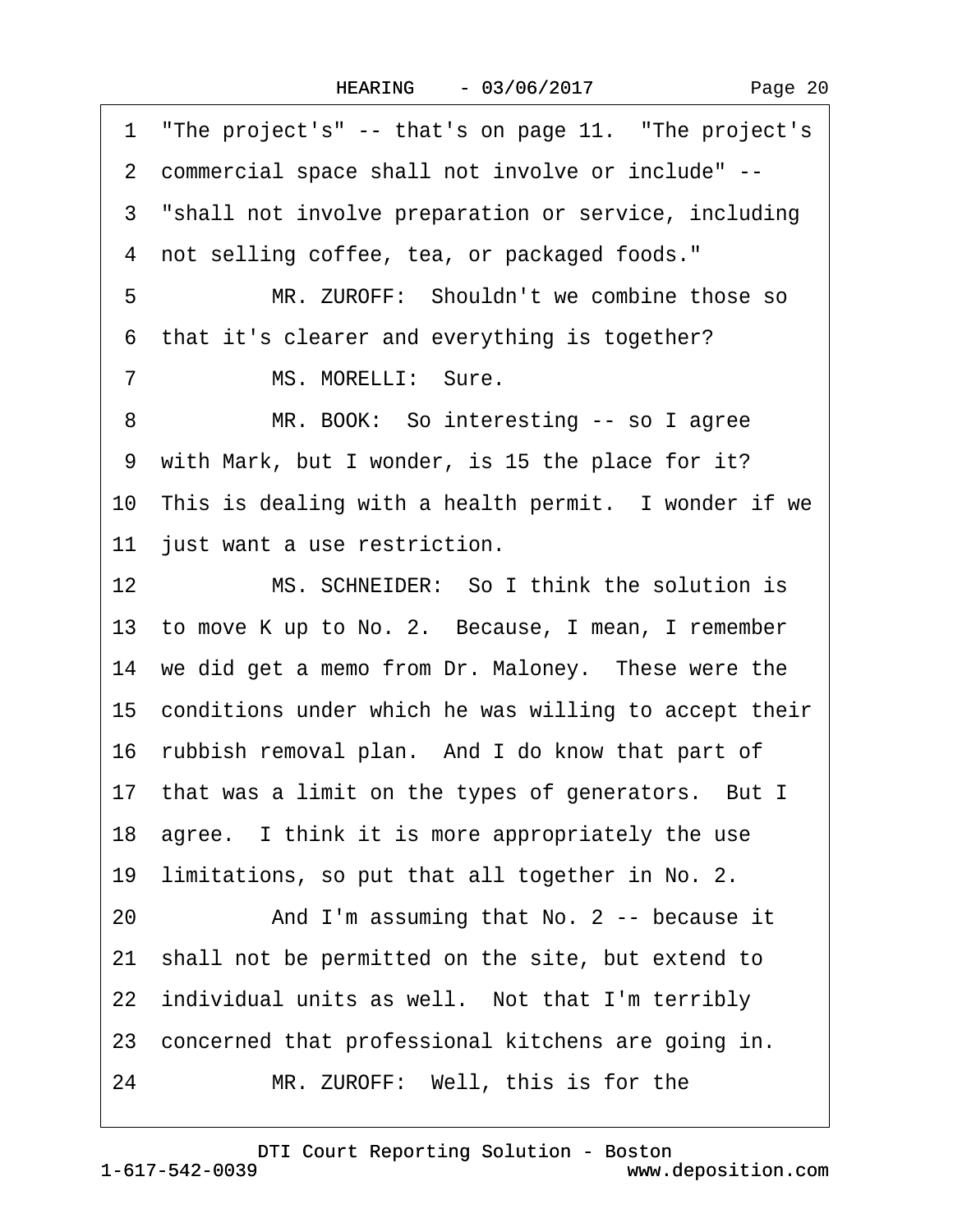1 "The project's" -- that's on page 11. "The project's

2 commercial space shall not involve or include" --

3 "shall not involve preparation or service, including

4 not selling coffee, tea, or packaged foods."

5 MR. ZUROFF: Shouldn't we combine those so

6 that it's clearer and everything is together?

7 MS. MORELLI: Sure.

8 MR. BOOK: So interesting -- so I agree

9 with Mark, but I wonder, is 15 the place for it?

10 This is dealing with a health permit. I wonder if we

11 just want a use restriction.

12 MS. SCHNEIDER: So I think the solution is

13 to move K up to No. 2. Because, I mean, I remember

14 we did get a memo from Dr. Maloney. These were the

15 conditions under which he was willing to accept their

16 rubbish removal plan. And I do know that part of

17 that was a limit on the types of generators. But I

18 agree. I think it is more appropriately the use

19 limitations, so put that all together in No. 2.

20 And I'm assuming that No. 2 -- because it

21 shall not be permitted on the site, but extend to

22 individual units as well. Not that I'm terribly

23 concerned that professional kitchens are going in.

24 MR. ZUROFF: Well, this is for the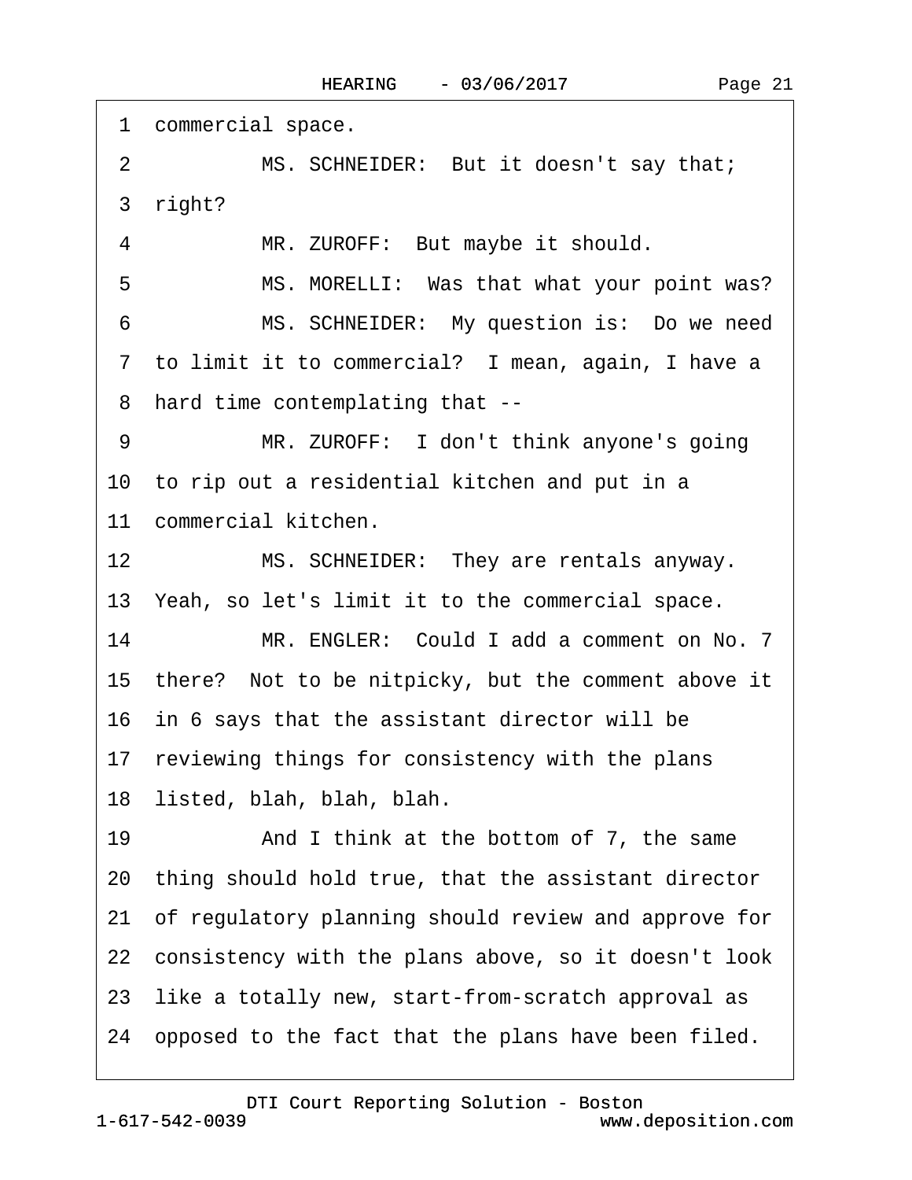1 commercial space.

2 MS. SCHNEIDER: But it doesn't say that;

3 right?

4 MR. ZUROFF: But maybe it should.

5 MS. MORELLI: Was that what your point was?

6 MS. SCHNEIDER: My question is: Do we need

7 to limit it to commercial? I mean, again, I have a

8 hard time contemplating that --

9 MR. ZUROFF: I don't think anyone's going

10 to rip out a residential kitchen and put in a

11 commercial kitchen.

12 MS. SCHNEIDER: They are rentals anyway.

13 Yeah, so let's limit it to the commercial space.

14 MR. ENGLER: Could I add a comment on No. 7

15 there? Not to be nitpicky, but the comment above it

16 in 6 says that the assistant director will be

17 reviewing things for consistency with the plans

18 listed, blah, blah, blah.

19 And I think at the bottom of 7, the same

20 thing should hold true, that the assistant director

21 of regulatory planning should review and approve for

22 consistency with the plans above, so it doesn't look

23 like a totally new, start-from-scratch approval as

24 opposed to the fact that the plans have been filed.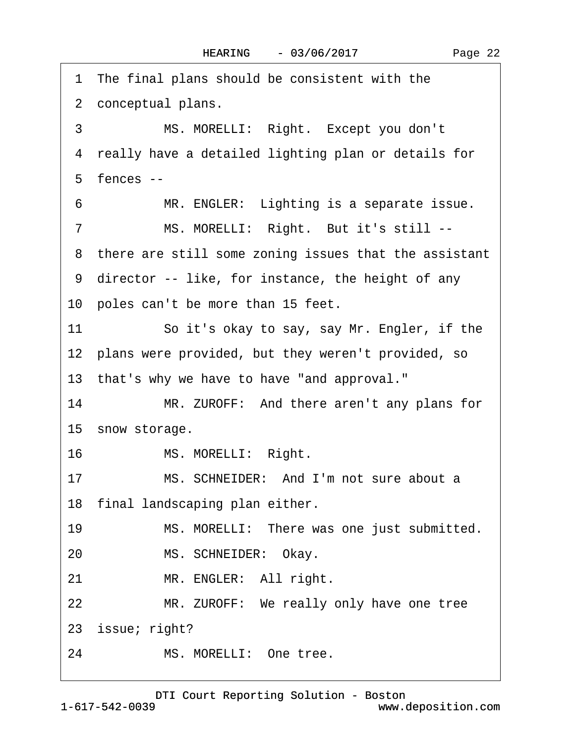1 The final plans should be consistent with the

2 conceptual plans.

3 MS. MORELLI: Right. Except you don't

4 really have a detailed lighting plan or details for

5 fences --

6 MR. ENGLER: Lighting is a separate issue.

7 MS. MORELLI: Right. But it's still --

8 there are still some zoning issues that the assistant

9 director -- like, for instance, the height of any

10 poles can't be more than 15 feet.

11 So it's okay to say, say Mr. Engler, if the

12 plans were provided, but they weren't provided, so

13 that's why we have to have "and approval."

14 MR. ZUROFF: And there aren't any plans for

15 snow storage.

16 MS. MORELLI: Right.

17 MS. SCHNEIDER: And I'm not sure about a

18 final landscaping plan either.

19 MS. MORELLI: There was one just submitted.

20 MS. SCHNEIDER: Okay.

21 MR. ENGLER: All right.

22 MR. ZUROFF: We really only have one tree

23 issue; right?

24 MS. MORELLI: One tree.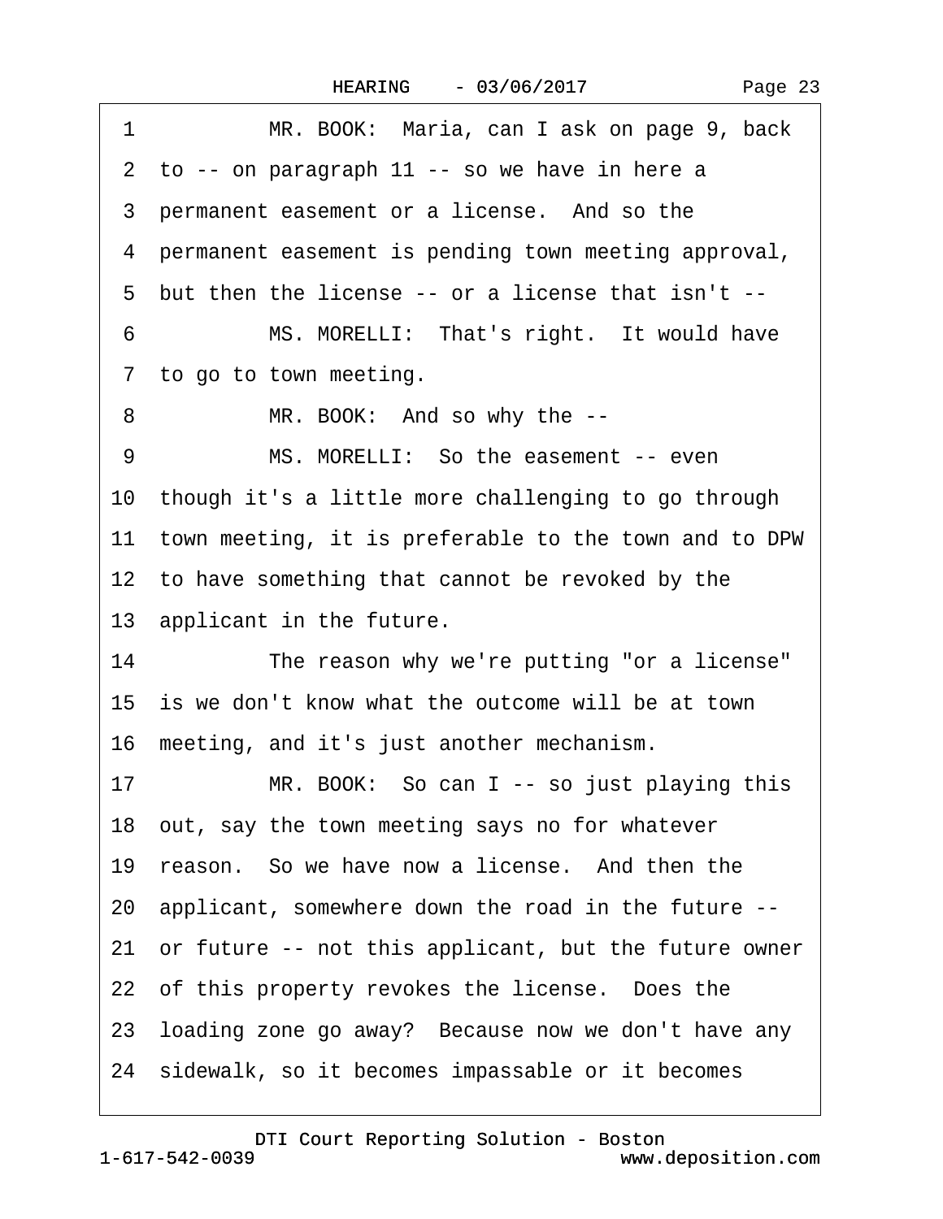1 MR. BOOK: Maria, can I ask on page 9, back
2 to -- on paragraph 11 -- so we have in here a
3 permanent easement or a license. And so the
4 permanent easement is pending town meeting approval,
5 but then the license -- or a license that isn't --
6 MS. MORELLI: That's right. It would have
7 to go to town meeting.
8 MR. BOOK: And so why the --
9 MS. MORELLI: So the easement -- even
10 though it's a little more challenging to go through
11 town meeting, it is preferable to the town and to DPW
12 to have something that cannot be revoked by the
13 applicant in the future.
14 The reason why we're putting "or a license"
15 is we don't know what the outcome will be at town
16 meeting, and it's just another mechanism.
17 MR. BOOK: So can I -- so just playing this
18 out, say the town meeting says no for whatever
19 reason. So we have now a license. And then the
20 applicant, somewhere down the road in the future --
21 or future -- not this applicant, but the future owner
22 of this property revokes the license. Does the
23 loading zone go away? Because now we don't have any
24 sidewalk, so it becomes impassable or it becomes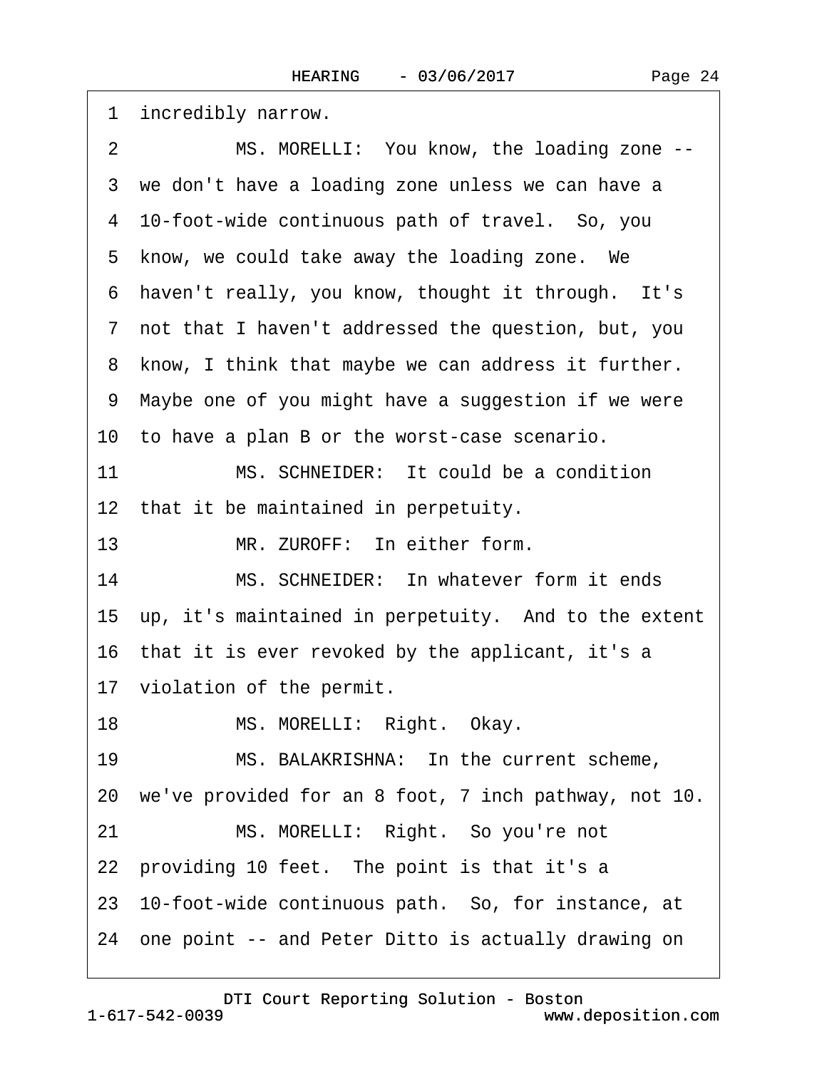1 incredibly narrow.

2 MS. MORELLI: You know, the loading zone --

3 we don't have a loading zone unless we can have a

4 10-foot-wide continuous path of travel. So, you

5 know, we could take away the loading zone. We

6 haven't really, you know, thought it through. It's

7 not that I haven't addressed the question, but, you

8 know, I think that maybe we can address it further.

9 Maybe one of you might have a suggestion if we were

10 to have a plan B or the worst-case scenario.

11 MS. SCHNEIDER: It could be a condition

12 that it be maintained in perpetuity.

13 MR. ZUROFF: In either form.

14 MS. SCHNEIDER: In whatever form it ends

15 up, it's maintained in perpetuity. And to the extent

16 that it is ever revoked by the applicant, it's a

17 violation of the permit.

18 MS. MORELLI: Right. Okay.

19 MS. BALAKRISHNA: In the current scheme,

20 we've provided for an 8 foot, 7 inch pathway, not 10.

21 MS. MORELLI: Right. So you're not

22 providing 10 feet. The point is that it's a

23 10-foot-wide continuous path. So, for instance, at

24 one point -- and Peter Ditto is actually drawing on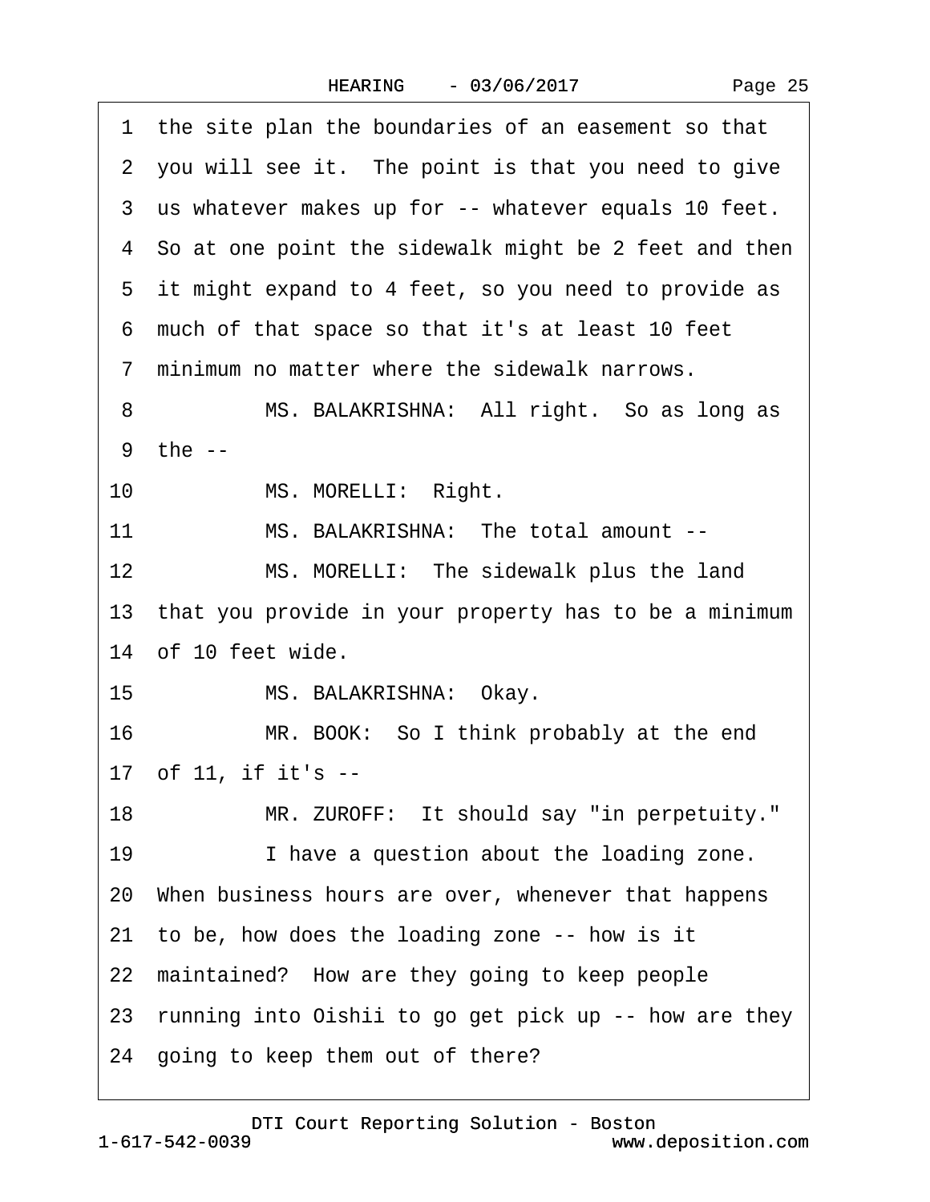1 the site plan the boundaries of an easement so that
2 you will see it. The point is that you need to give
3 us whatever makes up for -- whatever equals 10 feet.
4 So at one point the sidewalk might be 2 feet and then
5 it might expand to 4 feet, so you need to provide as
6 much of that space so that it's at least 10 feet
7 minimum no matter where the sidewalk narrows.
8 MS. BALAKRISHNA: All right. So as long as
9 the --
10 MS. MORELLI: Right.
11 MS. BALAKRISHNA: The total amount --
12 MS. MORELLI: The sidewalk plus the land
13 that you provide in your property has to be a minimum
14 of 10 feet wide.
15 MS. BALAKRISHNA: Okay.
16 MR. BOOK: So I think probably at the end
17 of 11, if it's --
18 MR. ZUROFF: It should say "in perpetuity."
19 I have a question about the loading zone.
20 When business hours are over, whenever that happens
21 to be, how does the loading zone -- how is it
22 maintained? How are they going to keep people
23 running into Oishii to go get pick up -- how are they
24 going to keep them out of there?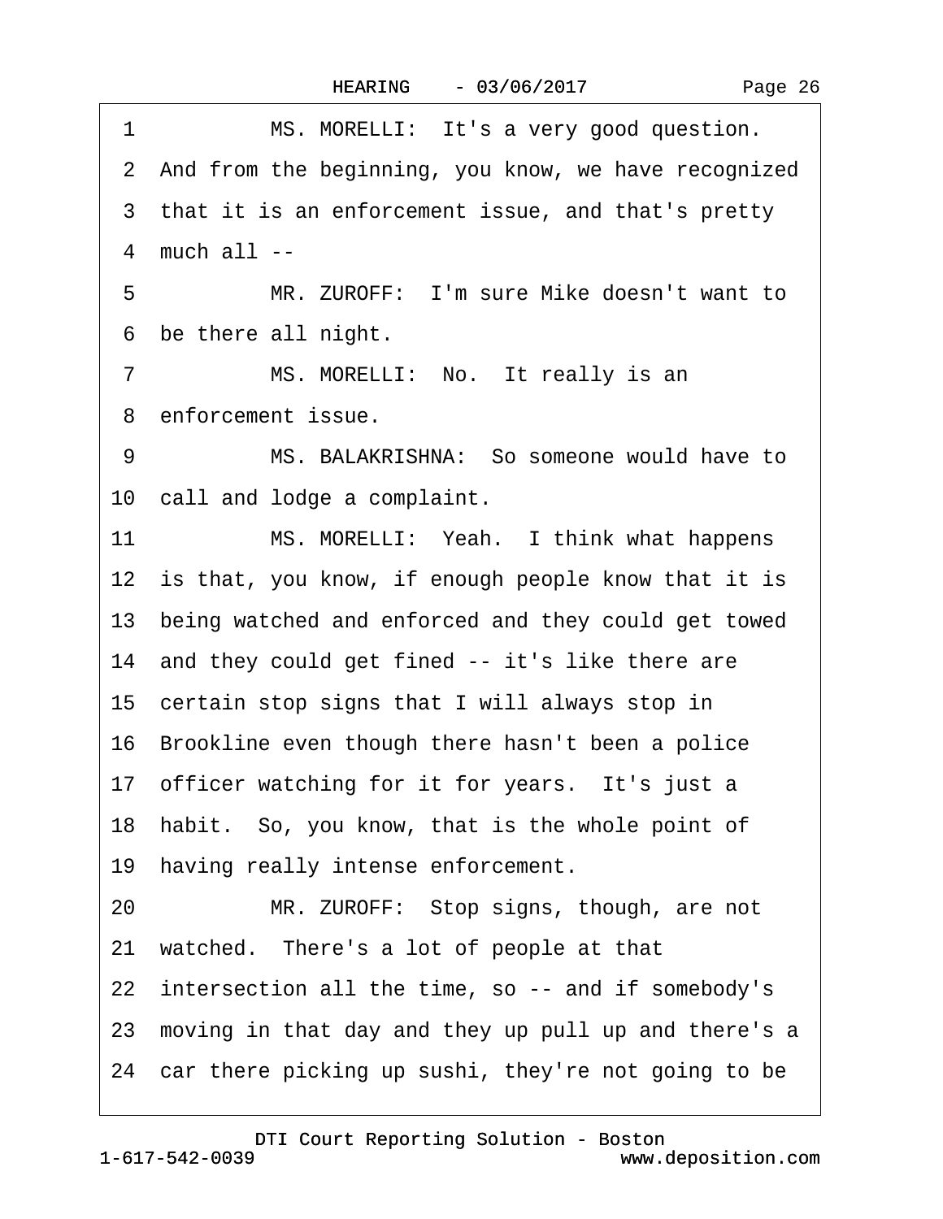1 MS. MORELLI: It's a very good question.
2 And from the beginning, you know, we have recognized
3 that it is an enforcement issue, and that's pretty
4 much all --
5 MR. ZUROFF: I'm sure Mike doesn't want to
6 be there all night.
7 MS. MORELLI: No. It really is an
8 enforcement issue.
9 MS. BALAKRISHNA: So someone would have to
10 call and lodge a complaint.
11 MS. MORELLI: Yeah. I think what happens
12 is that, you know, if enough people know that it is
13 being watched and enforced and they could get towed
14 and they could get fined -- it's like there are
15 certain stop signs that I will always stop in
16 Brookline even though there hasn't been a police
17 officer watching for it for years. It's just a
18 habit. So, you know, that is the whole point of
19 having really intense enforcement.
20 MR. ZUROFF: Stop signs, though, are not
21 watched. There's a lot of people at that
22 intersection all the time, so -- and if somebody's
23 moving in that day and they up pull up and there's a
24 car there picking up sushi, they're not going to be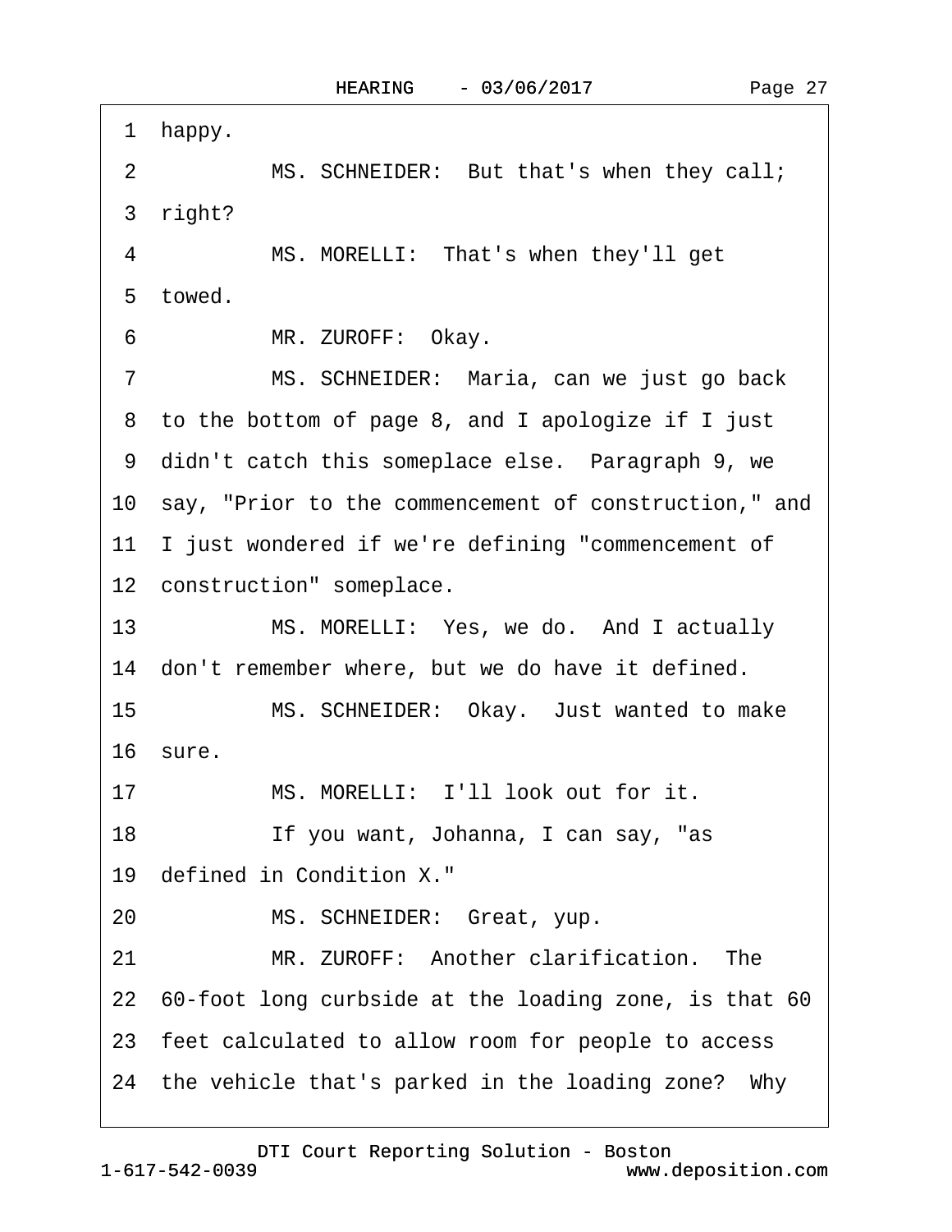1 happy.

2 MS. SCHNEIDER: But that's when they call; 3 right?

4 MS. MORELLI: That's when they'll get 5 towed.

6 MR. ZUROFF: Okay.

7 MS. SCHNEIDER: Maria, can we just go back 8 to the bottom of page 8, and I apologize if I just 9 didn't catch this someplace else. Paragraph 9, we 10 say, "Prior to the commencement of construction," and 11 I just wondered if we're defining "commencement of 12 construction" someplace.

13 MS. MORELLI: Yes, we do. And I actually 14 don't remember where, but we do have it defined.

15 MS. SCHNEIDER: Okay. Just wanted to make 16 sure.

17 MS. MORELLI: I'll look out for it.

18 If you want, Johanna, I can say, "as 19 defined in Condition X."

20 MS. SCHNEIDER: Great, yup.

21 MR. ZUROFF: Another clarification. The 22 60-foot long curbside at the loading zone, is that 60 23 feet calculated to allow room for people to access 24 the vehicle that's parked in the loading zone? Why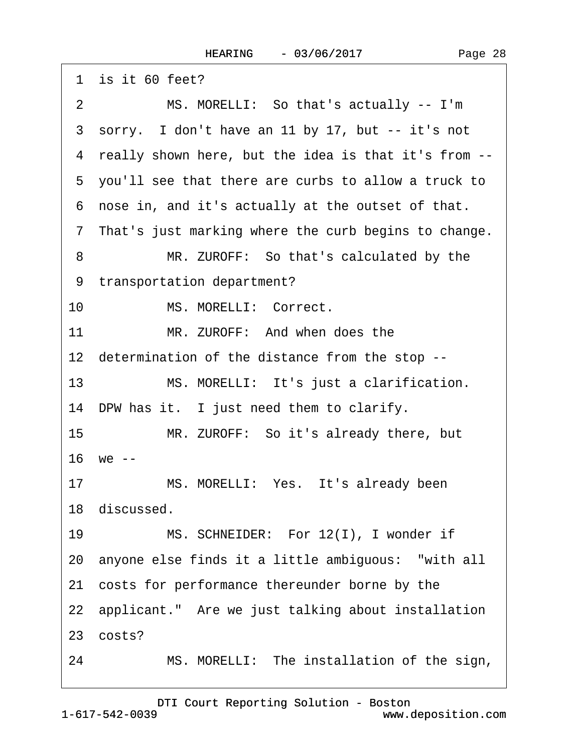1 is it 60 feet?

2 MS. MORELLI: So that's actually -- I'm

3 sorry. I don't have an 11 by 17, but -- it's not

4 really shown here, but the idea is that it's from --

5 you'll see that there are curbs to allow a truck to

6 nose in, and it's actually at the outset of that.

7 That's just marking where the curb begins to change.

8 MR. ZUROFF: So that's calculated by the

9 transportation department?

10 MS. MORELLI: Correct.

11 MR. ZUROFF: And when does the

12 determination of the distance from the stop --

13 MS. MORELLI: It's just a clarification.

14 DPW has it. I just need them to clarify.

15 MR. ZUROFF: So it's already there, but

16 we --

17 MS. MORELLI: Yes. It's already been

18 discussed.

19 MS. SCHNEIDER: For 12(I), I wonder if

20 anyone else finds it a little ambiguous: "with all

21 costs for performance thereunder borne by the

22 applicant." Are we just talking about installation

23 costs?

24 MS. MORELLI: The installation of the sign,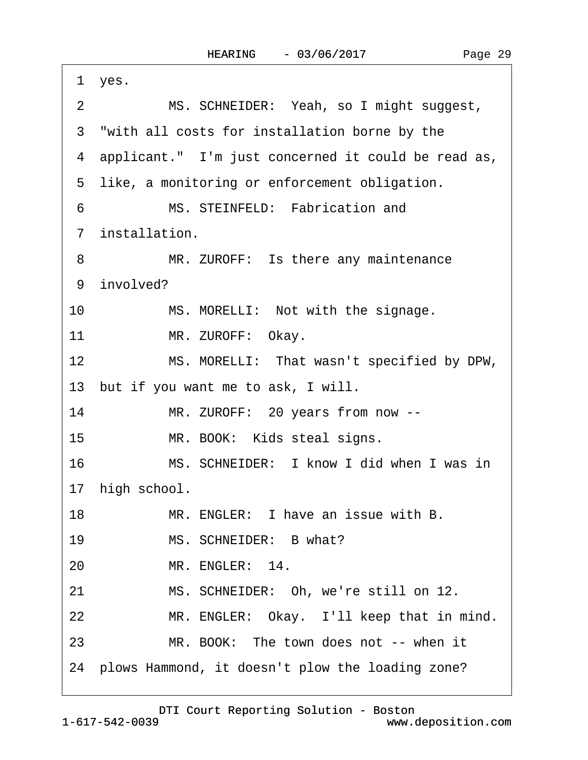1 yes.

2 MS. SCHNEIDER: Yeah, so I might suggest,

3 "with all costs for installation borne by the

4 applicant." I'm just concerned it could be read as,

5 like, a monitoring or enforcement obligation.

6 MS. STEINFELD: Fabrication and

7 installation.

8 MR. ZUROFF: Is there any maintenance

9 involved?

10 MS. MORELLI: Not with the signage.

11 MR. ZUROFF: Okay.

12 MS. MORELLI: That wasn't specified by DPW,

13 but if you want me to ask, I will.

14 MR. ZUROFF: 20 years from now --

15 MR. BOOK: Kids steal signs.

16 MS. SCHNEIDER: I know I did when I was in

17 high school.

18 MR. ENGLER: I have an issue with B.

19 MS. SCHNEIDER: B what?

20 MR. ENGLER: 14.

21 MS. SCHNEIDER: Oh, we're still on 12.

22 MR. ENGLER: Okay. I'll keep that in mind.

23 MR. BOOK: The town does not -- when it

24 plows Hammond, it doesn't plow the loading zone?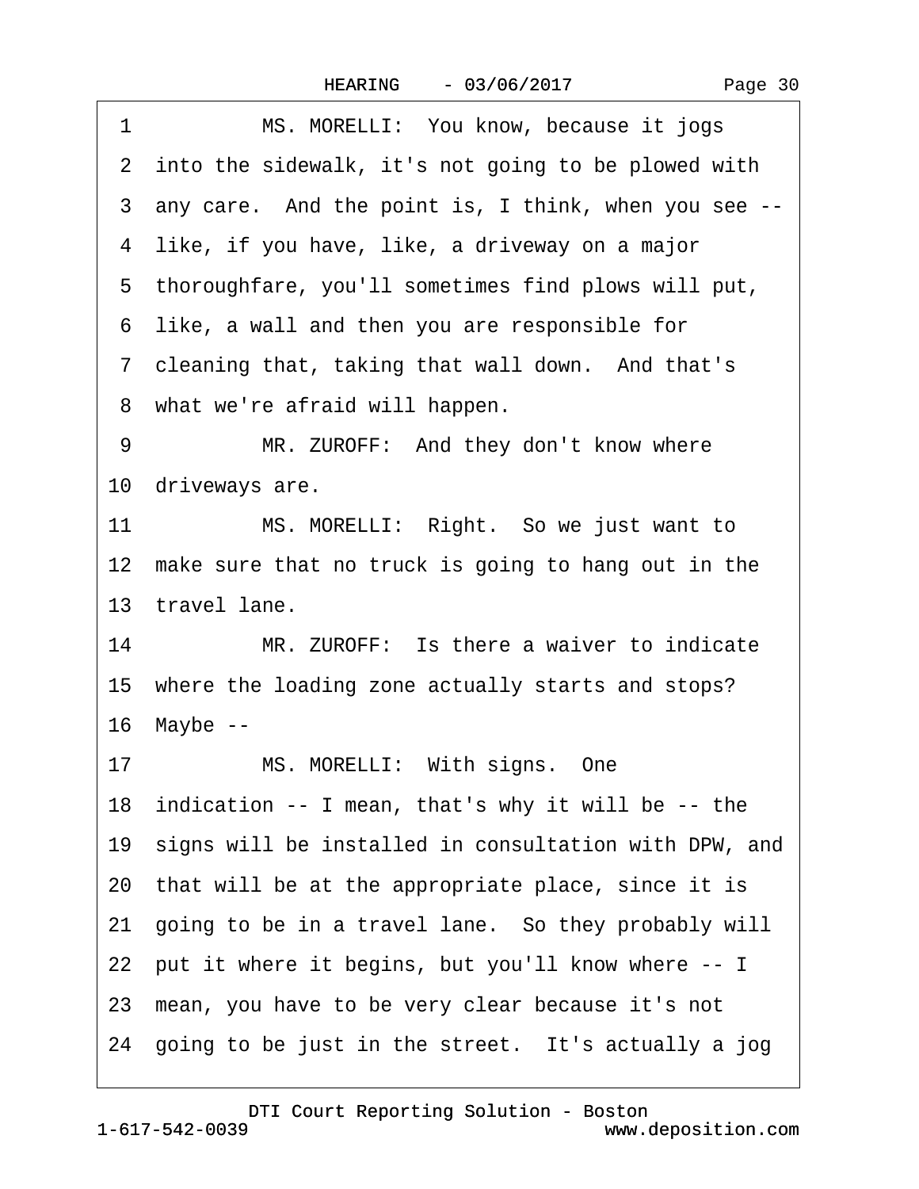1 MS. MORELLI: You know, because it jogs
2 into the sidewalk, it's not going to be plowed with
3 any care. And the point is, I think, when you see --
4 like, if you have, like, a driveway on a major
5 thoroughfare, you'll sometimes find plows will put,
6 like, a wall and then you are responsible for
7 cleaning that, taking that wall down. And that's
8 what we're afraid will happen.
9 MR. ZUROFF: And they don't know where
10 driveways are.
11 MS. MORELLI: Right. So we just want to
12 make sure that no truck is going to hang out in the
13 travel lane.
14 MR. ZUROFF: Is there a waiver to indicate
15 where the loading zone actually starts and stops?
16 Maybe --
17 MS. MORELLI: With signs. One
18 indication -- I mean, that's why it will be -- the
19 signs will be installed in consultation with DPW, and
20 that will be at the appropriate place, since it is
21 going to be in a travel lane. So they probably will
22 put it where it begins, but you'll know where -- I
23 mean, you have to be very clear because it's not
24 going to be just in the street. It's actually a jog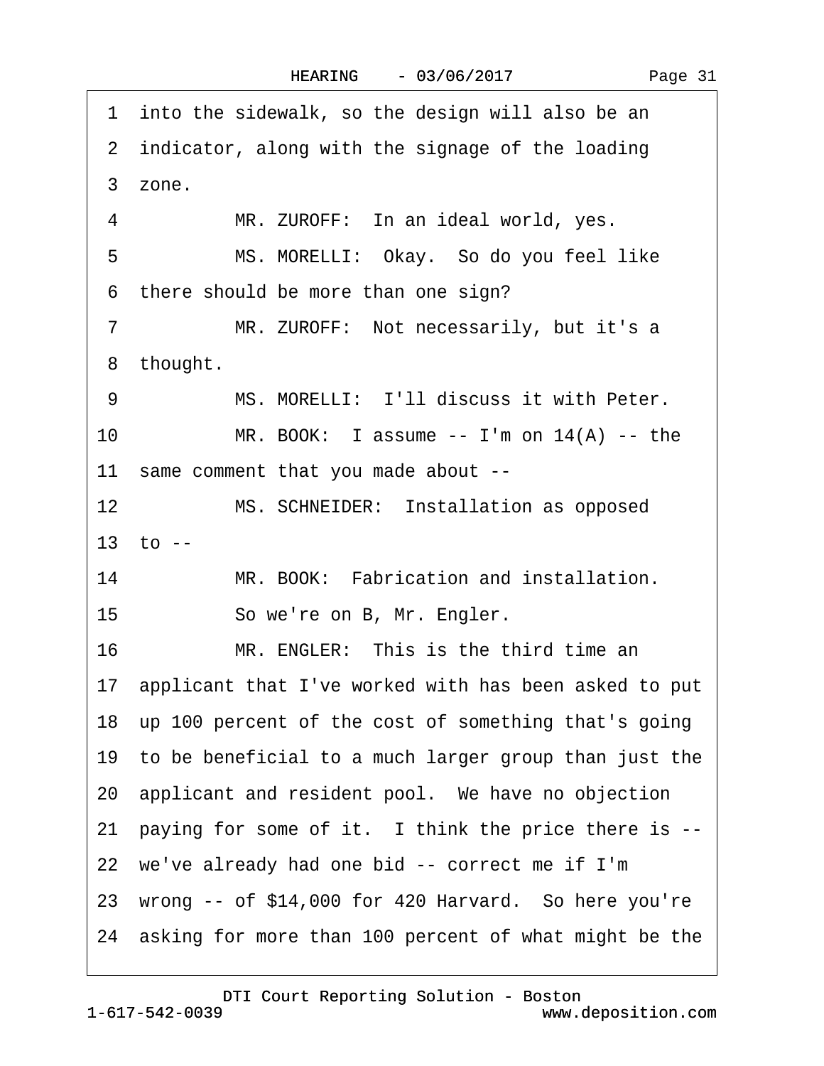1 into the sidewalk, so the design will also be an
2 indicator, along with the signage of the loading
3 zone.
4 MR. ZUROFF: In an ideal world, yes.
5 MS. MORELLI: Okay. So do you feel like
6 there should be more than one sign?
7 MR. ZUROFF: Not necessarily, but it's a
8 thought.
9 MS. MORELLI: I'll discuss it with Peter.
10 MR. BOOK: I assume -- I'm on 14(A) -- the
11 same comment that you made about --
12 MS. SCHNEIDER: Installation as opposed
13 to --
14 MR. BOOK: Fabrication and installation.
15 So we're on B, Mr. Engler.
16 MR. ENGLER: This is the third time an
17 applicant that I've worked with has been asked to put
18 up 100 percent of the cost of something that's going
19 to be beneficial to a much larger group than just the
20 applicant and resident pool. We have no objection
21 paying for some of it. I think the price there is --
22 we've already had one bid -- correct me if I'm
23 wrong -- of $14,000 for 420 Harvard. So here you're
24 asking for more than 100 percent of what might be the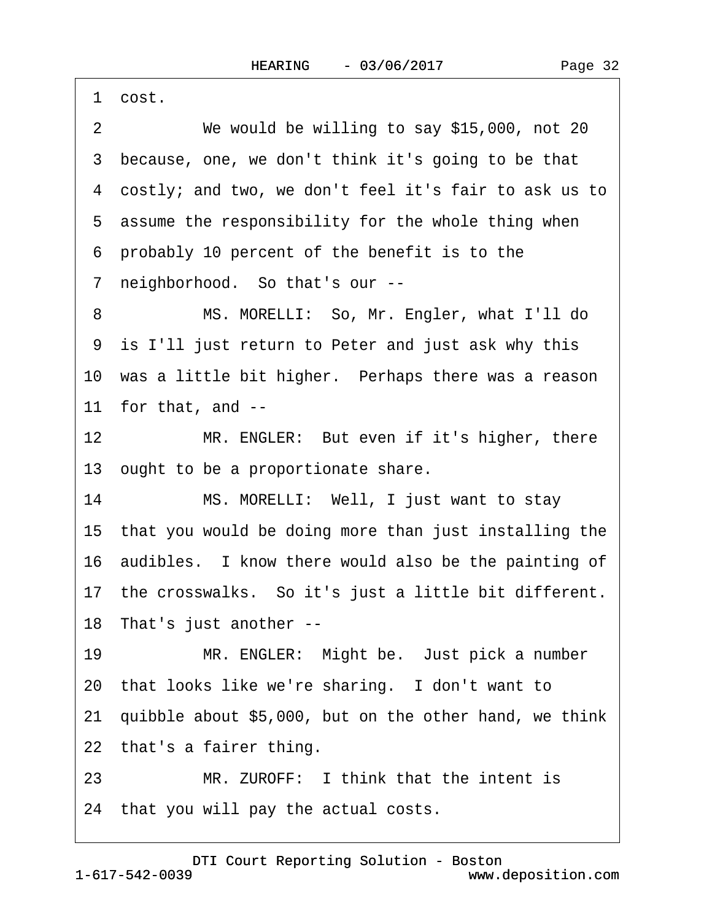1 cost.

2 We would be willing to say $15,000, not 20

3 because, one, we don't think it's going to be that

4 costly; and two, we don't feel it's fair to ask us to

5 assume the responsibility for the whole thing when

6 probably 10 percent of the benefit is to the

7 neighborhood. So that's our --

8 MS. MORELLI: So, Mr. Engler, what I'll do

9 is I'll just return to Peter and just ask why this

10 was a little bit higher. Perhaps there was a reason

11 for that, and --

12 MR. ENGLER: But even if it's higher, there

13 ought to be a proportionate share.

14 MS. MORELLI: Well, I just want to stay

15 that you would be doing more than just installing the

16 audibles. I know there would also be the painting of

17 the crosswalks. So it's just a little bit different.

18 That's just another --

19 MR. ENGLER: Might be. Just pick a number

20 that looks like we're sharing. I don't want to

21 quibble about $5,000, but on the other hand, we think

22 that's a fairer thing.

23 MR. ZUROFF: I think that the intent is

24 that you will pay the actual costs.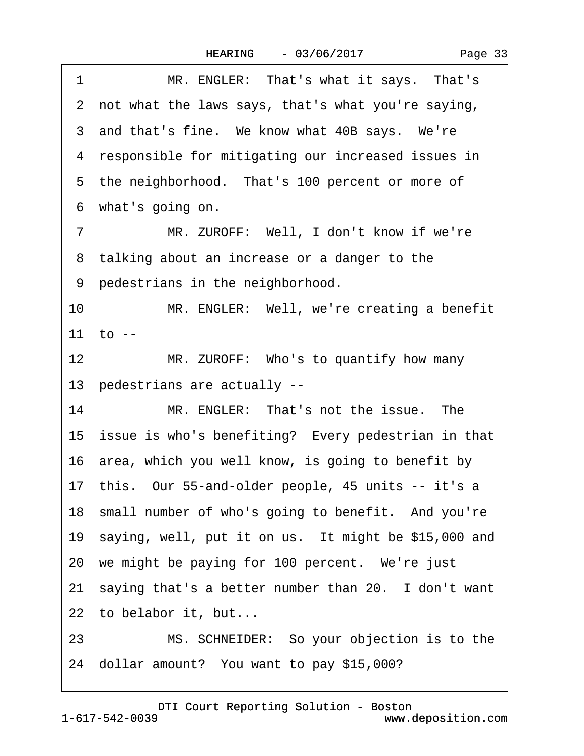1 MR. ENGLER: That's what it says. That's
2 not what the laws says, that's what you're saying,
3 and that's fine. We know what 40B says. We're
4 responsible for mitigating our increased issues in
5 the neighborhood. That's 100 percent or more of
6 what's going on.
7 MR. ZUROFF: Well, I don't know if we're
8 talking about an increase or a danger to the
9 pedestrians in the neighborhood.
10 MR. ENGLER: Well, we're creating a benefit
11 to --
12 MR. ZUROFF: Who's to quantify how many
13 pedestrians are actually --
14 MR. ENGLER: That's not the issue. The
15 issue is who's benefiting? Every pedestrian in that
16 area, which you well know, is going to benefit by
17 this. Our 55-and-older people, 45 units -- it's a
18 small number of who's going to benefit. And you're
19 saying, well, put it on us. It might be $15,000 and
20 we might be paying for 100 percent. We're just
21 saying that's a better number than 20. I don't want
22 to belabor it, but...
23 MS. SCHNEIDER: So your objection is to the
24 dollar amount? You want to pay $15,000?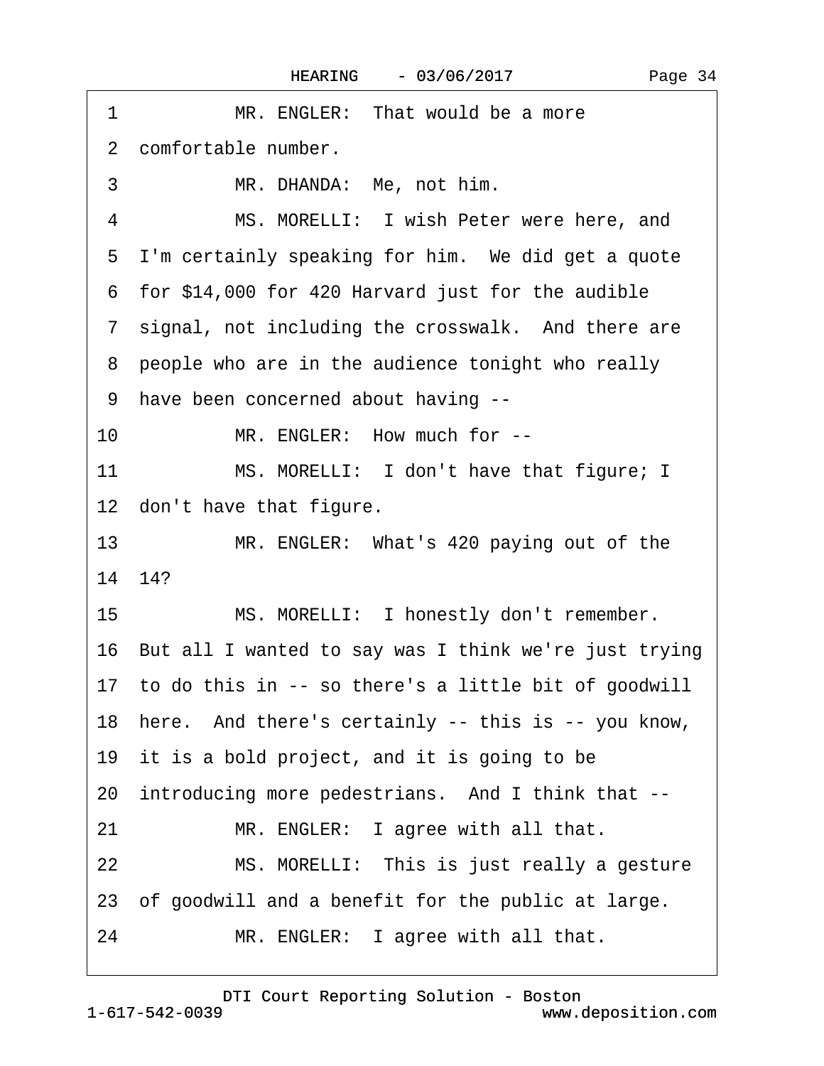1 MR. ENGLER: That would be a more

2 comfortable number.

3 MR. DHANDA: Me, not him.

4 MS. MORELLI: I wish Peter were here, and

5 I'm certainly speaking for him. We did get a quote

6 for $14,000 for 420 Harvard just for the audible

7 signal, not including the crosswalk. And there are

8 people who are in the audience tonight who really

9 have been concerned about having --

10 MR. ENGLER: How much for --

11 MS. MORELLI: I don't have that figure; I

12 don't have that figure.

13 MR. ENGLER: What's 420 paying out of the

14 14?

15 MS. MORELLI: I honestly don't remember.

16 But all I wanted to say was I think we're just trying

17 to do this in -- so there's a little bit of goodwill

18 here. And there's certainly -- this is -- you know,

19 it is a bold project, and it is going to be

20 introducing more pedestrians. And I think that --

21 MR. ENGLER: I agree with all that.

22 MS. MORELLI: This is just really a gesture

23 of goodwill and a benefit for the public at large.

24 MR. ENGLER: I agree with all that.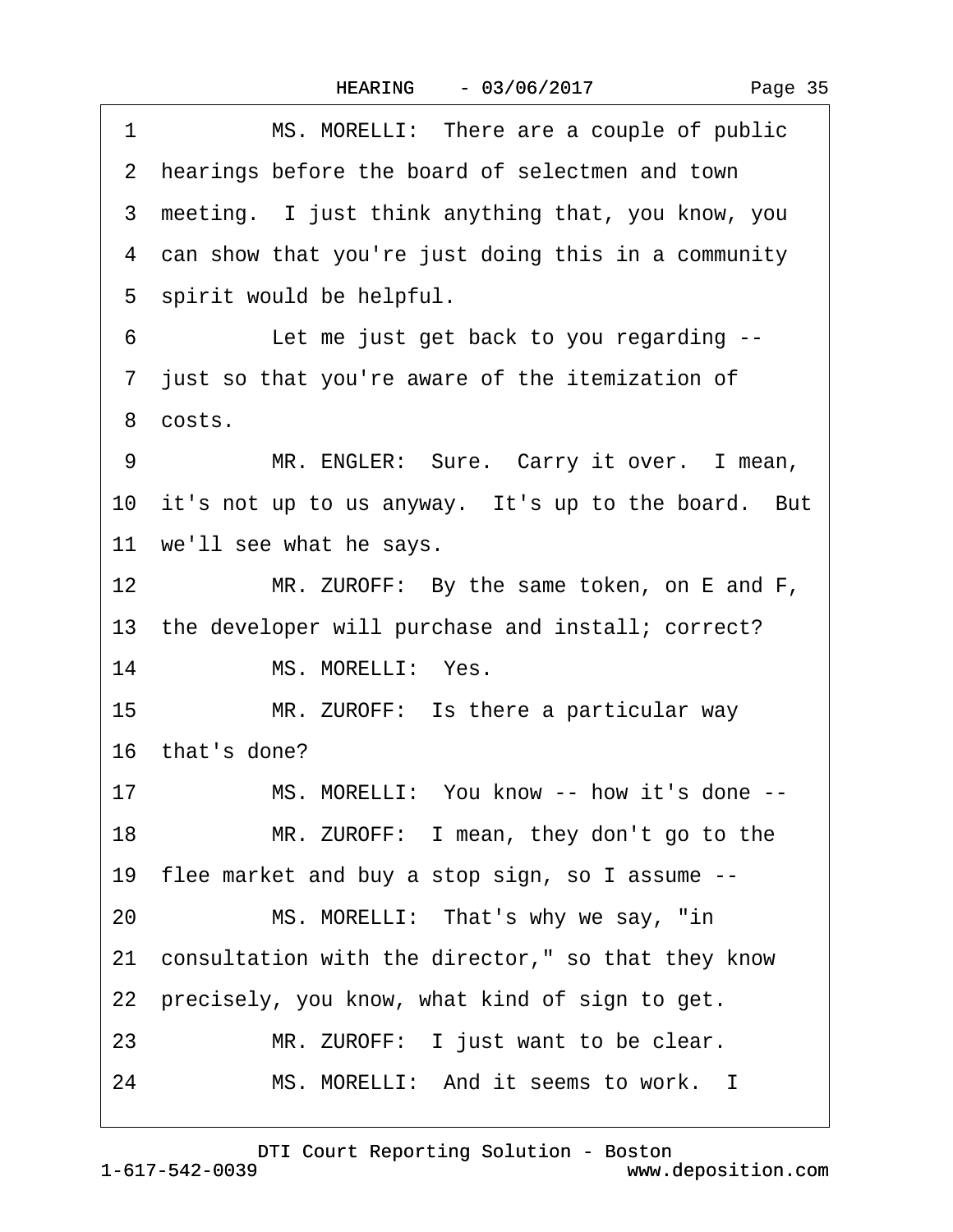1 MS. MORELLI: There are a couple of public
2 hearings before the board of selectmen and town
3 meeting. I just think anything that, you know, you
4 can show that you're just doing this in a community
5 spirit would be helpful.
6 Let me just get back to you regarding --
7 just so that you're aware of the itemization of
8 costs.
9 MR. ENGLER: Sure. Carry it over. I mean,
10 it's not up to us anyway. It's up to the board. But
11 we'll see what he says.
12 MR. ZUROFF: By the same token, on E and F,
13 the developer will purchase and install; correct?
14 MS. MORELLI: Yes.
15 MR. ZUROFF: Is there a particular way
16 that's done?
17 MS. MORELLI: You know -- how it's done --
18 MR. ZUROFF: I mean, they don't go to the
19 flee market and buy a stop sign, so I assume --
20 MS. MORELLI: That's why we say, "in
21 consultation with the director," so that they know
22 precisely, you know, what kind of sign to get.
23 MR. ZUROFF: I just want to be clear.
24 MS. MORELLI: And it seems to work. I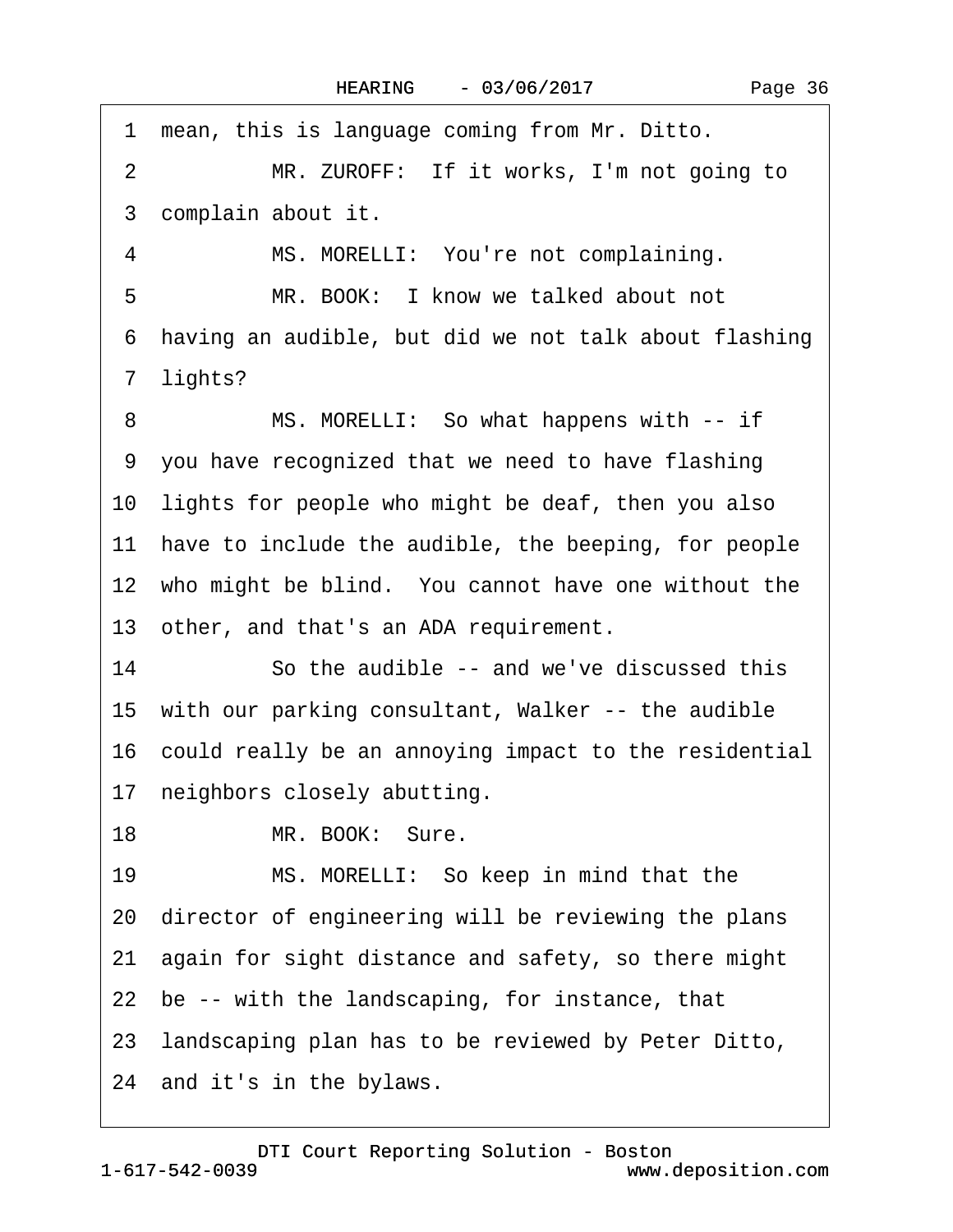1 mean, this is language coming from Mr. Ditto.

2 MR. ZUROFF: If it works, I'm not going to

3 complain about it.

4 MS. MORELLI: You're not complaining.

5 MR. BOOK: I know we talked about not

6 having an audible, but did we not talk about flashing

7 lights?

8 MS. MORELLI: So what happens with -- if

9 you have recognized that we need to have flashing

10 lights for people who might be deaf, then you also

11 have to include the audible, the beeping, for people

12 who might be blind. You cannot have one without the

13 other, and that's an ADA requirement.

14 So the audible -- and we've discussed this

15 with our parking consultant, Walker -- the audible

16 could really be an annoying impact to the residential

17 neighbors closely abutting.

18 MR. BOOK: Sure.

19 MS. MORELLI: So keep in mind that the

20 director of engineering will be reviewing the plans

21 again for sight distance and safety, so there might

22 be -- with the landscaping, for instance, that

23 landscaping plan has to be reviewed by Peter Ditto,

24 and it's in the bylaws.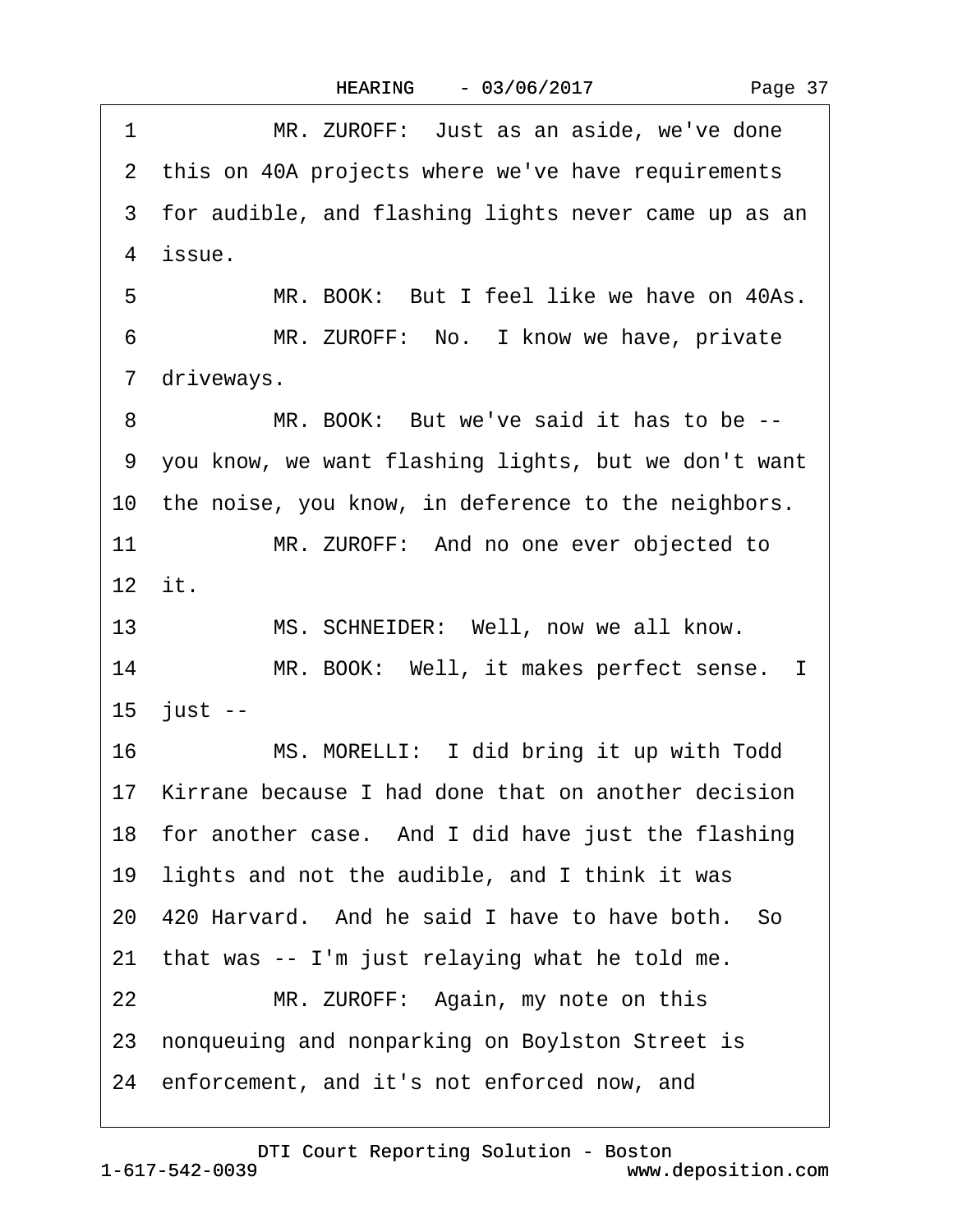1 MR. ZUROFF: Just as an aside, we've done
2 this on 40A projects where we've have requirements
3 for audible, and flashing lights never came up as an
4 issue.
5 MR. BOOK: But I feel like we have on 40As.
6 MR. ZUROFF: No. I know we have, private
7 driveways.
8 MR. BOOK: But we've said it has to be --
9 you know, we want flashing lights, but we don't want
10 the noise, you know, in deference to the neighbors.
11 MR. ZUROFF: And no one ever objected to
12 it.
13 MS. SCHNEIDER: Well, now we all know.
14 MR. BOOK: Well, it makes perfect sense. I
15 just --
16 MS. MORELLI: I did bring it up with Todd
17 Kirrane because I had done that on another decision
18 for another case. And I did have just the flashing
19 lights and not the audible, and I think it was
20 420 Harvard. And he said I have to have both. So
21 that was -- I'm just relaying what he told me.
22 MR. ZUROFF: Again, my note on this
23 nonqueuing and nonparking on Boylston Street is
24 enforcement, and it's not enforced now, and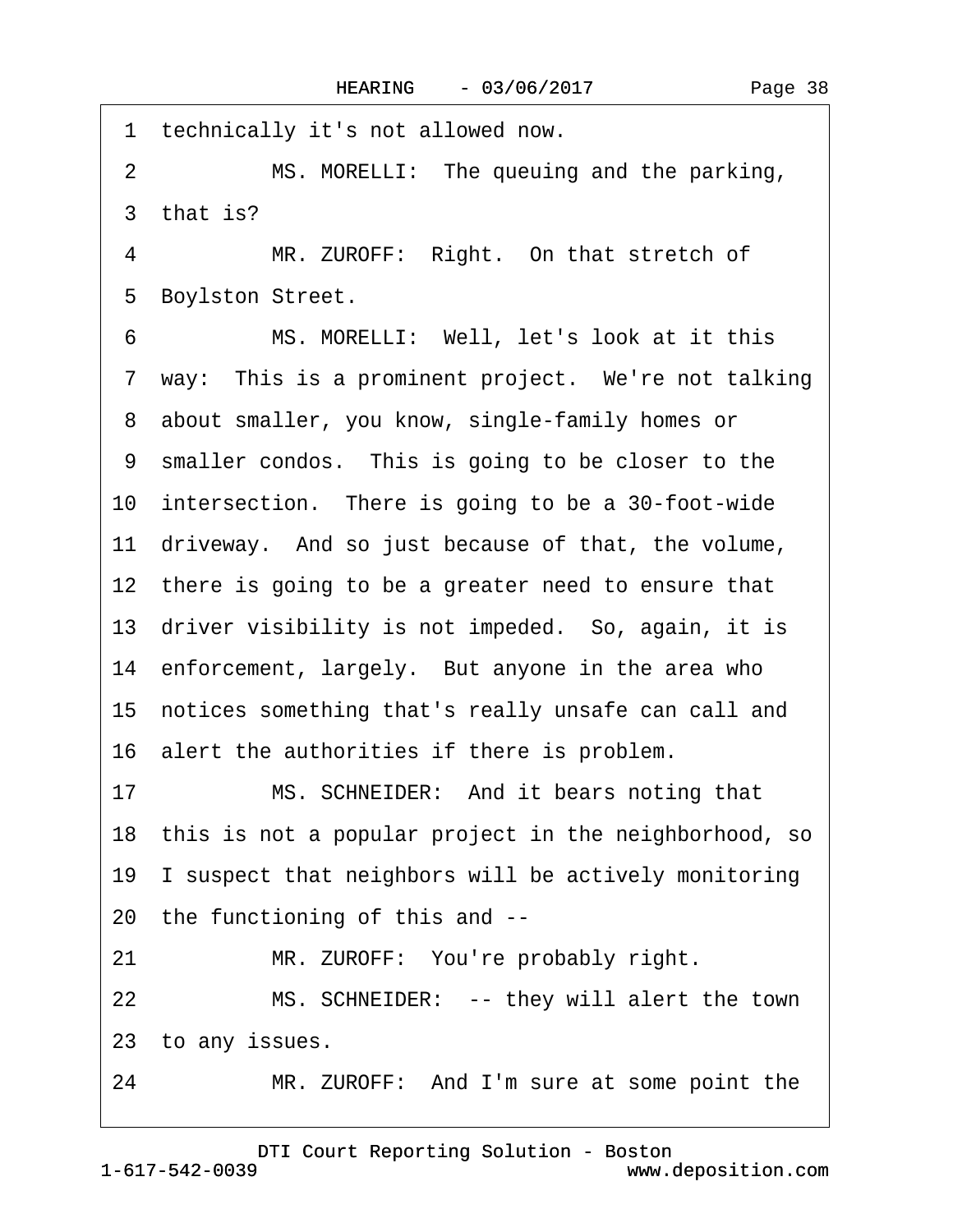1 technically it's not allowed now.

2 MS. MORELLI: The queuing and the parking,

3 that is?

4 MR. ZUROFF: Right. On that stretch of

5 Boylston Street.

6 MS. MORELLI: Well, let's look at it this

7 way: This is a prominent project. We're not talking

8 about smaller, you know, single-family homes or

9 smaller condos. This is going to be closer to the

10 intersection. There is going to be a 30-foot-wide

11 driveway. And so just because of that, the volume,

12 there is going to be a greater need to ensure that

13 driver visibility is not impeded. So, again, it is

14 enforcement, largely. But anyone in the area who

15 notices something that's really unsafe can call and

16 alert the authorities if there is problem.

17 MS. SCHNEIDER: And it bears noting that

18 this is not a popular project in the neighborhood, so

19 I suspect that neighbors will be actively monitoring

20 the functioning of this and --

21 MR. ZUROFF: You're probably right.

22 MS. SCHNEIDER: -- they will alert the town

23 to any issues.

24 MR. ZUROFF: And I'm sure at some point the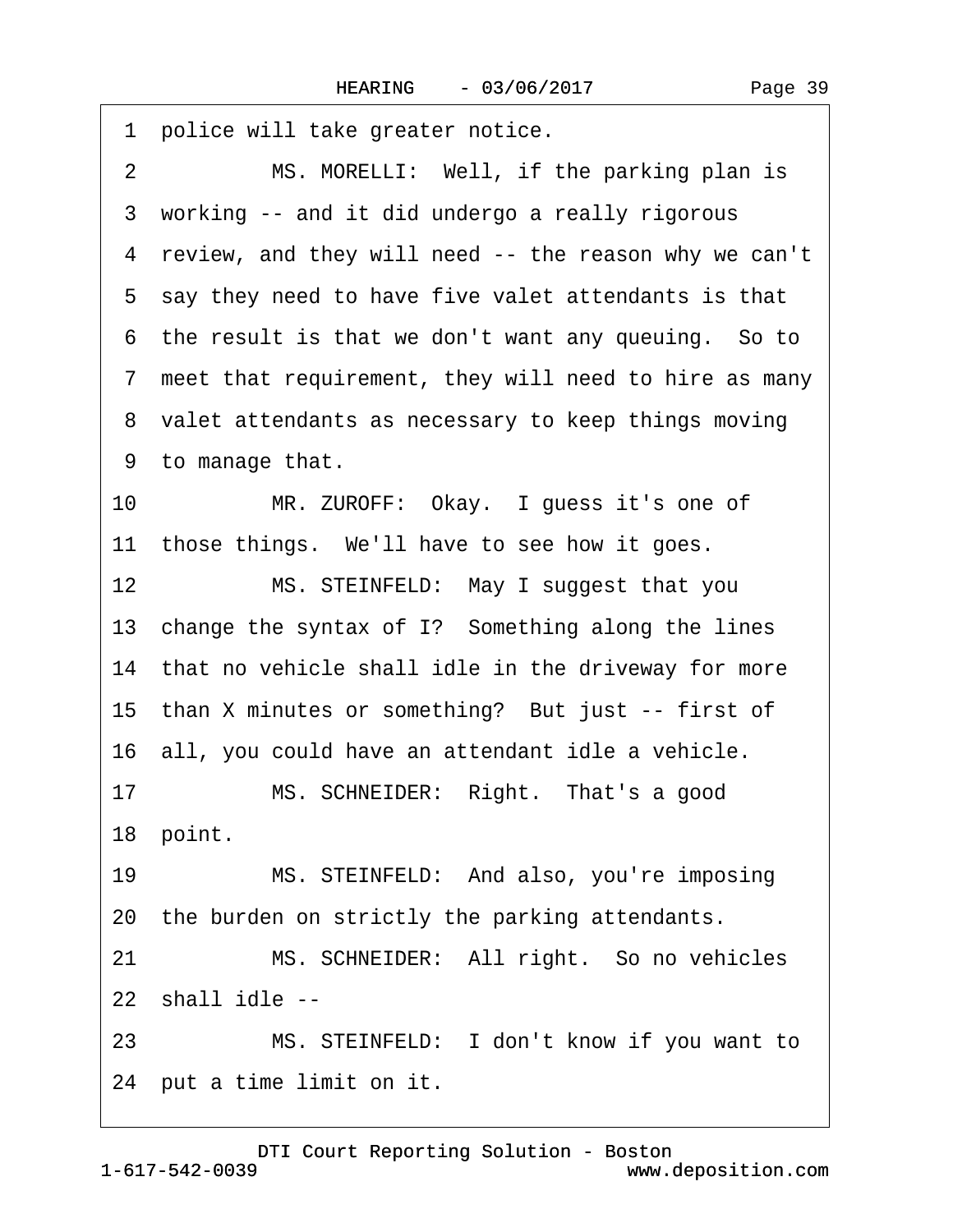1 police will take greater notice.

2 MS. MORELLI: Well, if the parking plan is

3 working -- and it did undergo a really rigorous

4 review, and they will need -- the reason why we can't

5 say they need to have five valet attendants is that

6 the result is that we don't want any queuing. So to

7 meet that requirement, they will need to hire as many

8 valet attendants as necessary to keep things moving

9 to manage that.

10 MR. ZUROFF: Okay. I guess it's one of

11 those things. We'll have to see how it goes.

12 MS. STEINFELD: May I suggest that you

13 change the syntax of I? Something along the lines

14 that no vehicle shall idle in the driveway for more

15 than X minutes or something? But just -- first of

16 all, you could have an attendant idle a vehicle.

17 MS. SCHNEIDER: Right. That's a good

18 point.

19 MS. STEINFELD: And also, you're imposing

20 the burden on strictly the parking attendants.

21 MS. SCHNEIDER: All right. So no vehicles

22 shall idle --

23 MS. STEINFELD: I don't know if you want to

24 put a time limit on it.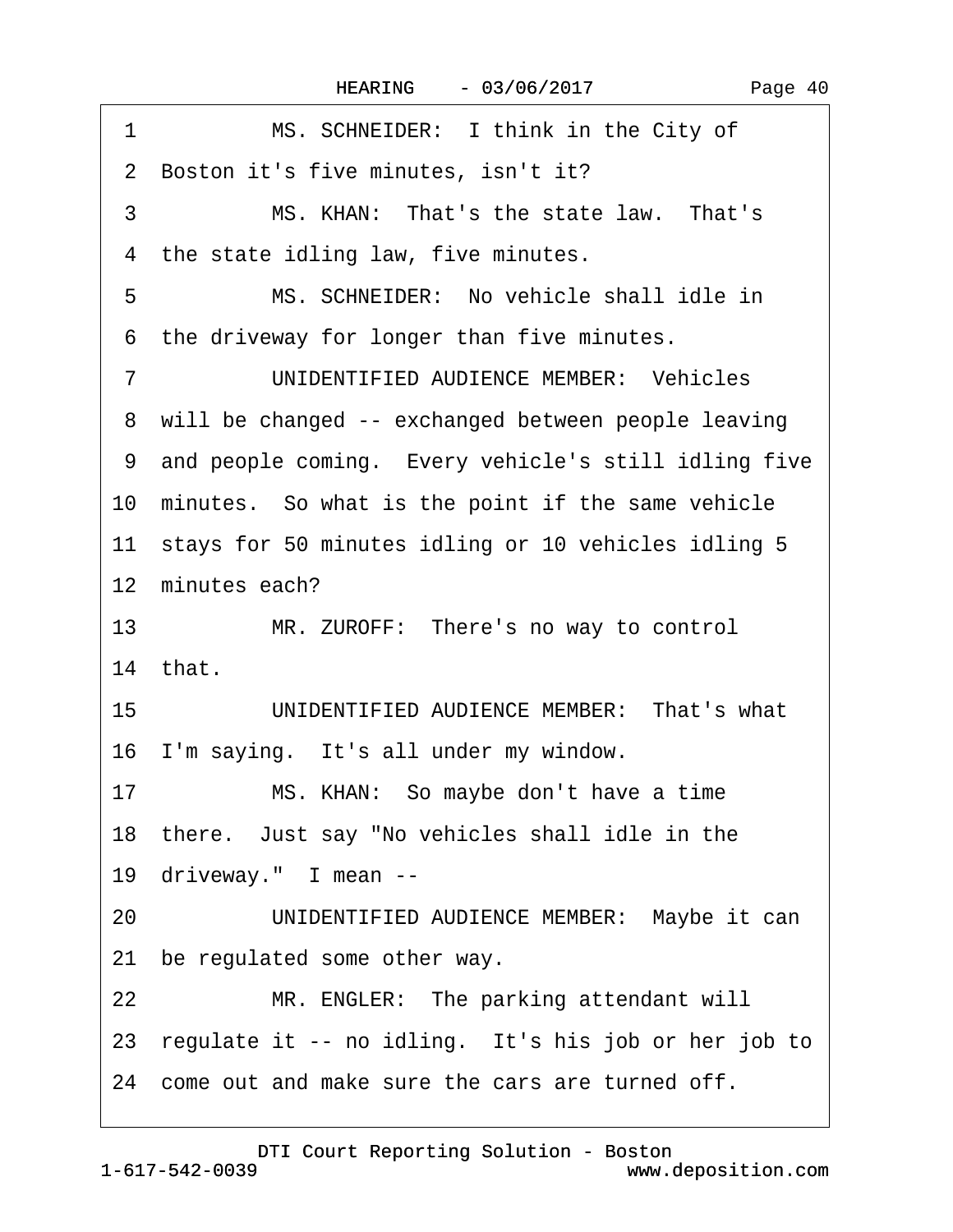1 MS. SCHNEIDER: I think in the City of

2 Boston it's five minutes, isn't it?

3 MS. KHAN: That's the state law. That's

4 the state idling law, five minutes.

5 MS. SCHNEIDER: No vehicle shall idle in

6 the driveway for longer than five minutes.

7 UNIDENTIFIED AUDIENCE MEMBER: Vehicles

8 will be changed -- exchanged between people leaving

9 and people coming. Every vehicle's still idling five

10 minutes. So what is the point if the same vehicle

11 stays for 50 minutes idling or 10 vehicles idling 5

12 minutes each?

13 MR. ZUROFF: There's no way to control

14 that.

15 UNIDENTIFIED AUDIENCE MEMBER: That's what

16 I'm saying. It's all under my window.

17 MS. KHAN: So maybe don't have a time

18 there. Just say "No vehicles shall idle in the

19 driveway." I mean --

20 UNIDENTIFIED AUDIENCE MEMBER: Maybe it can

21 be regulated some other way.

22 MR. ENGLER: The parking attendant will

23 regulate it -- no idling. It's his job or her job to

24 come out and make sure the cars are turned off.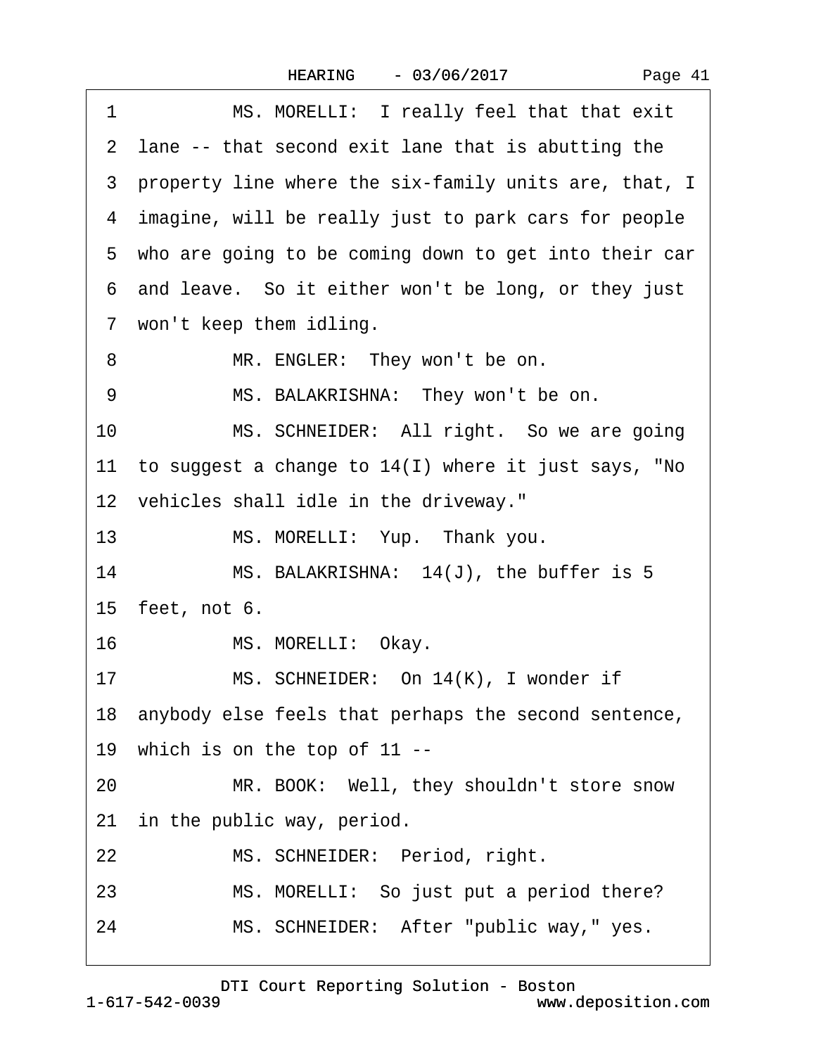1 MS. MORELLI: I really feel that that exit
2 lane -- that second exit lane that is abutting the
3 property line where the six-family units are, that, I
4 imagine, will be really just to park cars for people
5 who are going to be coming down to get into their car
6 and leave. So it either won't be long, or they just
7 won't keep them idling.
8 MR. ENGLER: They won't be on.
9 MS. BALAKRISHNA: They won't be on.
10 MS. SCHNEIDER: All right. So we are going
11 to suggest a change to 14(I) where it just says, "No
12 vehicles shall idle in the driveway."
13 MS. MORELLI: Yup. Thank you.
14 MS. BALAKRISHNA: 14(J), the buffer is 5
15 feet, not 6.
16 MS. MORELLI: Okay.
17 MS. SCHNEIDER: On 14(K), I wonder if
18 anybody else feels that perhaps the second sentence,
19 which is on the top of 11 --
20 MR. BOOK: Well, they shouldn't store snow
21 in the public way, period.
22 MS. SCHNEIDER: Period, right.
23 MS. MORELLI: So just put a period there?
24 MS. SCHNEIDER: After "public way," yes.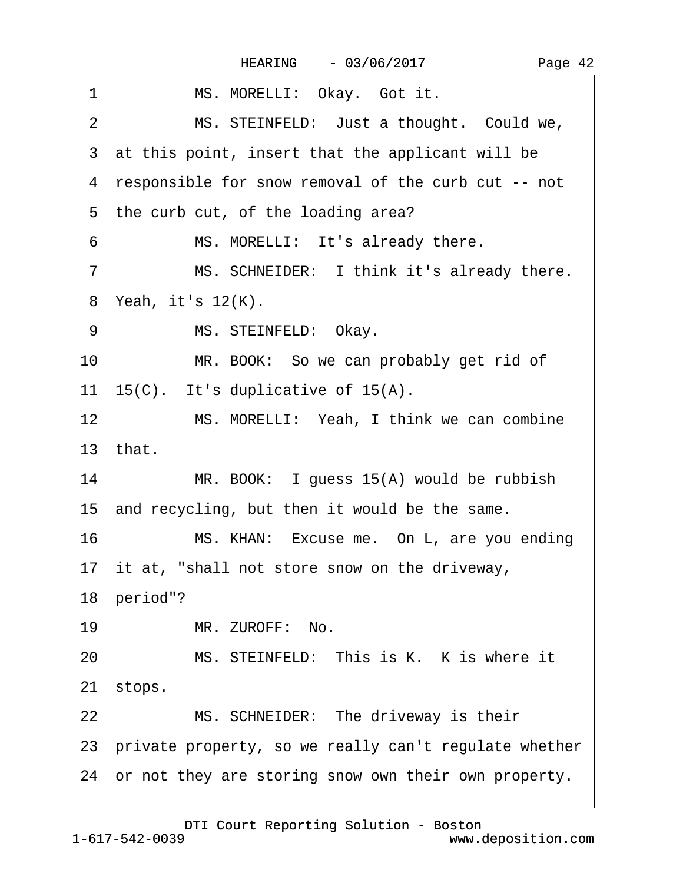1 MS. MORELLI: Okay. Got it.

2 MS. STEINFELD: Just a thought. Could we,

3 at this point, insert that the applicant will be

4 responsible for snow removal of the curb cut -- not

5 the curb cut, of the loading area?

6 MS. MORELLI: It's already there.

7 MS. SCHNEIDER: I think it's already there.

8 Yeah, it's 12(K).

9 MS. STEINFELD: Okay.

10 MR. BOOK: So we can probably get rid of

11 15(C). It's duplicative of 15(A).

12 MS. MORELLI: Yeah, I think we can combine

13 that.

14 MR. BOOK: I guess 15(A) would be rubbish

15 and recycling, but then it would be the same.

16 MS. KHAN: Excuse me. On L, are you ending

17 it at, "shall not store snow on the driveway,

18 period"?

19 MR. ZUROFF: No.

20 MS. STEINFELD: This is K. K is where it

21 stops.

22 MS. SCHNEIDER: The driveway is their

23 private property, so we really can't regulate whether

24 or not they are storing snow own their own property.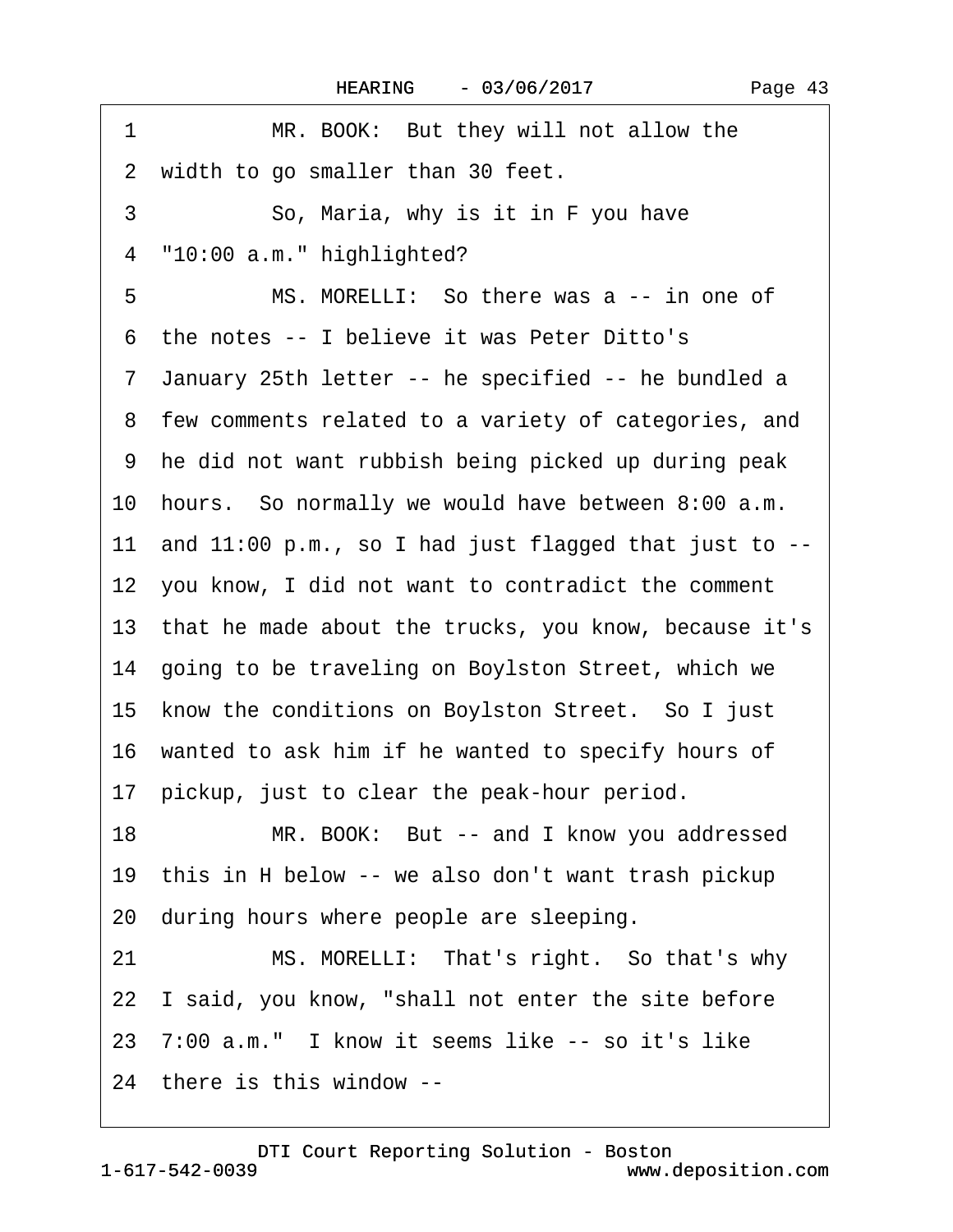1 MR. BOOK: But they will not allow the
2 width to go smaller than 30 feet.
3 So, Maria, why is it in F you have
4 "10:00 a.m." highlighted?
5 MS. MORELLI: So there was a -- in one of
6 the notes -- I believe it was Peter Ditto's
7 January 25th letter -- he specified -- he bundled a
8 few comments related to a variety of categories, and
9 he did not want rubbish being picked up during peak
10 hours. So normally we would have between 8:00 a.m.
11 and 11:00 p.m., so I had just flagged that just to --
12 you know, I did not want to contradict the comment
13 that he made about the trucks, you know, because it's
14 going to be traveling on Boylston Street, which we
15 know the conditions on Boylston Street. So I just
16 wanted to ask him if he wanted to specify hours of
17 pickup, just to clear the peak-hour period.
18 MR. BOOK: But -- and I know you addressed
19 this in H below -- we also don't want trash pickup
20 during hours where people are sleeping.
21 MS. MORELLI: That's right. So that's why
22 I said, you know, "shall not enter the site before
23 7:00 a.m." I know it seems like -- so it's like
24 there is this window --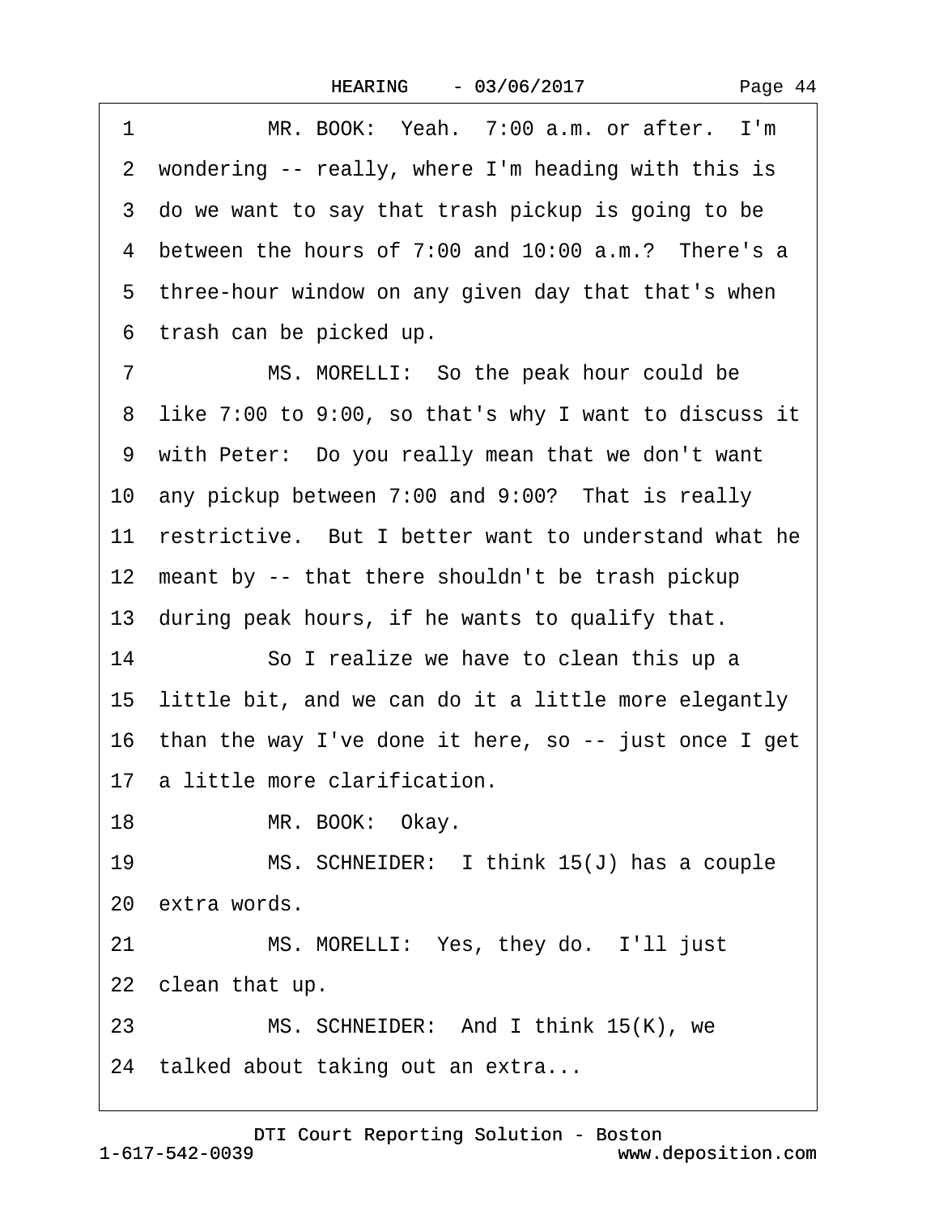1 MR. BOOK: Yeah. 7:00 a.m. or after. I'm
2 wondering -- really, where I'm heading with this is
3 do we want to say that trash pickup is going to be
4 between the hours of 7:00 and 10:00 a.m.? There's a
5 three-hour window on any given day that that's when
6 trash can be picked up.
7 MS. MORELLI: So the peak hour could be
8 like 7:00 to 9:00, so that's why I want to discuss it
9 with Peter: Do you really mean that we don't want
10 any pickup between 7:00 and 9:00? That is really
11 restrictive. But I better want to understand what he
12 meant by -- that there shouldn't be trash pickup
13 during peak hours, if he wants to qualify that.
14 So I realize we have to clean this up a
15 little bit, and we can do it a little more elegantly
16 than the way I've done it here, so -- just once I get
17 a little more clarification.
18 MR. BOOK: Okay.
19 MS. SCHNEIDER: I think 15(J) has a couple
20 extra words.
21 MS. MORELLI: Yes, they do. I'll just
22 clean that up.
23 MS. SCHNEIDER: And I think 15(K), we
24 talked about taking out an extra...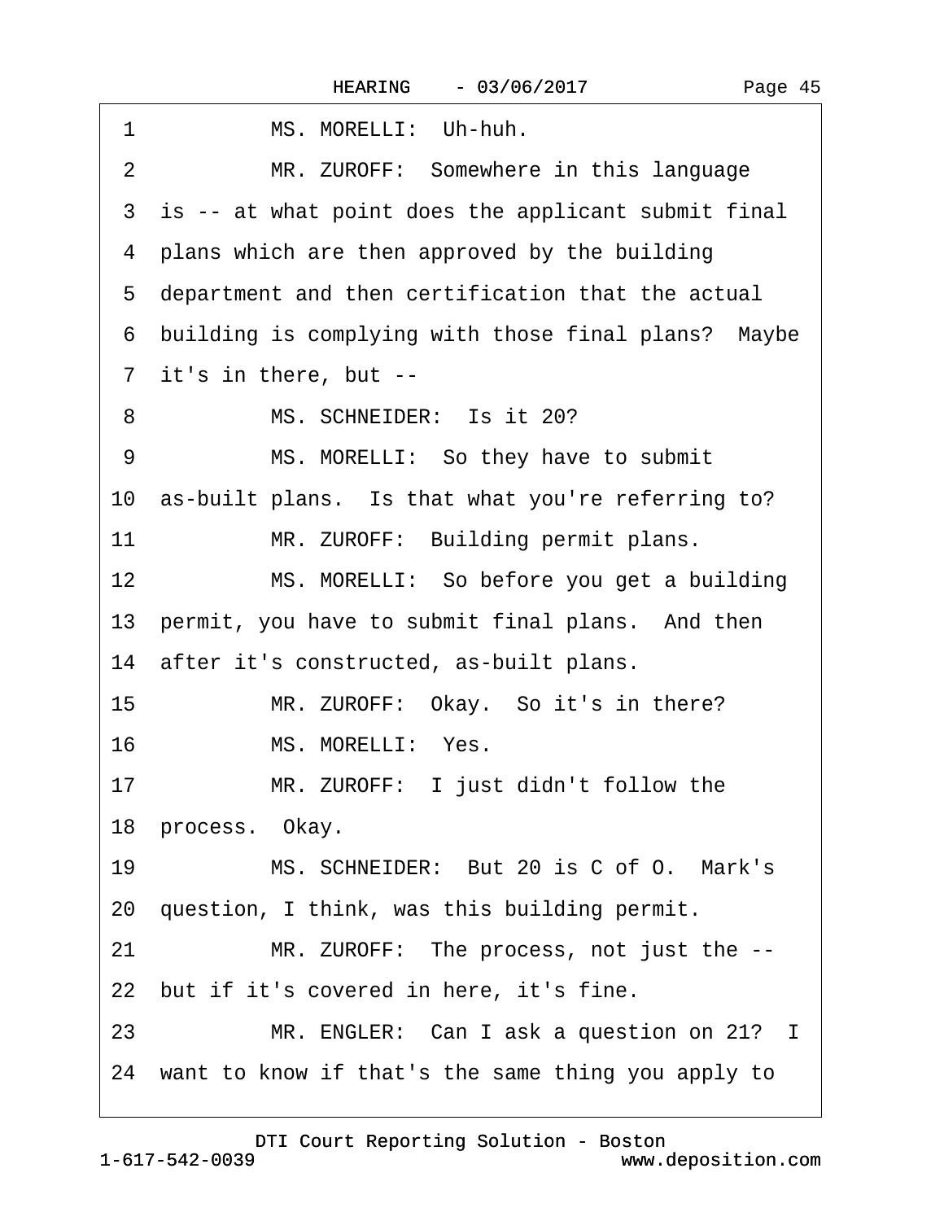1 MS. MORELLI: Uh-huh.

2 MR. ZUROFF: Somewhere in this language

3 is -- at what point does the applicant submit final

4 plans which are then approved by the building

5 department and then certification that the actual

6 building is complying with those final plans? Maybe

7 it's in there, but --

8 MS. SCHNEIDER: Is it 20?

9 MS. MORELLI: So they have to submit

10 as-built plans. Is that what you're referring to?

11 MR. ZUROFF: Building permit plans.

12 MS. MORELLI: So before you get a building

13 permit, you have to submit final plans. And then

14 after it's constructed, as-built plans.

15 MR. ZUROFF: Okay. So it's in there?

16 MS. MORELLI: Yes.

17 MR. ZUROFF: I just didn't follow the

18 process. Okay.

19 MS. SCHNEIDER: But 20 is C of O. Mark's

20 question, I think, was this building permit.

21 MR. ZUROFF: The process, not just the --

22 but if it's covered in here, it's fine.

23 MR. ENGLER: Can I ask a question on 21? I

24 want to know if that's the same thing you apply to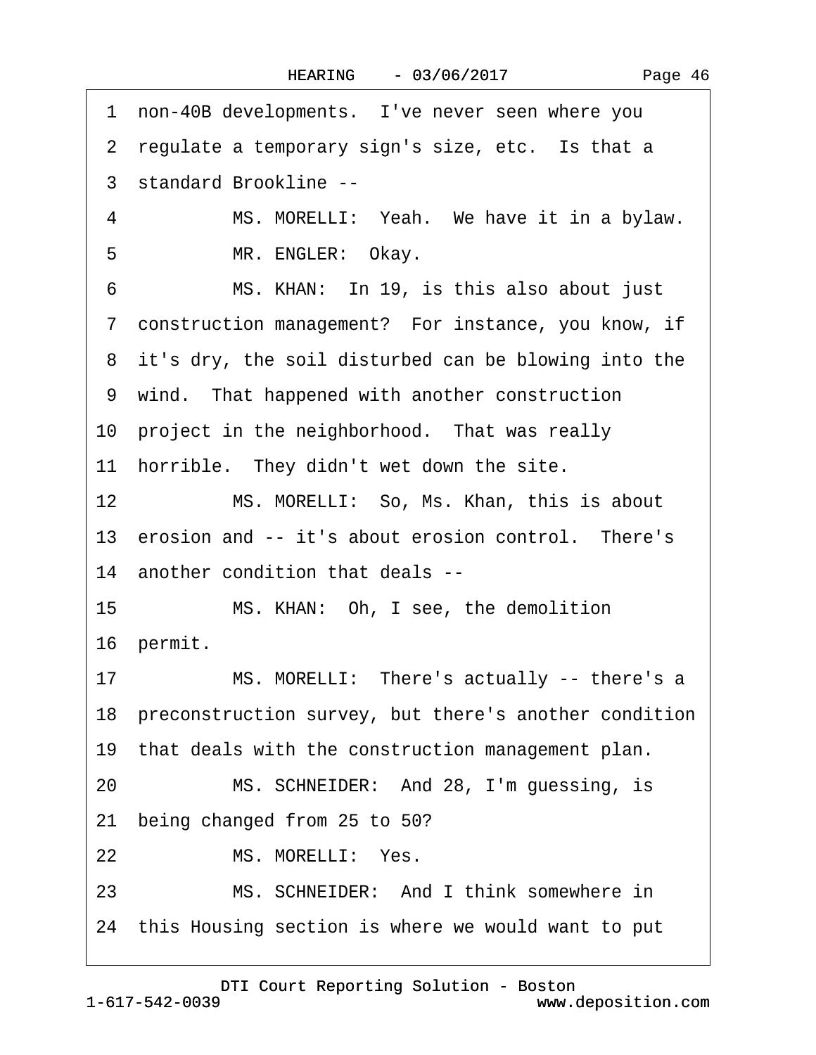1 non-40B developments. I've never seen where you
2 regulate a temporary sign's size, etc. Is that a
3 standard Brookline --
4 MS. MORELLI: Yeah. We have it in a bylaw.
5 MR. ENGLER: Okay.
6 MS. KHAN: In 19, is this also about just
7 construction management? For instance, you know, if
8 it's dry, the soil disturbed can be blowing into the
9 wind. That happened with another construction
10 project in the neighborhood. That was really
11 horrible. They didn't wet down the site.
12 MS. MORELLI: So, Ms. Khan, this is about
13 erosion and -- it's about erosion control. There's
14 another condition that deals --
15 MS. KHAN: Oh, I see, the demolition
16 permit.
17 MS. MORELLI: There's actually -- there's a
18 preconstruction survey, but there's another condition
19 that deals with the construction management plan.
20 MS. SCHNEIDER: And 28, I'm guessing, is
21 being changed from 25 to 50?
22 MS. MORELLI: Yes.
23 MS. SCHNEIDER: And I think somewhere in
24 this Housing section is where we would want to put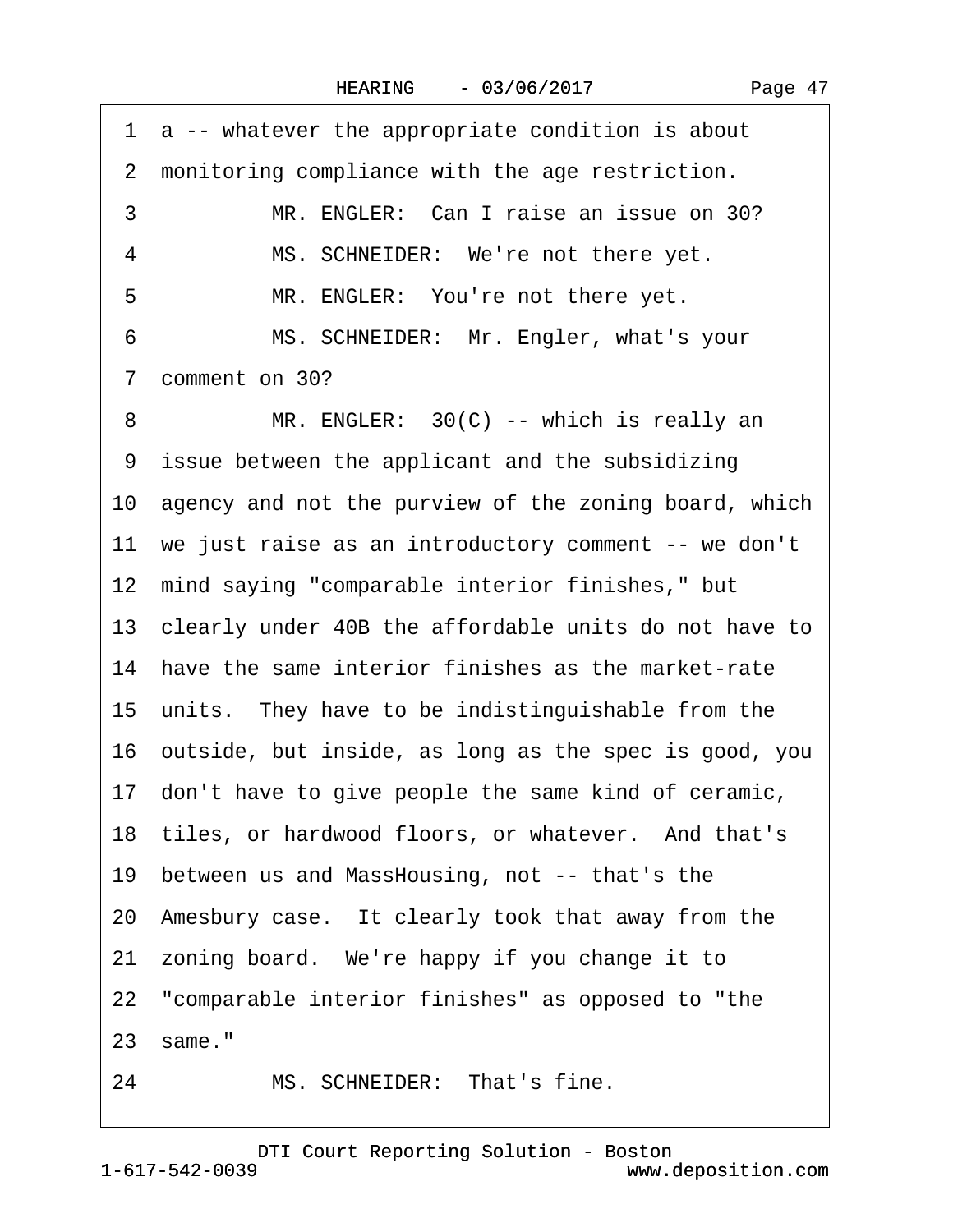1 a -- whatever the appropriate condition is about
2 monitoring compliance with the age restriction.
3 MR. ENGLER: Can I raise an issue on 30?
4 MS. SCHNEIDER: We're not there yet.
5 MR. ENGLER: You're not there yet.
6 MS. SCHNEIDER: Mr. Engler, what's your
7 comment on 30?
8 MR. ENGLER: 30(C) -- which is really an
9 issue between the applicant and the subsidizing
10 agency and not the purview of the zoning board, which
11 we just raise as an introductory comment -- we don't
12 mind saying "comparable interior finishes," but
13 clearly under 40B the affordable units do not have to
14 have the same interior finishes as the market-rate
15 units. They have to be indistinguishable from the
16 outside, but inside, as long as the spec is good, you
17 don't have to give people the same kind of ceramic,
18 tiles, or hardwood floors, or whatever. And that's
19 between us and MassHousing, not -- that's the
20 Amesbury case. It clearly took that away from the
21 zoning board. We're happy if you change it to
22 "comparable interior finishes" as opposed to "the
23 same."
24 MS. SCHNEIDER: That's fine.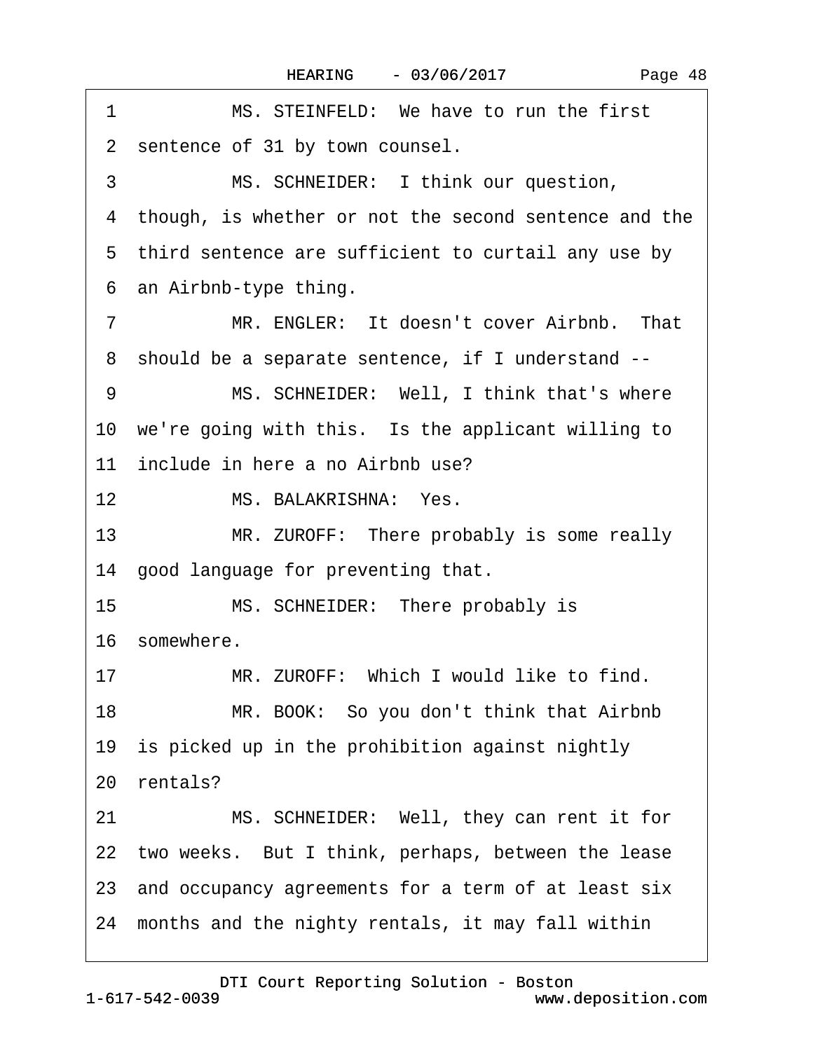1 MS. STEINFELD: We have to run the first
2 sentence of 31 by town counsel.
3 MS. SCHNEIDER: I think our question,
4 though, is whether or not the second sentence and the
5 third sentence are sufficient to curtail any use by
6 an Airbnb-type thing.
7 MR. ENGLER: It doesn't cover Airbnb. That
8 should be a separate sentence, if I understand --
9 MS. SCHNEIDER: Well, I think that's where
10 we're going with this. Is the applicant willing to
11 include in here a no Airbnb use?
12 MS. BALAKRISHNA: Yes.
13 MR. ZUROFF: There probably is some really
14 good language for preventing that.
15 MS. SCHNEIDER: There probably is
16 somewhere.
17 MR. ZUROFF: Which I would like to find.
18 MR. BOOK: So you don't think that Airbnb
19 is picked up in the prohibition against nightly
20 rentals?
21 MS. SCHNEIDER: Well, they can rent it for
22 two weeks. But I think, perhaps, between the lease
23 and occupancy agreements for a term of at least six
24 months and the nighty rentals, it may fall within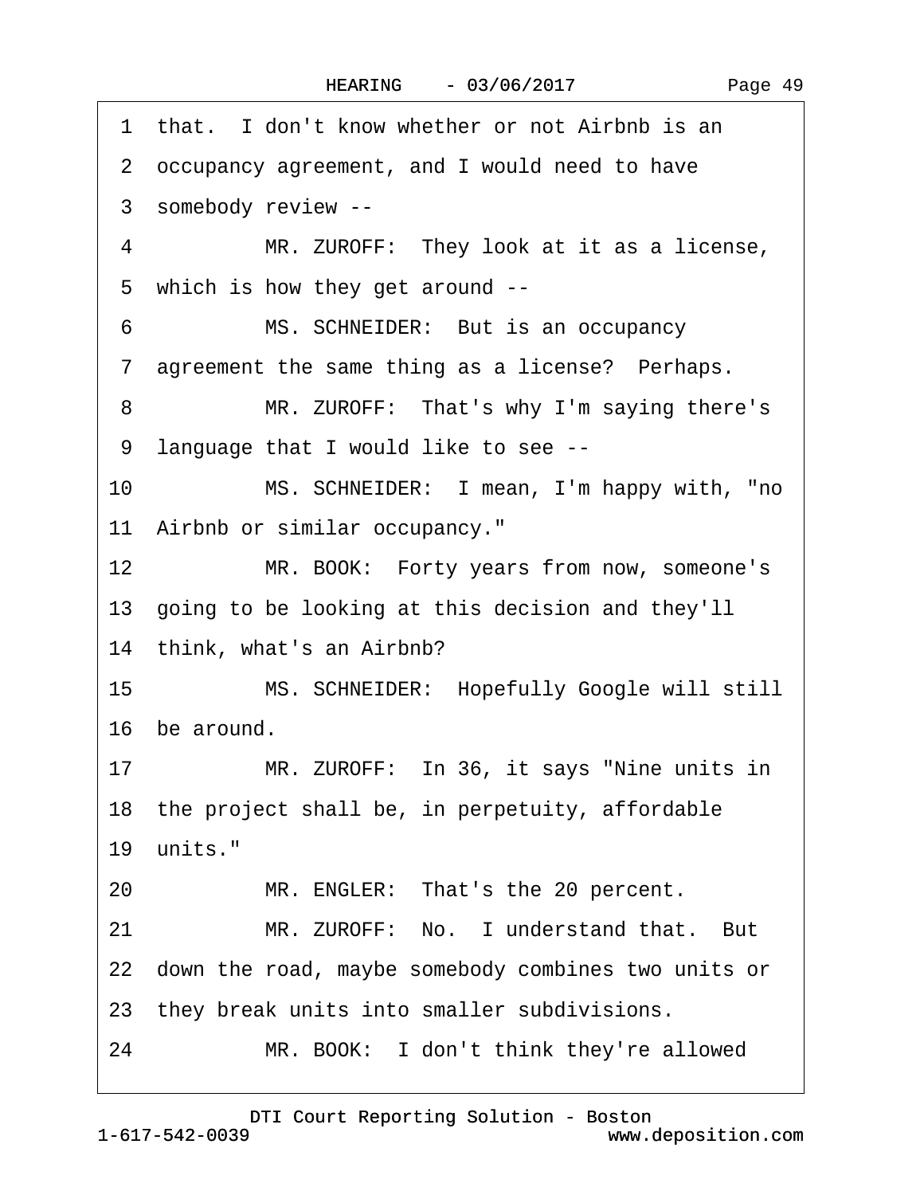1 that. I don't know whether or not Airbnb is an
2 occupancy agreement, and I would need to have
3 somebody review --
4 MR. ZUROFF: They look at it as a license,
5 which is how they get around --
6 MS. SCHNEIDER: But is an occupancy
7 agreement the same thing as a license? Perhaps.
8 MR. ZUROFF: That's why I'm saying there's
9 language that I would like to see --
10 MS. SCHNEIDER: I mean, I'm happy with, "no
11 Airbnb or similar occupancy."
12 MR. BOOK: Forty years from now, someone's
13 going to be looking at this decision and they'll
14 think, what's an Airbnb?
15 MS. SCHNEIDER: Hopefully Google will still
16 be around.
17 MR. ZUROFF: In 36, it says "Nine units in
18 the project shall be, in perpetuity, affordable
19 units."
20 MR. ENGLER: That's the 20 percent.
21 MR. ZUROFF: No. I understand that. But
22 down the road, maybe somebody combines two units or
23 they break units into smaller subdivisions.
24 MR. BOOK: I don't think they're allowed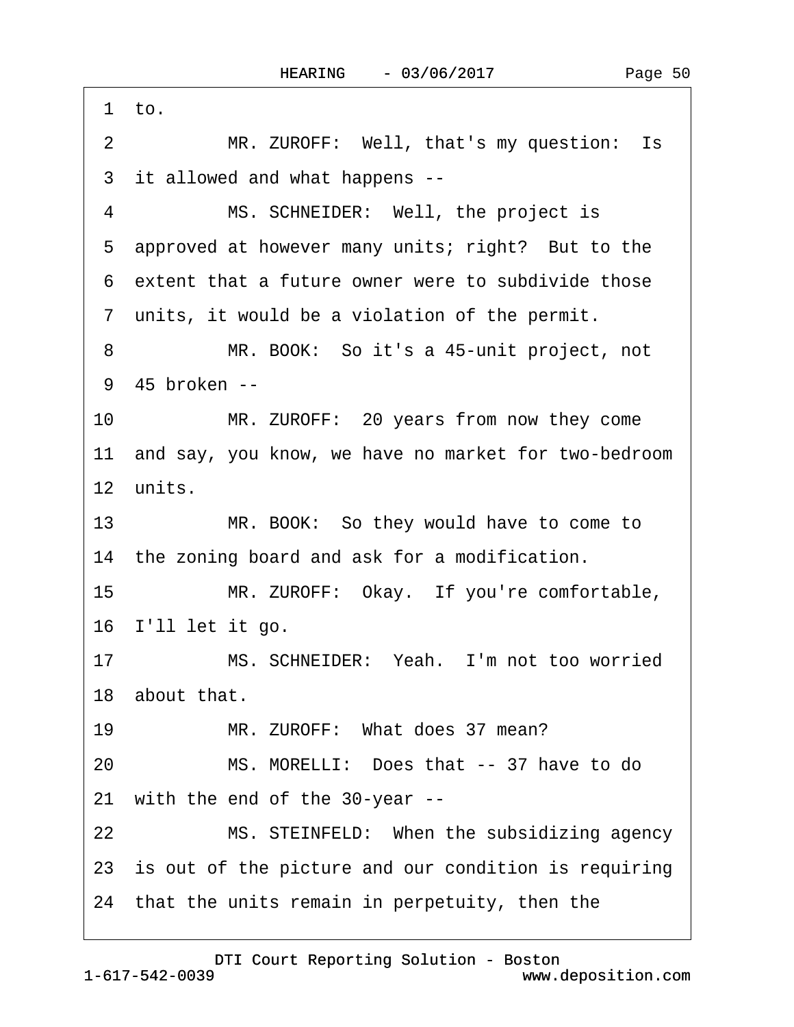1 to.

2 MR. ZUROFF: Well, that's my question: Is

3 it allowed and what happens --

4 MS. SCHNEIDER: Well, the project is

5 approved at however many units; right? But to the

6 extent that a future owner were to subdivide those

7 units, it would be a violation of the permit.

8 MR. BOOK: So it's a 45-unit project, not

9 45 broken --

10 MR. ZUROFF: 20 years from now they come

11 and say, you know, we have no market for two-bedroom

12 units.

13 MR. BOOK: So they would have to come to

14 the zoning board and ask for a modification.

15 MR. ZUROFF: Okay. If you're comfortable,

16 I'll let it go.

17 MS. SCHNEIDER: Yeah. I'm not too worried

18 about that.

19 MR. ZUROFF: What does 37 mean?

20 MS. MORELLI: Does that -- 37 have to do

21 with the end of the 30-year --

22 MS. STEINFELD: When the subsidizing agency

23 is out of the picture and our condition is requiring

24 that the units remain in perpetuity, then the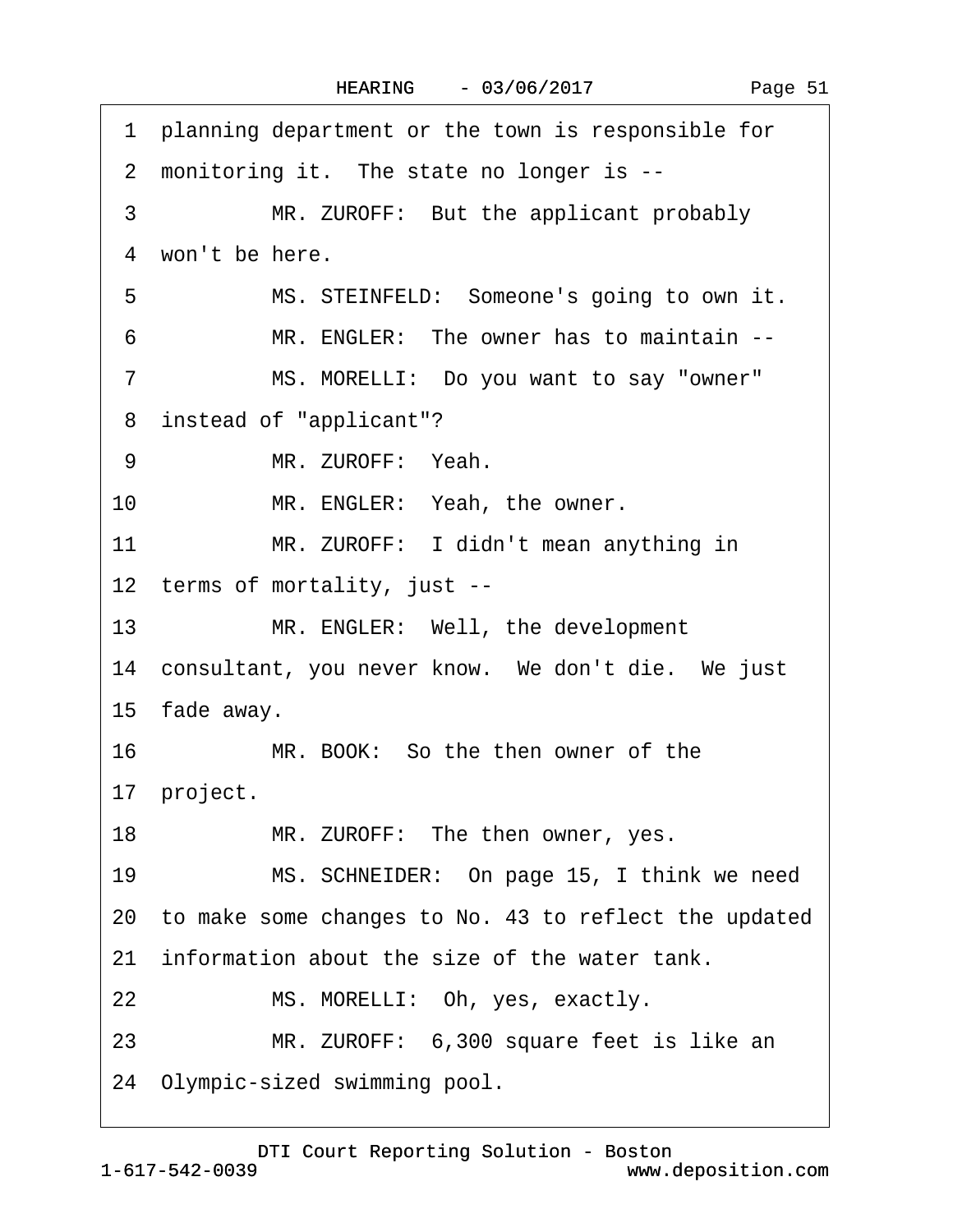1 planning department or the town is responsible for

2 monitoring it. The state no longer is --

3 MR. ZUROFF: But the applicant probably

4 won't be here.

5 MS. STEINFELD: Someone's going to own it.

6 MR. ENGLER: The owner has to maintain --

7 MS. MORELLI: Do you want to say "owner"

8 instead of "applicant"?

9 MR. ZUROFF: Yeah.

10 MR. ENGLER: Yeah, the owner.

11 MR. ZUROFF: I didn't mean anything in

12 terms of mortality, just --

13 MR. ENGLER: Well, the development

14 consultant, you never know. We don't die. We just

15 fade away.

16 MR. BOOK: So the then owner of the

17 project.

18 MR. ZUROFF: The then owner, yes.

19 MS. SCHNEIDER: On page 15, I think we need

20 to make some changes to No. 43 to reflect the updated

21 information about the size of the water tank.

22 MS. MORELLI: Oh, yes, exactly.

23 MR. ZUROFF: 6,300 square feet is like an

24 Olympic-sized swimming pool.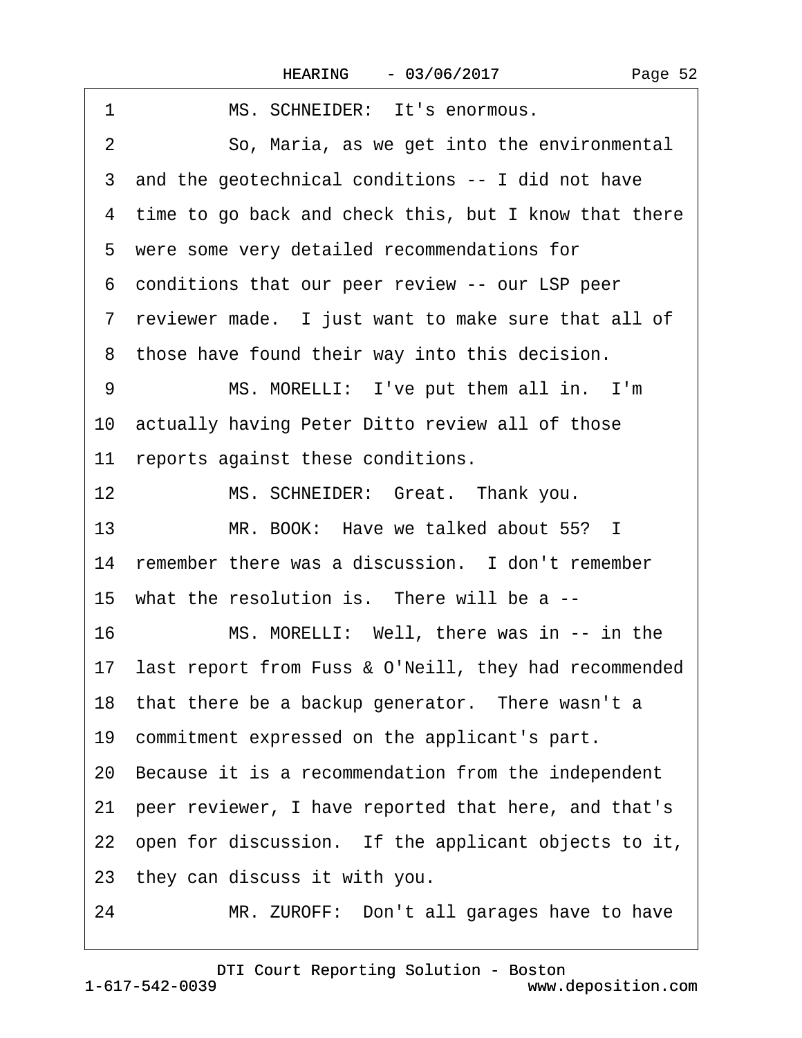1 MS. SCHNEIDER: It's enormous.

2 So, Maria, as we get into the environmental

3 and the geotechnical conditions -- I did not have

4 time to go back and check this, but I know that there

5 were some very detailed recommendations for

6 conditions that our peer review -- our LSP peer

7 reviewer made. I just want to make sure that all of

8 those have found their way into this decision.

9 MS. MORELLI: I've put them all in. I'm

10 actually having Peter Ditto review all of those

11 reports against these conditions.

12 MS. SCHNEIDER: Great. Thank you.

13 MR. BOOK: Have we talked about 55? I

14 remember there was a discussion. I don't remember

15 what the resolution is. There will be a --

16 MS. MORELLI: Well, there was in -- in the

17 last report from Fuss & O'Neill, they had recommended

18 that there be a backup generator. There wasn't a

19 commitment expressed on the applicant's part.

20 Because it is a recommendation from the independent

21 peer reviewer, I have reported that here, and that's

22 open for discussion. If the applicant objects to it,

23 they can discuss it with you.

24 MR. ZUROFF: Don't all garages have to have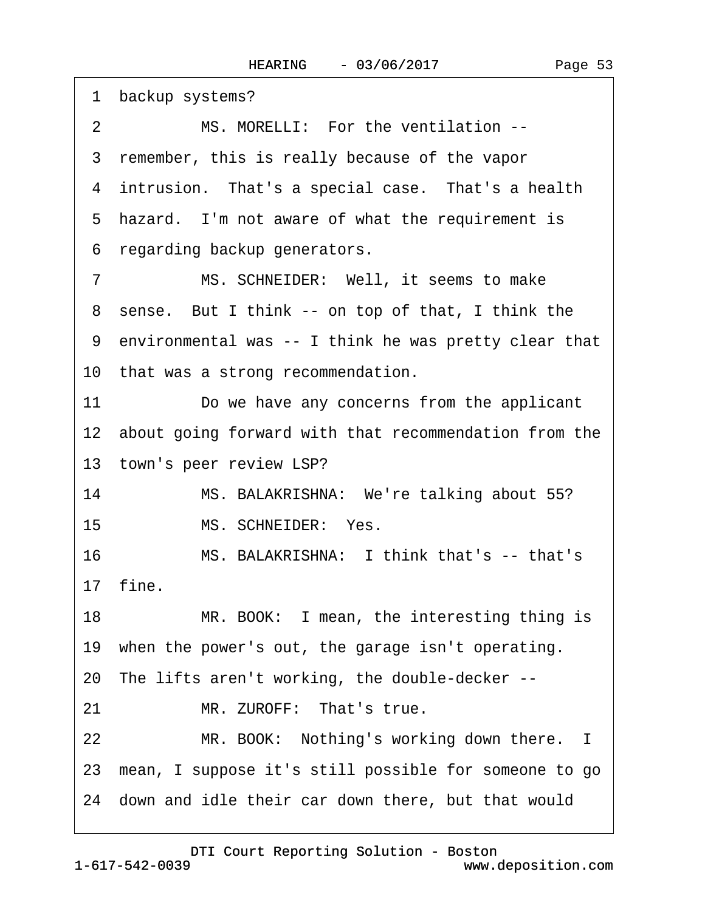1 backup systems?

2 MS. MORELLI: For the ventilation --

3 remember, this is really because of the vapor

4 intrusion. That's a special case. That's a health

5 hazard. I'm not aware of what the requirement is

6 regarding backup generators.

7 MS. SCHNEIDER: Well, it seems to make

8 sense. But I think -- on top of that, I think the

9 environmental was -- I think he was pretty clear that

10 that was a strong recommendation.

11 Do we have any concerns from the applicant

12 about going forward with that recommendation from the

13 town's peer review LSP?

14 MS. BALAKRISHNA: We're talking about 55?

15 MS. SCHNEIDER: Yes.

16 MS. BALAKRISHNA: I think that's -- that's

17 fine.

18 MR. BOOK: I mean, the interesting thing is

19 when the power's out, the garage isn't operating.

20 The lifts aren't working, the double-decker --

21 MR. ZUROFF: That's true.

22 MR. BOOK: Nothing's working down there. I

23 mean, I suppose it's still possible for someone to go

24 down and idle their car down there, but that would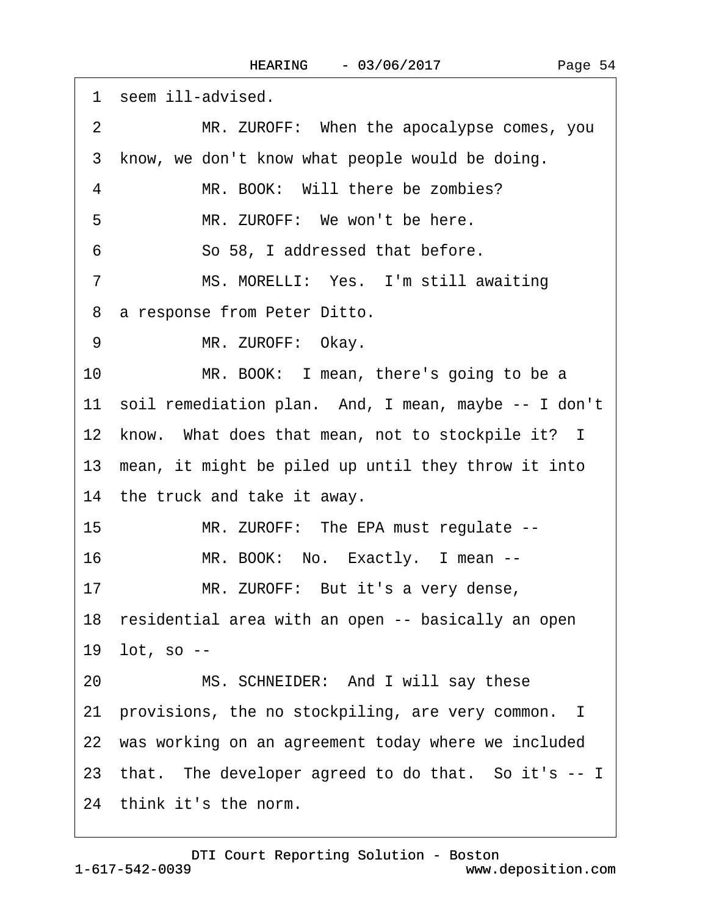1 seem ill-advised.

2 MR. ZUROFF: When the apocalypse comes, you

3 know, we don't know what people would be doing.

4 MR. BOOK: Will there be zombies?

5 MR. ZUROFF: We won't be here.

6 So 58, I addressed that before.

7 MS. MORELLI: Yes. I'm still awaiting

8 a response from Peter Ditto.

9 MR. ZUROFF: Okay.

10 MR. BOOK: I mean, there's going to be a

11 soil remediation plan. And, I mean, maybe -- I don't

12 know. What does that mean, not to stockpile it? I

13 mean, it might be piled up until they throw it into

14 the truck and take it away.

15 MR. ZUROFF: The EPA must regulate --

16 MR. BOOK: No. Exactly. I mean --

17 MR. ZUROFF: But it's a very dense,

18 residential area with an open -- basically an open

19 lot, so --

20 MS. SCHNEIDER: And I will say these

21 provisions, the no stockpiling, are very common. I

22 was working on an agreement today where we included

23 that. The developer agreed to do that. So it's -- I

24 think it's the norm.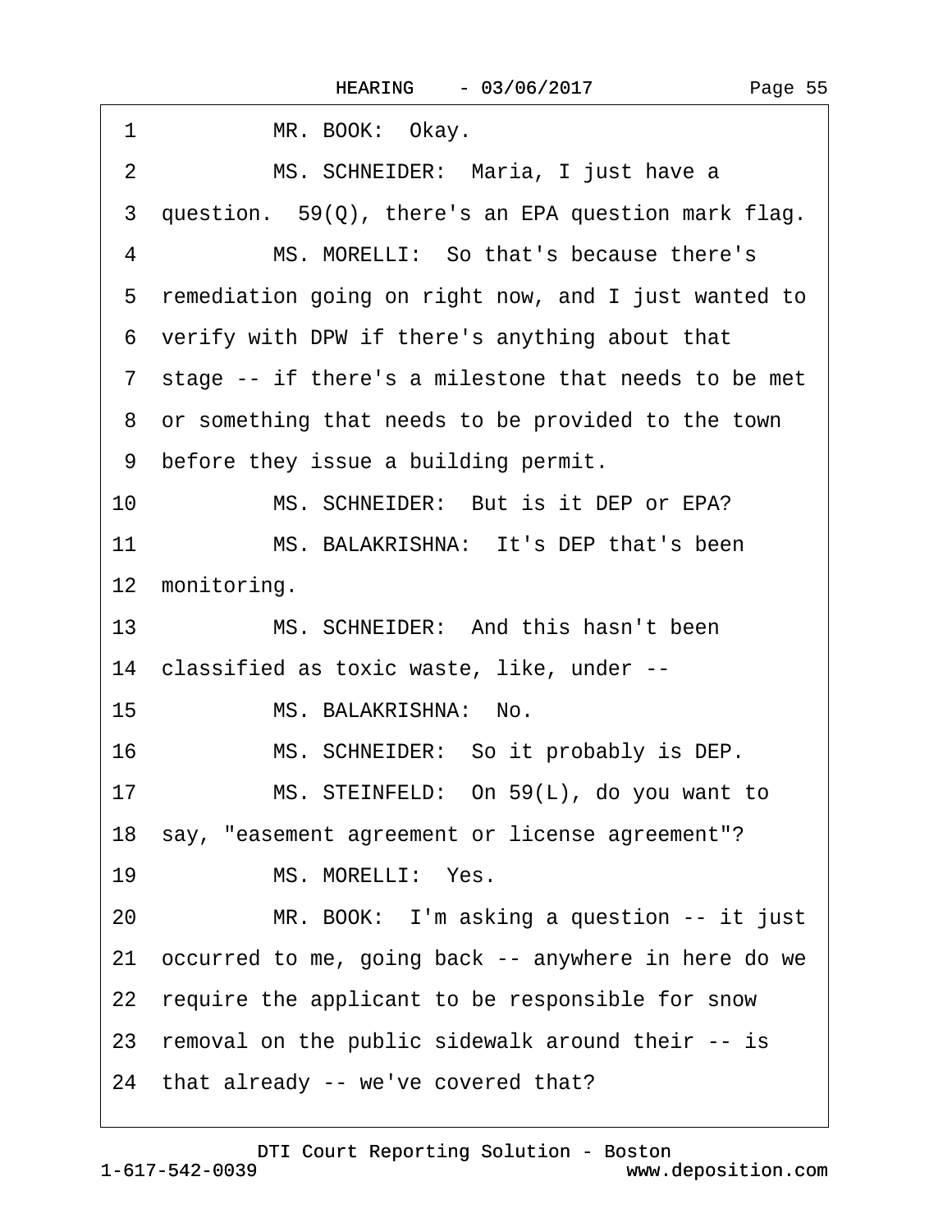1 MR. BOOK: Okay.

2 MS. SCHNEIDER: Maria, I just have a

3 question. 59(Q), there's an EPA question mark flag.

4 MS. MORELLI: So that's because there's

5 remediation going on right now, and I just wanted to

6 verify with DPW if there's anything about that

7 stage -- if there's a milestone that needs to be met

8 or something that needs to be provided to the town

9 before they issue a building permit.

10 MS. SCHNEIDER: But is it DEP or EPA?

11 MS. BALAKRISHNA: It's DEP that's been

12 monitoring.

13 MS. SCHNEIDER: And this hasn't been

14 classified as toxic waste, like, under --

15 MS. BALAKRISHNA: No.

16 MS. SCHNEIDER: So it probably is DEP.

17 MS. STEINFELD: On 59(L), do you want to

18 say, "easement agreement or license agreement"?

19 MS. MORELLI: Yes.

20 MR. BOOK: I'm asking a question -- it just

21 occurred to me, going back -- anywhere in here do we

22 require the applicant to be responsible for snow

23 removal on the public sidewalk around their -- is

24 that already -- we've covered that?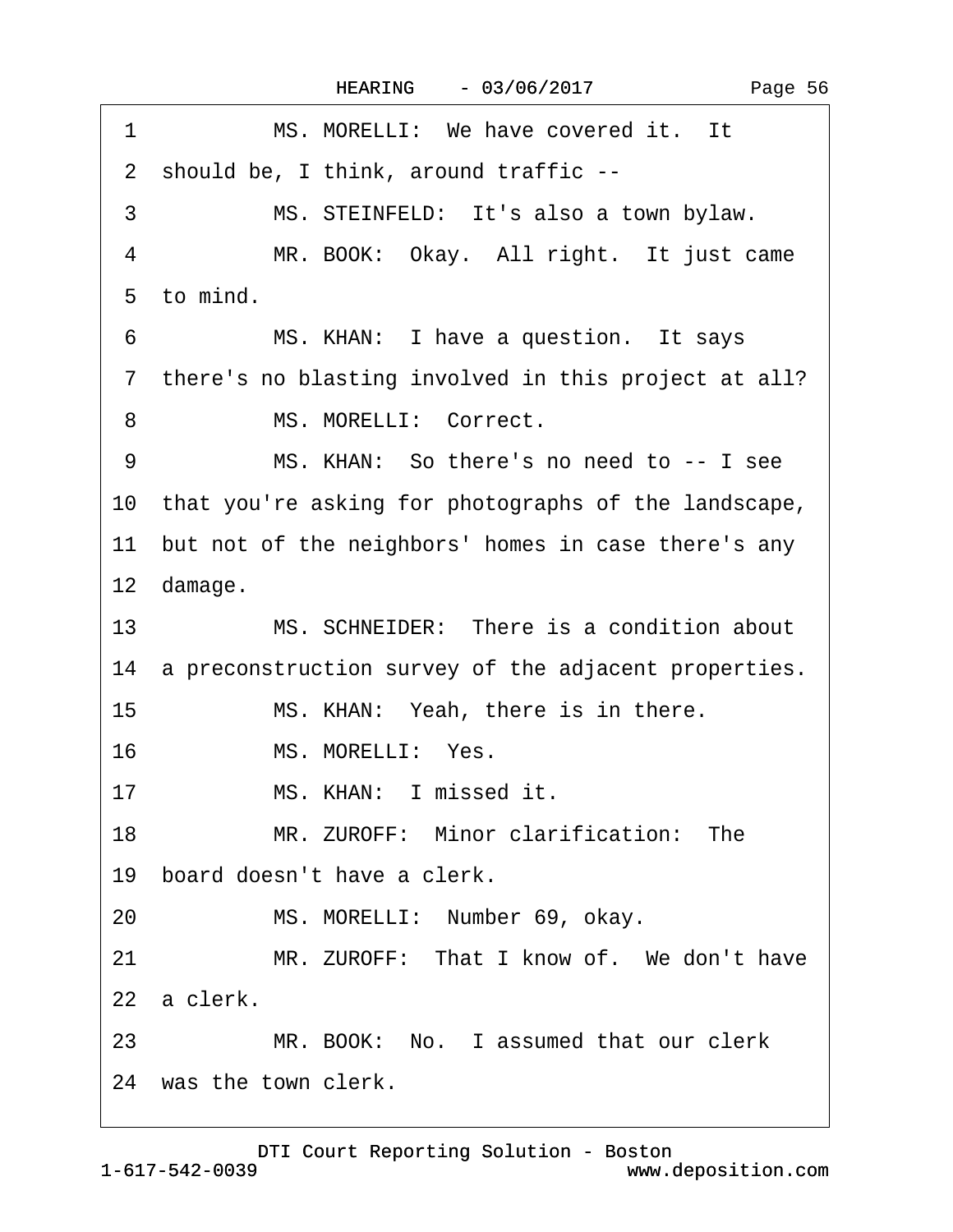1 MS. MORELLI: We have covered it. It
2 should be, I think, around traffic --
3 MS. STEINFELD: It's also a town bylaw.
4 MR. BOOK: Okay. All right. It just came
5 to mind.
6 MS. KHAN: I have a question. It says
7 there's no blasting involved in this project at all?
8 MS. MORELLI: Correct.
9 MS. KHAN: So there's no need to -- I see
10 that you're asking for photographs of the landscape,
11 but not of the neighbors' homes in case there's any
12 damage.
13 MS. SCHNEIDER: There is a condition about
14 a preconstruction survey of the adjacent properties.
15 MS. KHAN: Yeah, there is in there.
16 MS. MORELLI: Yes.
17 MS. KHAN: I missed it.
18 MR. ZUROFF: Minor clarification: The
19 board doesn't have a clerk.
20 MS. MORELLI: Number 69, okay.
21 MR. ZUROFF: That I know of. We don't have
22 a clerk.
23 MR. BOOK: No. I assumed that our clerk
24 was the town clerk.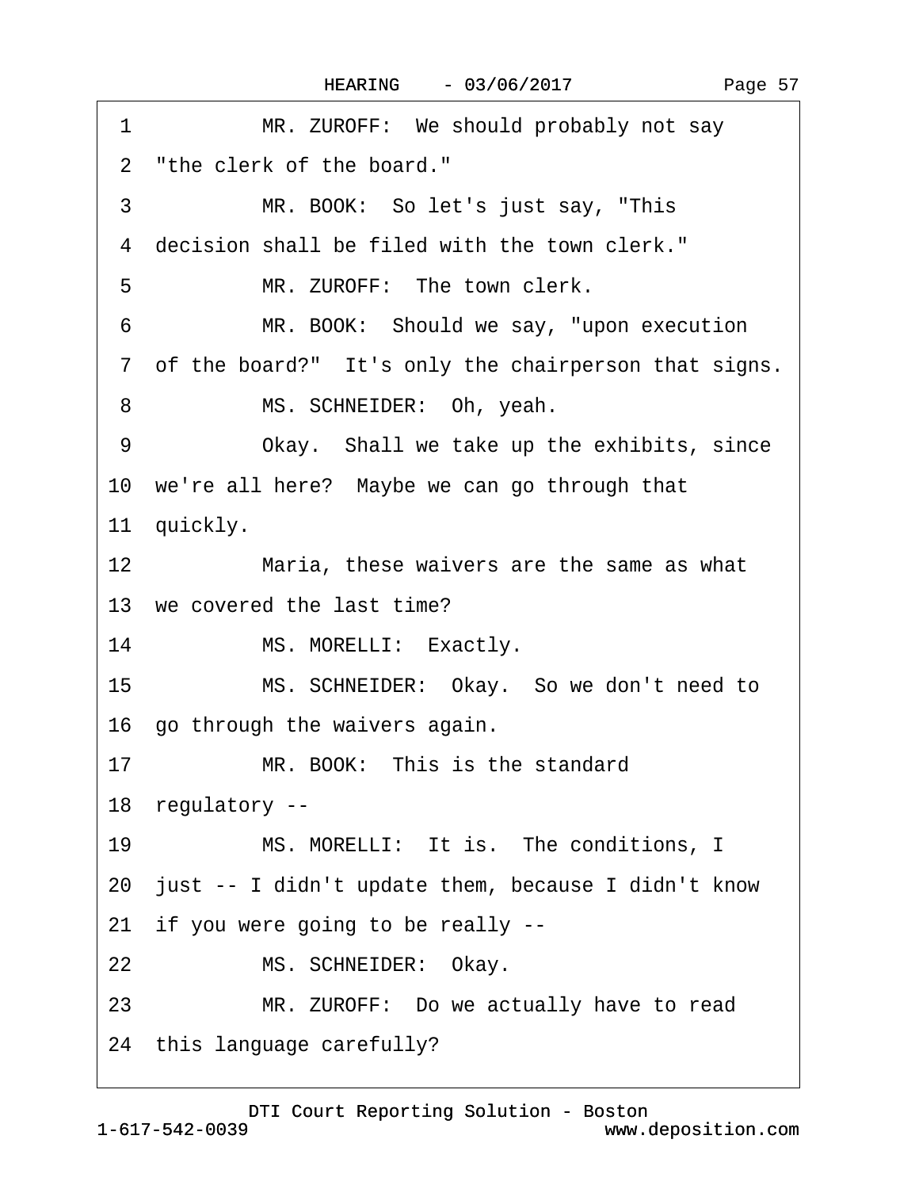1 MR. ZUROFF: We should probably not say
2 "the clerk of the board."
3 MR. BOOK: So let's just say, "This
4 decision shall be filed with the town clerk."
5 MR. ZUROFF: The town clerk.
6 MR. BOOK: Should we say, "upon execution
7 of the board?" It's only the chairperson that signs.
8 MS. SCHNEIDER: Oh, yeah.
9 Okay. Shall we take up the exhibits, since
10 we're all here? Maybe we can go through that
11 quickly.
12 Maria, these waivers are the same as what
13 we covered the last time?
14 MS. MORELLI: Exactly.
15 MS. SCHNEIDER: Okay. So we don't need to
16 go through the waivers again.
17 MR. BOOK: This is the standard
18 regulatory --
19 MS. MORELLI: It is. The conditions, I
20 just -- I didn't update them, because I didn't know
21 if you were going to be really --
22 MS. SCHNEIDER: Okay.
23 MR. ZUROFF: Do we actually have to read
24 this language carefully?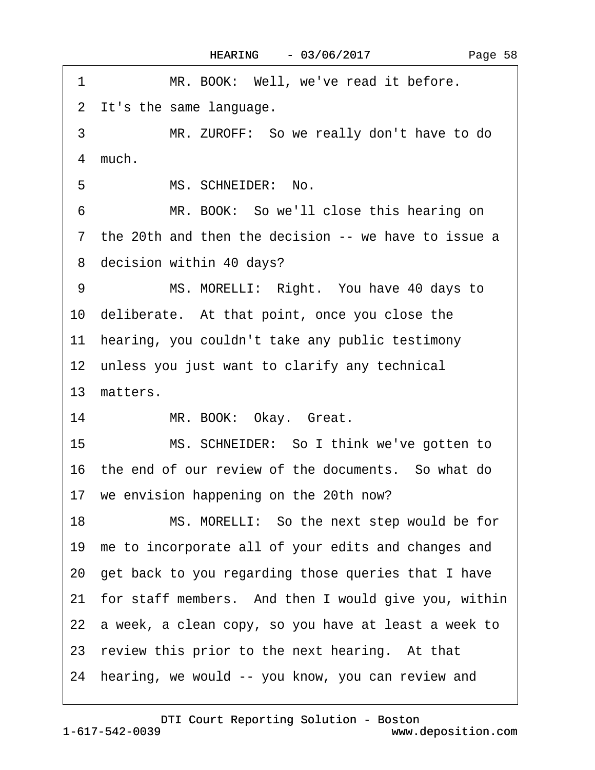1 MR. BOOK: Well, we've read it before.

2 It's the same language.

3 MR. ZUROFF: So we really don't have to do

4 much.

5 MS. SCHNEIDER: No.

6 MR. BOOK: So we'll close this hearing on

7 the 20th and then the decision -- we have to issue a

8 decision within 40 days?

9 MS. MORELLI: Right. You have 40 days to

10 deliberate. At that point, once you close the

11 hearing, you couldn't take any public testimony

12 unless you just want to clarify any technical

13 matters.

14 MR. BOOK: Okay. Great.

15 MS. SCHNEIDER: So I think we've gotten to

16 the end of our review of the documents. So what do

17 we envision happening on the 20th now?

18 MS. MORELLI: So the next step would be for

19 me to incorporate all of your edits and changes and

20 get back to you regarding those queries that I have

21 for staff members. And then I would give you, within

22 a week, a clean copy, so you have at least a week to

23 review this prior to the next hearing. At that

24 hearing, we would -- you know, you can review and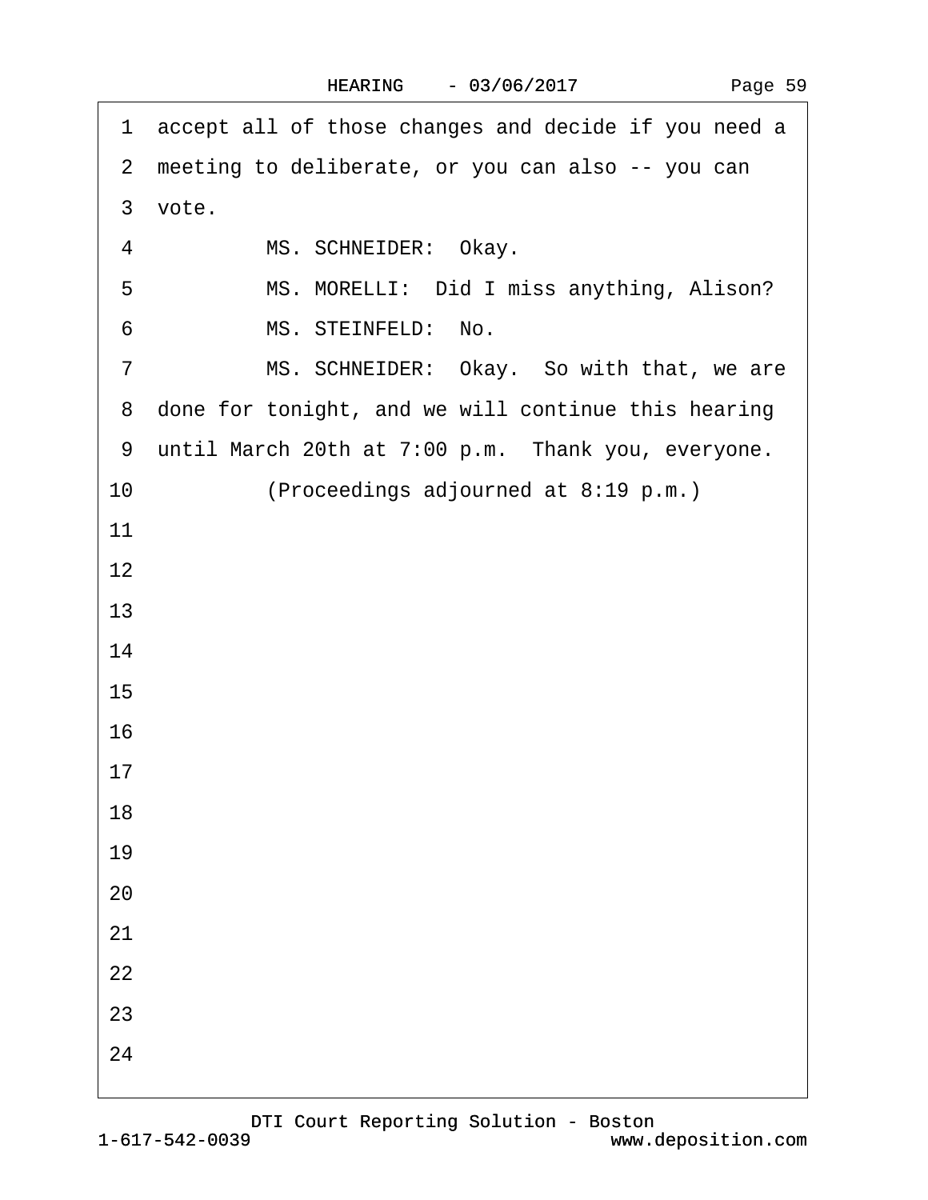1 accept all of those changes and decide if you need a
2 meeting to deliberate, or you can also -- you can
3 vote.
4 MS. SCHNEIDER: Okay.
5 MS. MORELLI: Did I miss anything, Alison?
6 MS. STEINFELD: No.
7 MS. SCHNEIDER: Okay. So with that, we are
8 done for tonight, and we will continue this hearing
9 until March 20th at 7:00 p.m. Thank you, everyone.
10 (Proceedings adjourned at 8:19 p.m.)
11
12
13
14
15
16
17
18
19
20
21
22
23
24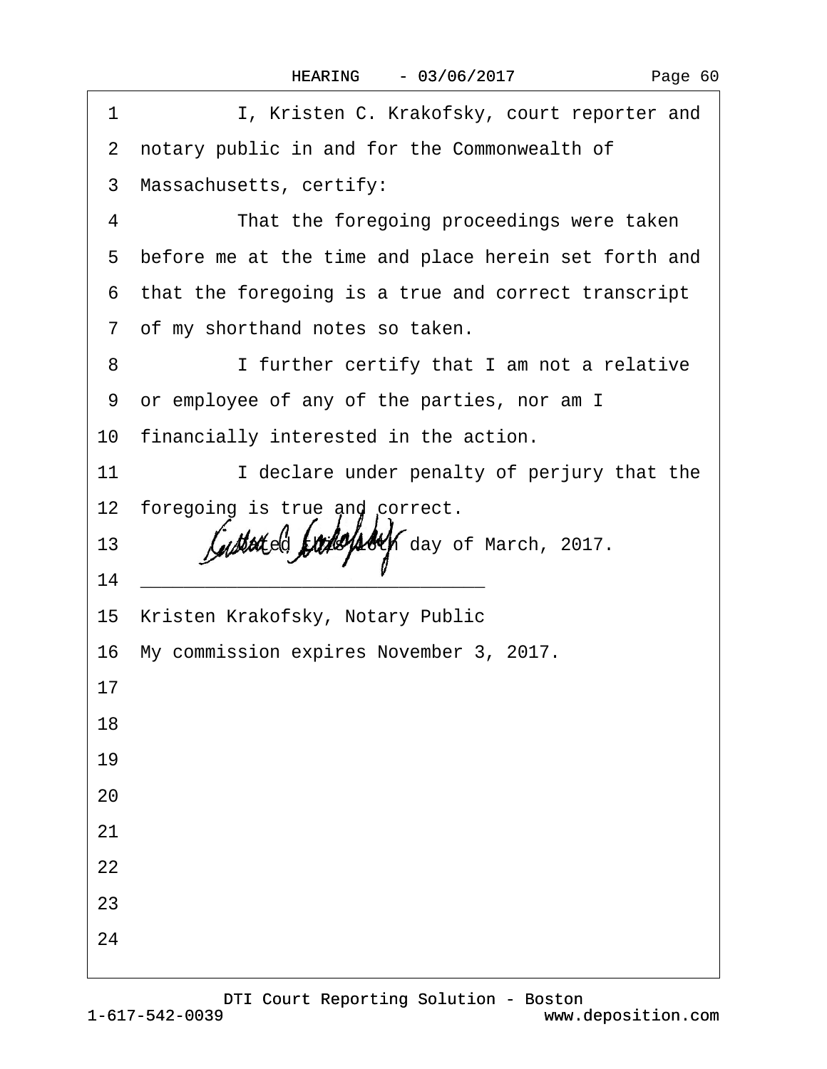1 I, Kristen C. Krakofsky, court reporter and

2 notary public in and for the Commonwealth of

3 Massachusetts, certify:

4 That the foregoing proceedings were taken

5 before me at the time and place herein set forth and

6 that the foregoing is a true and correct transcript

7 of my shorthand notes so taken.

8 I further certify that I am not a relative

9 or employee of any of the parties, nor am I

10 financially interested in the action.

11 I declare under penalty of perjury that the

12 foregoing is true and correct.

13 Dated this 16th day of March, 2017.

14 ______________________________

15 Kristen Krakofsky, Notary Public

16 My commission expires November 3, 2017.

17

18

19

20

21

22

23

24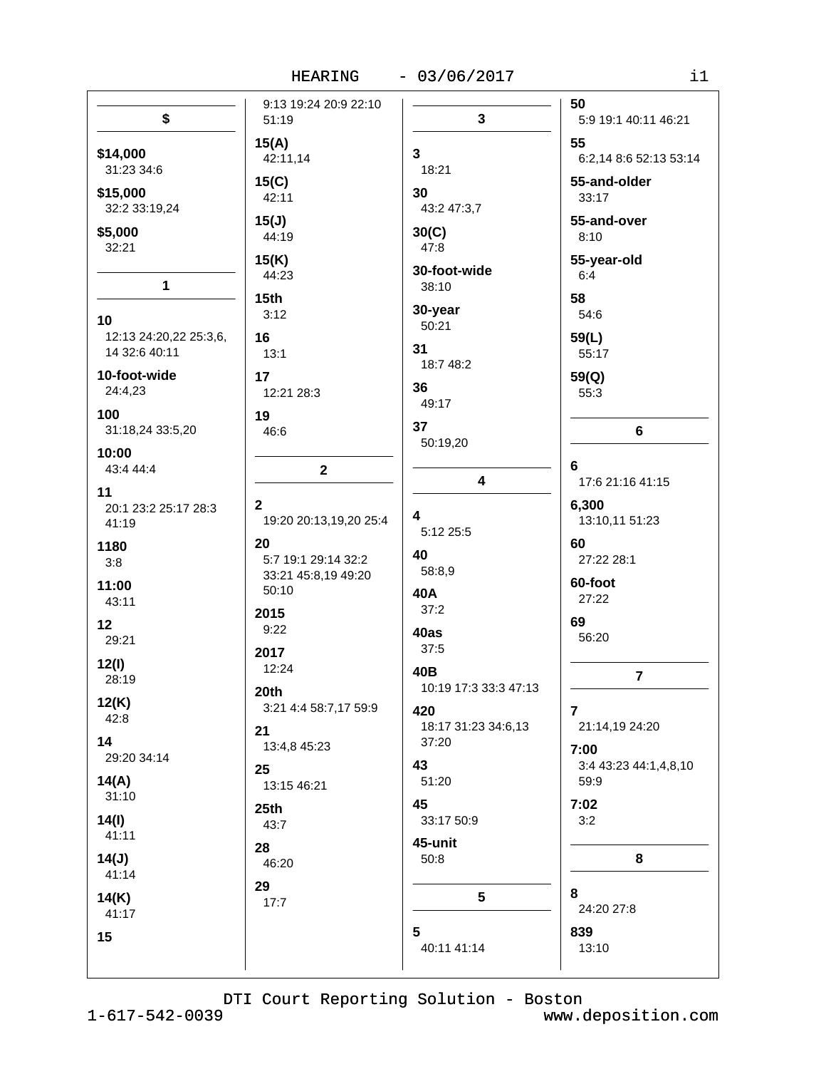## $

**$14,000**
31:23 34:6

**$15,000**
32:2 33:19,24

**$5,000**
32:21

## 1

**10**
12:13 24:20,22 25:3,6, 14 32:6 40:11

**10-foot-wide**
24:4,23

**100**
31:18,24 33:5,20

**10:00**
43:4 44:4

**11**
20:1 23:2 25:17 28:3 41:19

**1180**
3:8

**11:00**
43:11

**12**
29:21

**12(I)**
28:19

**12(K)**
42:8

**14**
29:20 34:14

**14(A)**
31:10

**14(I)**
41:11

**14(J)**
41:14

**14(K)**
41:17

**15**
9:13 19:24 20:9 22:10 51:19

**15(A)**
42:11,14

**15(C)**
42:11

**15(J)**
44:19

**15(K)**
44:23

**15th**
3:12

**16**
13:1

**17**
12:21 28:3

**19**
46:6

## 2

**2**
19:20 20:13,19,20 25:4

**20**
5:7 19:1 29:14 32:2 33:21 45:8,19 49:20 50:10

**2015**
9:22

**2017**
12:24

**20th**
3:21 4:4 58:7,17 59:9

**21**
13:4,8 45:23

**25**
13:15 46:21

**25th**
43:7

**28**
46:20

**29**
17:7

## 3

**3**
18:21

**30**
43:2 47:3,7

**30(C)**
47:8

**30-foot-wide**
38:10

**30-year**
50:21

**31**
18:7 48:2

**36**
49:17

**37**
50:19,20

## 4

**4**
5:12 25:5

**40**
58:8,9

**40A**
37:2

**40as**
37:5

**40B**
10:19 17:3 33:3 47:13

**420**
18:17 31:23 34:6,13 37:20

**43**
51:20

**45**
33:17 50:9

**45-unit**
50:8

## 5

**5**
40:11 41:14

**50**
5:9 19:1 40:11 46:21

**55**
6:2,14 8:6 52:13 53:14

**55-and-older**
33:17

**55-and-over**
8:10

**55-year-old**
6:4

**58**
54:6

**59(L)**
55:17

**59(Q)**
55:3

## 6

**6**
17:6 21:16 41:15

**6,300**
13:10,11 51:23

**60**
27:22 28:1

**60-foot**
27:22

**69**
56:20

## 7

**7**
21:14,19 24:20

**7:00**
3:4 43:23 44:1,4,8,10 59:9

**7:02**
3:2

## 8

**8**
24:20 27:8

**839**
13:10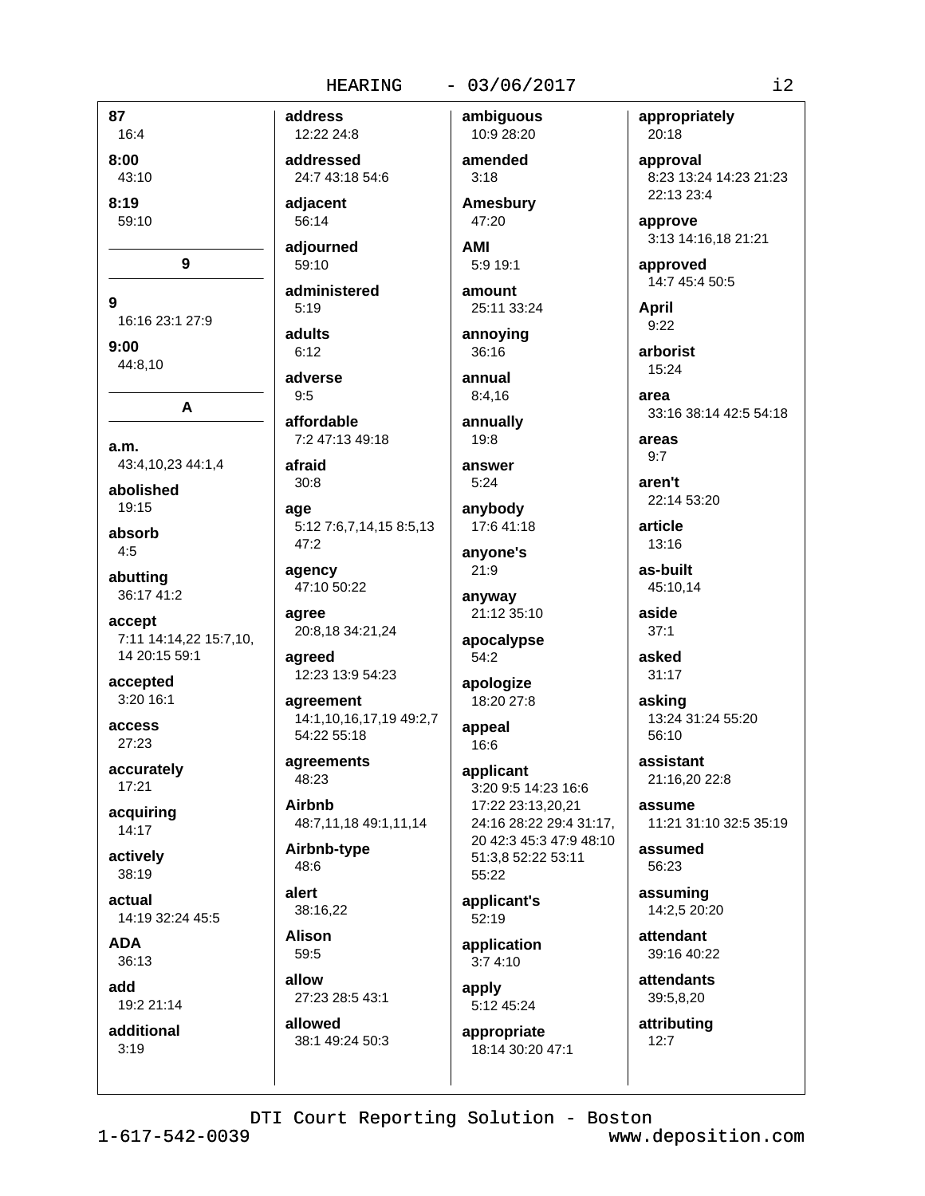**87**
16:4

**8:00**
43:10

**8:19**
59:10

## 9

**9**
16:16 23:1 27:9

**9:00**
44:8,10

## A

**a.m.**
43:4,10,23 44:1,4

**abolished**
19:15

**absorb**
4:5

**abutting**
36:17 41:2

**accept**
7:11 14:14,22 15:7,10, 14 20:15 59:1

**accepted**
3:20 16:1

**access**
27:23

**accurately**
17:21

**acquiring**
14:17

**actively**
38:19

**actual**
14:19 32:24 45:5

**ADA**
36:13

**add**
19:2 21:14

**additional**
3:19

**address**
12:22 24:8

**addressed**
24:7 43:18 54:6

**adjacent**
56:14

**adjourned**
59:10

**administered**
5:19

**adults**
6:12

**adverse**
9:5

**affordable**
7:2 47:13 49:18

**afraid**
30:8

**age**
5:12 7:6,7,14,15 8:5,13 47:2

**agency**
47:10 50:22

**agree**
20:8,18 34:21,24

**agreed**
12:23 13:9 54:23

**agreement**
14:1,10,16,17,19 49:2,7 54:22 55:18

**agreements**
48:23

**Airbnb**
48:7,11,18 49:1,11,14

**Airbnb-type**
48:6

**alert**
38:16,22

**Alison**
59:5

**allow**
27:23 28:5 43:1

**allowed**
38:1 49:24 50:3

**ambiguous**
10:9 28:20

**amended**
3:18

**Amesbury**
47:20

**AMI**
5:9 19:1

**amount**
25:11 33:24

**annoying**
36:16

**annual**
8:4,16

**annually**
19:8

**answer**
5:24

**anybody**
17:6 41:18

**anyone's**
21:9

**anyway**
21:12 35:10

**apocalypse**
54:2

**apologize**
18:20 27:8

**appeal**
16:6

**applicant**
3:20 9:5 14:23 16:6 17:22 23:13,20,21 24:16 28:22 29:4 31:17, 20 42:3 45:3 47:9 48:10 51:3,8 52:22 53:11 55:22

**applicant's**
52:19

**application**
3:7 4:10

**apply**
5:12 45:24

**appropriate**
18:14 30:20 47:1

**appropriately**
20:18

**approval**
8:23 13:24 14:23 21:23 22:13 23:4

**approve**
3:13 14:16,18 21:21

**approved**
14:7 45:4 50:5

**April**
9:22

**arborist**
15:24

**area**
33:16 38:14 42:5 54:18

**areas**
9:7

**aren't**
22:14 53:20

**article**
13:16

**as-built**
45:10,14

**aside**
37:1

**asked**
31:17

**asking**
13:24 31:24 55:20 56:10

**assistant**
21:16,20 22:8

**assume**
11:21 31:10 32:5 35:19

**assumed**
56:23

**assuming**
14:2,5 20:20

**attendant**
39:16 40:22

**attendants**
39:5,8,20

**attributing**
12:7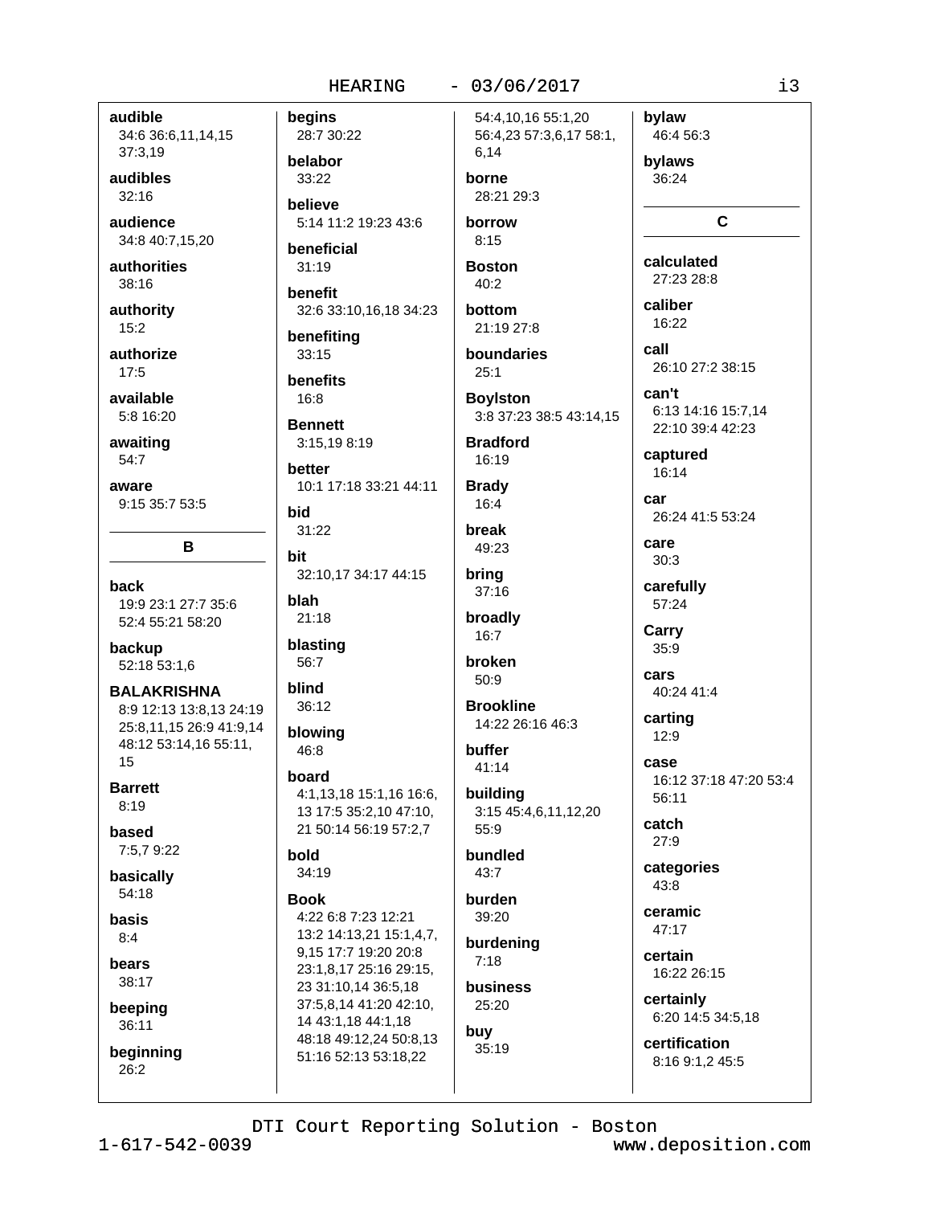**audible**
34:6 36:6,11,14,15 37:3,19

**audibles**
32:16

**audience**
34:8 40:7,15,20

**authorities**
38:16

**authority**
15:2

**authorize**
17:5

**available**
5:8 16:20

**awaiting**
54:7

**aware**
9:15 35:7 53:5

## B

**back**
19:9 23:1 27:7 35:6 52:4 55:21 58:20

**backup**
52:18 53:1,6

**BALAKRISHNA**
8:9 12:13 13:8,13 24:19 25:8,11,15 26:9 41:9,14 48:12 53:14,16 55:11, 15

**Barrett**
8:19

**based**
7:5,7 9:22

**basically**
54:18

**basis**
8:4

**bears**
38:17

**beeping**
36:11

**beginning**
26:2

**begins**
28:7 30:22

**belabor**
33:22

**believe**
5:14 11:2 19:23 43:6

**beneficial**
31:19

**benefit**
32:6 33:10,16,18 34:23

**benefiting**
33:15

**benefits**
16:8

**Bennett**
3:15,19 8:19

**better**
10:1 17:18 33:21 44:11

**bid**
31:22

**bit**
32:10,17 34:17 44:15

**blah**
21:18

**blasting**
56:7

**blind**
36:12

**blowing**
46:8

**board**
4:1,13,18 15:1,16 16:6, 13 17:5 35:2,10 47:10, 21 50:14 56:19 57:2,7

**bold**
34:19

**Book**
4:22 6:8 7:23 12:21 13:2 14:13,21 15:1,4,7, 9,15 17:7 19:20 20:8 23:1,8,17 25:16 29:15, 23 31:10,14 36:5,18 37:5,8,14 41:20 42:10, 14 43:1,18 44:1,18 48:18 49:12,24 50:8,13 51:16 52:13 53:18,22 54:4,10,16 55:1,20 56:4,23 57:3,6,17 58:1, 6,14

**borne**
28:21 29:3

**borrow**
8:15

**Boston**
40:2

**bottom**
21:19 27:8

**boundaries**
25:1

**Boylston**
3:8 37:23 38:5 43:14,15

**Bradford**
16:19

**Brady**
16:4

**break**
49:23

**bring**
37:16

**broadly**
16:7

**broken**
50:9

**Brookline**
14:22 26:16 46:3

**buffer**
41:14

**building**
3:15 45:4,6,11,12,20 55:9

**bundled**
43:7

**burden**
39:20

**burdening**
7:18

**business**
25:20

**buy**
35:19

**bylaw**
46:4 56:3

**bylaws**
36:24

## C

**calculated**
27:23 28:8

**caliber**
16:22

**call**
26:10 27:2 38:15

**can't**
6:13 14:16 15:7,14 22:10 39:4 42:23

**captured**
16:14

**car**
26:24 41:5 53:24

**care**
30:3

**carefully**
57:24

**Carry**
35:9

**cars**
40:24 41:4

**carting**
12:9

**case**
16:12 37:18 47:20 53:4 56:11

**catch**
27:9

**categories**
43:8

**ceramic**
47:17

**certain**
16:22 26:15

**certainly**
6:20 14:5 34:5,18

**certification**
8:16 9:1,2 45:5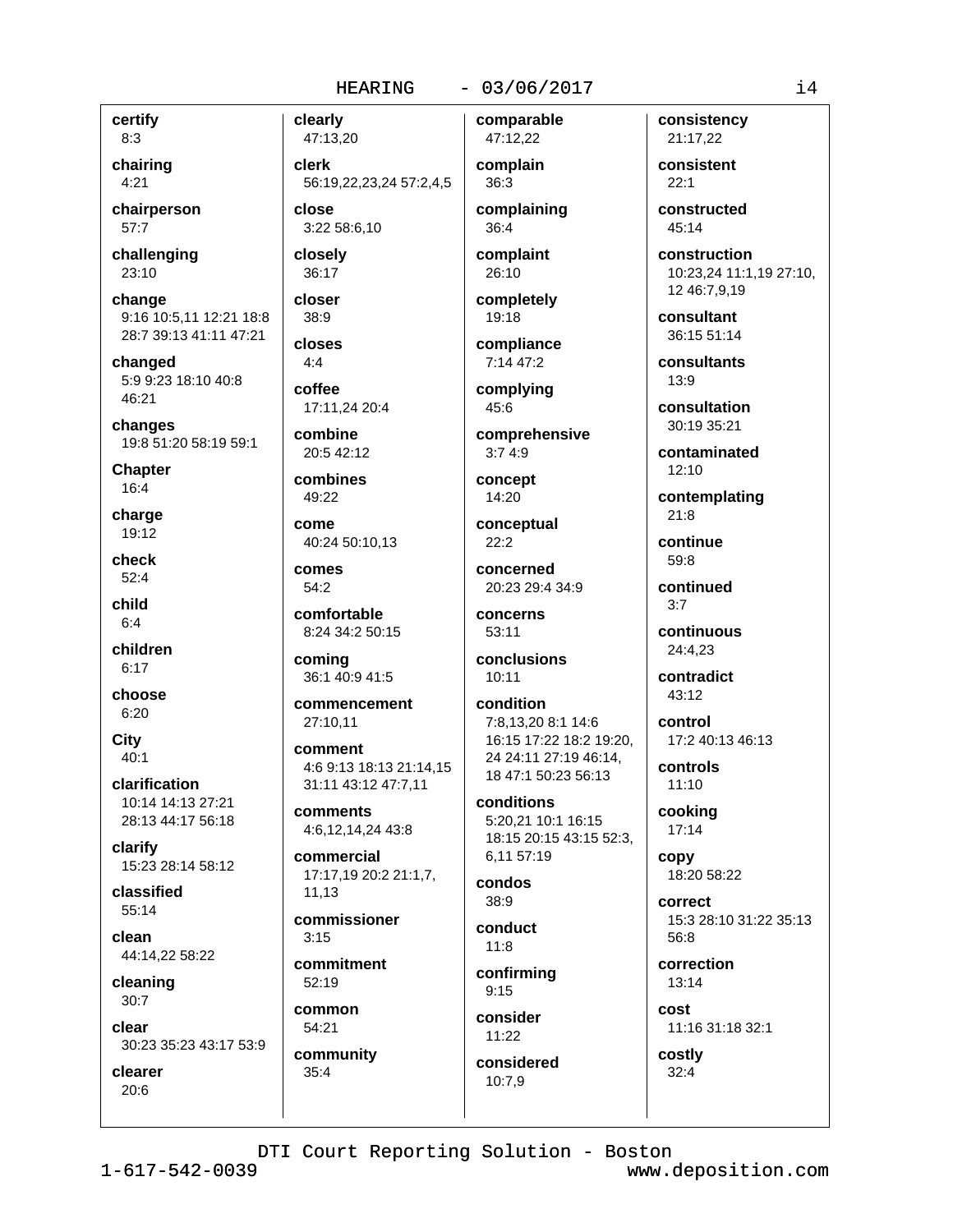**certify**
8:3

**chairing**
4:21

**chairperson**
57:7

**challenging**
23:10

**change**
9:16 10:5,11 12:21 18:8 28:7 39:13 41:11 47:21

**changed**
5:9 9:23 18:10 40:8 46:21

**changes**
19:8 51:20 58:19 59:1

**Chapter**
16:4

**charge**
19:12

**check**
52:4

**child**
6:4

**children**
6:17

**choose**
6:20

**City**
40:1

**clarification**
10:14 14:13 27:21 28:13 44:17 56:18

**clarify**
15:23 28:14 58:12

**classified**
55:14

**clean**
44:14,22 58:22

**cleaning**
30:7

**clear**
30:23 35:23 43:17 53:9

**clearer**
20:6

**clearly**
47:13,20

**clerk**
56:19,22,23,24 57:2,4,5

**close**
3:22 58:6,10

**closely**
36:17

**closer**
38:9

**closes**
4:4

**coffee**
17:11,24 20:4

**combine**
20:5 42:12

**combines**
49:22

**come**
40:24 50:10,13

**comes**
54:2

**comfortable**
8:24 34:2 50:15

**coming**
36:1 40:9 41:5

**commencement**
27:10,11

**comment**
4:6 9:13 18:13 21:14,15 31:11 43:12 47:7,11

**comments**
4:6,12,14,24 43:8

**commercial**
17:17,19 20:2 21:1,7, 11,13

**commissioner**
3:15

**commitment**
52:19

**common**
54:21

**community**
35:4

**comparable**
47:12,22

**complain**
36:3

**complaining**
36:4

**complaint**
26:10

**completely**
19:18

**compliance**
7:14 47:2

**complying**
45:6

**comprehensive**
3:7 4:9

**concept**
14:20

**conceptual**
22:2

**concerned**
20:23 29:4 34:9

**concerns**
53:11

**conclusions**
10:11

**condition**
7:8,13,20 8:1 14:6 16:15 17:22 18:2 19:20, 24 24:11 27:19 46:14, 18 47:1 50:23 56:13

**conditions**
5:20,21 10:1 16:15 18:15 20:15 43:15 52:3, 6,11 57:19

**condos**
38:9

**conduct**
11:8

**confirming**
9:15

**consider**
11:22

**considered**
10:7,9

**consistency**
21:17,22

**consistent**
22:1

**constructed**
45:14

**construction**
10:23,24 11:1,19 27:10, 12 46:7,9,19

**consultant**
36:15 51:14

**consultants**
13:9

**consultation**
30:19 35:21

**contaminated**
12:10

**contemplating**
21:8

**continue**
59:8

**continued**
3:7

**continuous**
24:4,23

**contradict**
43:12

**control**
17:2 40:13 46:13

**controls**
11:10

**cooking**
17:14

**copy**
18:20 58:22

**correct**
15:3 28:10 31:22 35:13 56:8

**correction**
13:14

**cost**
11:16 31:18 32:1

**costly**
32:4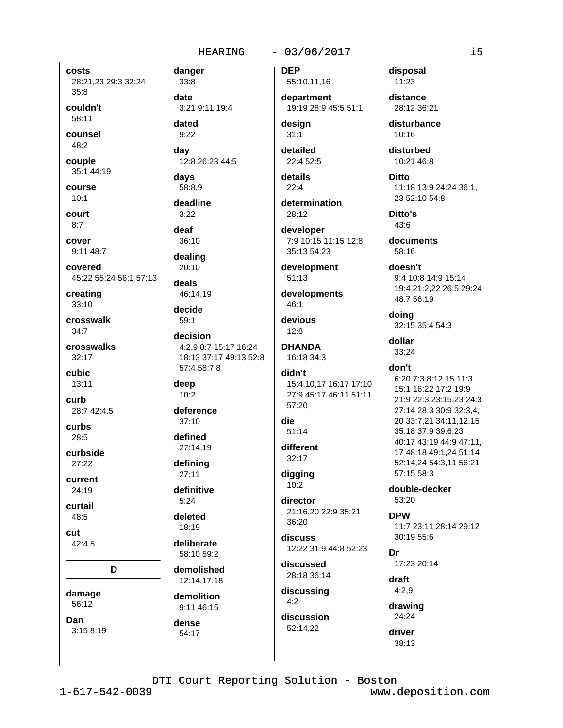**costs**
28:21,23 29:3 32:24 35:8

**couldn't**
58:11

**counsel**
48:2

**couple**
35:1 44:19

**course**
10:1

**court**
8:7

**cover**
9:11 48:7

**covered**
45:22 55:24 56:1 57:13

**creating**
33:10

**crosswalk**
34:7

**crosswalks**
32:17

**cubic**
13:11

**curb**
28:7 42:4,5

**curbs**
28:5

**curbside**
27:22

**current**
24:19

**curtail**
48:5

**cut**
42:4,5

## D

**damage**
56:12

**Dan**
3:15 8:19

**danger**
33:8

**date**
3:21 9:11 19:4

**dated**
9:22

**day**
12:8 26:23 44:5

**days**
58:8,9

**deadline**
3:22

**deaf**
36:10

**dealing**
20:10

**deals**
46:14,19

**decide**
59:1

**decision**
4:2,9 8:7 15:17 16:24 18:13 37:17 49:13 52:8 57:4 58:7,8

**deep**
10:2

**deference**
37:10

**defined**
27:14,19

**defining**
27:11

**definitive**
5:24

**deleted**
18:19

**deliberate**
58:10 59:2

**demolished**
12:14,17,18

**demolition**
9:11 46:15

**dense**
54:17

**DEP**
55:10,11,16

**department**
19:19 28:9 45:5 51:1

**design**
31:1

**detailed**
22:4 52:5

**details**
22:4

**determination**
28:12

**developer**
7:9 10:15 11:15 12:8 35:13 54:23

**development**
51:13

**developments**
46:1

**devious**
12:8

**DHANDA**
16:18 34:3

**didn't**
15:4,10,17 16:17 17:10 27:9 45:17 46:11 51:11 57:20

**die**
51:14

**different**
32:17

**digging**
10:2

**director**
21:16,20 22:9 35:21 36:20

**discuss**
12:22 31:9 44:8 52:23

**discussed**
28:18 36:14

**discussing**
4:2

**discussion**
52:14,22

**disposal**
11:23

**distance**
28:12 36:21

**disturbance**
10:16

**disturbed**
10:21 46:8

**Ditto**
11:18 13:9 24:24 36:1,23 52:10 54:8

**Ditto's**
43:6

**documents**
58:16

**doesn't**
9:4 10:8 14:9 15:14 19:4 21:2,22 26:5 29:24 48:7 56:19

**doing**
32:15 35:4 54:3

**dollar**
33:24

**don't**
6:20 7:3 8:12,15 11:3 15:1 16:22 17:2 19:9 21:9 22:3 23:15,23 24:3 27:14 28:3 30:9 32:3,4,20 33:7,21 34:11,12,15 35:18 37:9 39:6,23 40:17 43:19 44:9 47:11,17 48:18 49:1,24 51:14 52:14,24 54:3,11 56:21 57:15 58:3

**double-decker**
53:20

**DPW**
11:7 23:11 28:14 29:12 30:19 55:6

**Dr**
17:23 20:14

**draft**
4:2,9

**drawing**
24:24

**driver**
38:13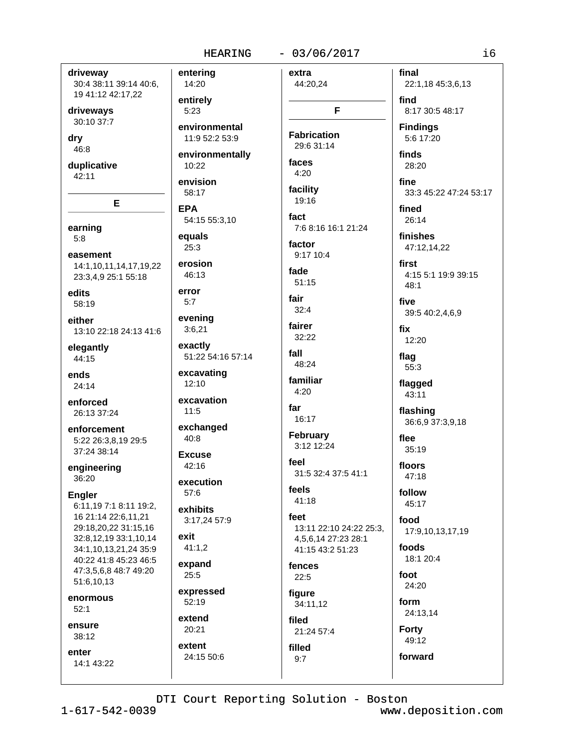**driveway**
30:4 38:11 39:14 40:6, 19 41:12 42:17,22

**driveways**
30:10 37:7

**dry**
46:8

**duplicative**
42:11

## E

**earning**
5:8

**easement**
14:1,10,11,14,17,19,22 23:3,4,9 25:1 55:18

**edits**
58:19

**either**
13:10 22:18 24:13 41:6

**elegantly**
44:15

**ends**
24:14

**enforced**
26:13 37:24

**enforcement**
5:22 26:3,8,19 29:5 37:24 38:14

**engineering**
36:20

**Engler**
6:11,19 7:1 8:11 19:2, 16 21:14 22:6,11,21 29:18,20,22 31:15,16 32:8,12,19 33:1,10,14 34:1,10,13,21,24 35:9 40:22 41:8 45:23 46:5 47:3,5,6,8 48:7 49:20 51:6,10,13

**enormous**
52:1

**ensure**
38:12

**enter**
14:1 43:22

**entering**
14:20

**entirely**
5:23

**environmental**
11:9 52:2 53:9

**environmentally**
10:22

**envision**
58:17

**EPA**
54:15 55:3,10

**equals**
25:3

**erosion**
46:13

**error**
5:7

**evening**
3:6,21

**exactly**
51:22 54:16 57:14

**excavating**
12:10

**excavation**
11:5

**exchanged**
40:8

**Excuse**
42:16

**execution**
57:6

**exhibits**
3:17,24 57:9

**exit**
41:1,2

**expand**
25:5

**expressed**
52:19

**extend**
20:21

**extent**
24:15 50:6

**extra**
44:20,24

## F

**Fabrication**
29:6 31:14

**faces**
4:20

**facility**
19:16

**fact**
7:6 8:16 16:1 21:24

**factor**
9:17 10:4

**fade**
51:15

**fair**
32:4

**fairer**
32:22

**fall**
48:24

**familiar**
4:20

**far**
16:17

**February**
3:12 12:24

**feel**
31:5 32:4 37:5 41:1

**feels**
41:18

**feet**
13:11 22:10 24:22 25:3, 4,5,6,14 27:23 28:1 41:15 43:2 51:23

**fences**
22:5

**figure**
34:11,12

**filed**
21:24 57:4

**filled**
9:7

**final**
22:1,18 45:3,6,13

**find**
8:17 30:5 48:17

**Findings**
5:6 17:20

**finds**
28:20

**fine**
33:3 45:22 47:24 53:17

**fined**
26:14

**finishes**
47:12,14,22

**first**
4:15 5:1 19:9 39:15 48:1

**five**
39:5 40:2,4,6,9

**fix**
12:20

**flag**
55:3

**flagged**
43:11

**flashing**
36:6,9 37:3,9,18

**flee**
35:19

**floors**
47:18

**follow**
45:17

**food**
17:9,10,13,17,19

**foods**
18:1 20:4

**foot**
24:20

**form**
24:13,14

**Forty**
49:12

**forward**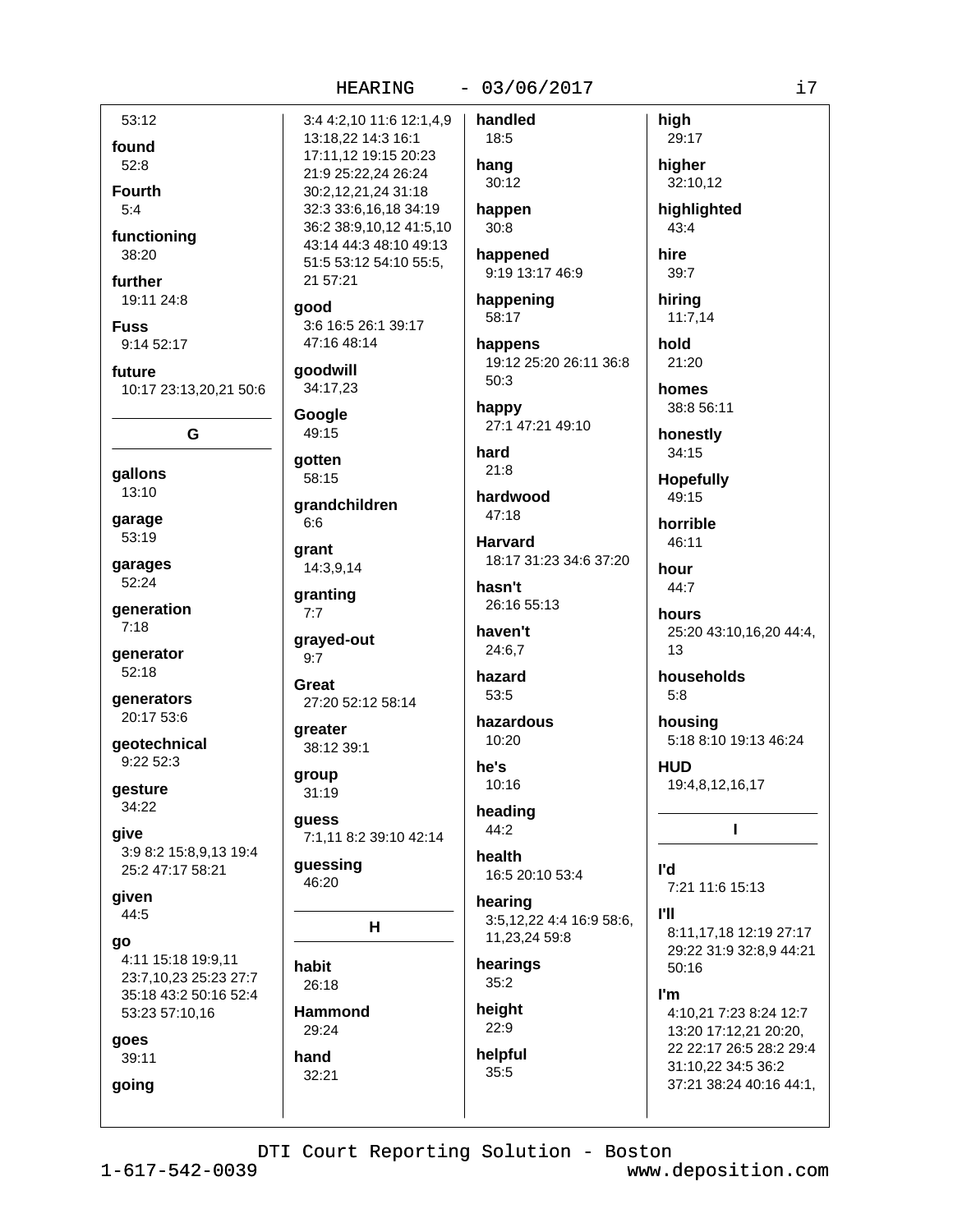53:12

**found**
52:8

**Fourth**
5:4

**functioning**
38:20

**further**
19:11 24:8

**Fuss**
9:14 52:17

**future**
10:17 23:13,20,21 50:6

## G

**gallons**
13:10

**garage**
53:19

**garages**
52:24

**generation**
7:18

**generator**
52:18

**generators**
20:17 53:6

**geotechnical**
9:22 52:3

**gesture**
34:22

**give**
3:9 8:2 15:8,9,13 19:4 25:2 47:17 58:21

**given**
44:5

**go**
4:11 15:18 19:9,11 23:7,10,23 25:23 27:7 35:18 43:2 50:16 52:4 53:23 57:10,16

**goes**
39:11

**going**
3:4 4:2,10 11:6 12:1,4,9 13:18,22 14:3 16:1 17:11,12 19:15 20:23 21:9 25:22,24 26:24 30:2,12,21,24 31:18 32:3 33:6,16,18 34:19 36:2 38:9,10,12 41:5,10 43:14 44:3 48:10 49:13 51:5 53:12 54:10 55:5, 21 57:21

**good**
3:6 16:5 26:1 39:17 47:16 48:14

**goodwill**
34:17,23

**Google**
49:15

**gotten**
58:15

**grandchildren**
6:6

**grant**
14:3,9,14

**granting**
7:7

**grayed-out**
9:7

**Great**
27:20 52:12 58:14

**greater**
38:12 39:1

**group**
31:19

**guess**
7:1,11 8:2 39:10 42:14

**guessing**
46:20

## H

**habit**
26:18

**Hammond**
29:24

**hand**
32:21

**handled**
18:5

**hang**
30:12

**happen**
30:8

**happened**
9:19 13:17 46:9

**happening**
58:17

**happens**
19:12 25:20 26:11 36:8 50:3

**happy**
27:1 47:21 49:10

**hard**
21:8

**hardwood**
47:18

**Harvard**
18:17 31:23 34:6 37:20

**hasn't**
26:16 55:13

**haven't**
24:6,7

**hazard**
53:5

**hazardous**
10:20

**he's**
10:16

**heading**
44:2

**health**
16:5 20:10 53:4

**hearing**
3:5,12,22 4:4 16:9 58:6, 11,23,24 59:8

**hearings**
35:2

**height**
22:9

**helpful**
35:5

**high**
29:17

**higher**
32:10,12

**highlighted**
43:4

**hire**
39:7

**hiring**
11:7,14

**hold**
21:20

**homes**
38:8 56:11

**honestly**
34:15

**Hopefully**
49:15

**horrible**
46:11

**hour**
44:7

**hours**
25:20 43:10,16,20 44:4, 13

**households**
5:8

**housing**
5:18 8:10 19:13 46:24

**HUD**
19:4,8,12,16,17

## I

**I'd**
7:21 11:6 15:13

**I'll**
8:11,17,18 12:19 27:17 29:22 31:9 32:8,9 44:21 50:16

**I'm**
4:10,21 7:23 8:24 12:7 13:20 17:12,21 20:20, 22 22:17 26:5 28:2 29:4 31:10,22 34:5 36:2 37:21 38:24 40:16 44:1,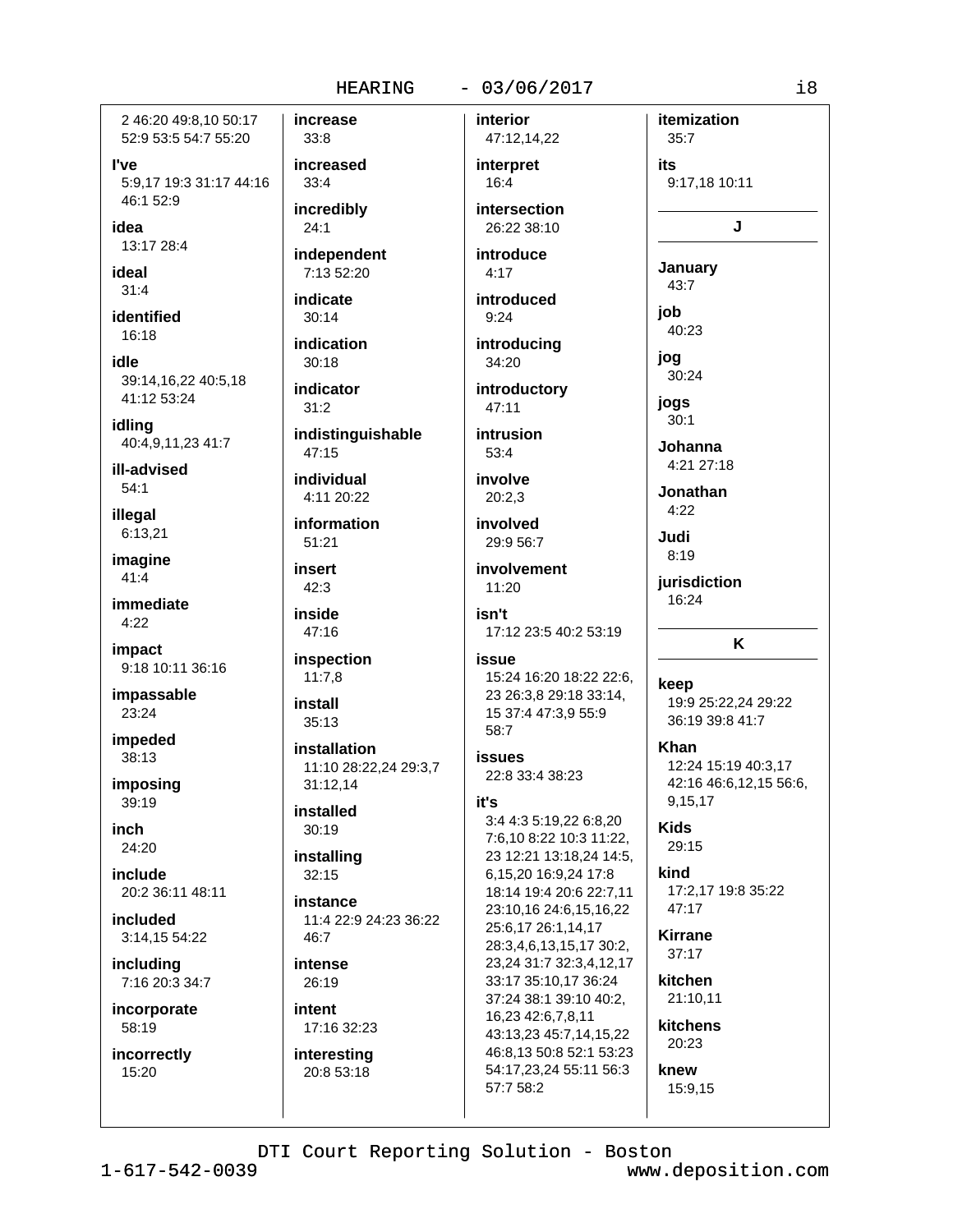2 46:20 49:8,10 50:17 52:9 53:5 54:7 55:20

**I've**
5:9,17 19:3 31:17 44:16 46:1 52:9

**idea**
13:17 28:4

**ideal**
31:4

**identified**
16:18

**idle**
39:14,16,22 40:5,18 41:12 53:24

**idling**
40:4,9,11,23 41:7

**ill-advised**
54:1

**illegal**
6:13,21

**imagine**
41:4

**immediate**
4:22

**impact**
9:18 10:11 36:16

**impassable**
23:24

**impeded**
38:13

**imposing**
39:19

**inch**
24:20

**include**
20:2 36:11 48:11

**included**
3:14,15 54:22

**including**
7:16 20:3 34:7

**incorporate**
58:19

**incorrectly**
15:20

**increase**
33:8

**increased**
33:4

**incredibly**
24:1

**independent**
7:13 52:20

**indicate**
30:14

**indication**
30:18

**indicator**
31:2

**indistinguishable**
47:15

**individual**
4:11 20:22

**information**
51:21

**insert**
42:3

**inside**
47:16

**inspection**
11:7,8

**install**
35:13

**installation**
11:10 28:22,24 29:3,7 31:12,14

**installed**
30:19

**installing**
32:15

**instance**
11:4 22:9 24:23 36:22 46:7

**intense**
26:19

**intent**
17:16 32:23

**interesting**
20:8 53:18

**interior**
47:12,14,22

**interpret**
16:4

**intersection**
26:22 38:10

**introduce**
4:17

**introduced**
9:24

**introducing**
34:20

**introductory**
47:11

**intrusion**
53:4

**involve**
20:2,3

**involved**
29:9 56:7

**involvement**
11:20

**isn't**
17:12 23:5 40:2 53:19

**issue**
15:24 16:20 18:22 22:6, 23 26:3,8 29:18 33:14, 15 37:4 47:3,9 55:9 58:7

**issues**
22:8 33:4 38:23

**it's**
3:4 4:3 5:19,22 6:8,20 7:6,10 8:22 10:3 11:22, 23 12:21 13:18,24 14:5, 6,15,20 16:9,24 17:8 18:14 19:4 20:6 22:7,11 23:10,16 24:6,15,16,22 25:6,17 26:1,14,17 28:3,4,6,13,15,17 30:2, 23,24 31:7 32:3,4,12,17 33:17 35:10,17 36:24 37:24 38:1 39:10 40:2, 16,23 42:6,7,8,11 43:13,23 45:7,14,15,22 46:8,13 50:8 52:1 53:23 54:17,23,24 55:11 56:3 57:7 58:2

**itemization**
35:7

**its**
9:17,18 10:11

## J

**January**
43:7

**job**
40:23

**jog**
30:24

**jogs**
30:1

**Johanna**
4:21 27:18

**Jonathan**
4:22

**Judi**
8:19

**jurisdiction**
16:24

## K

**keep**
19:9 25:22,24 29:22 36:19 39:8 41:7

**Khan**
12:24 15:19 40:3,17 42:16 46:6,12,15 56:6, 9,15,17

**Kids**
29:15

**kind**
17:2,17 19:8 35:22 47:17

**Kirrane**
37:17

**kitchen**
21:10,11

**kitchens**
20:23

**knew**
15:9,15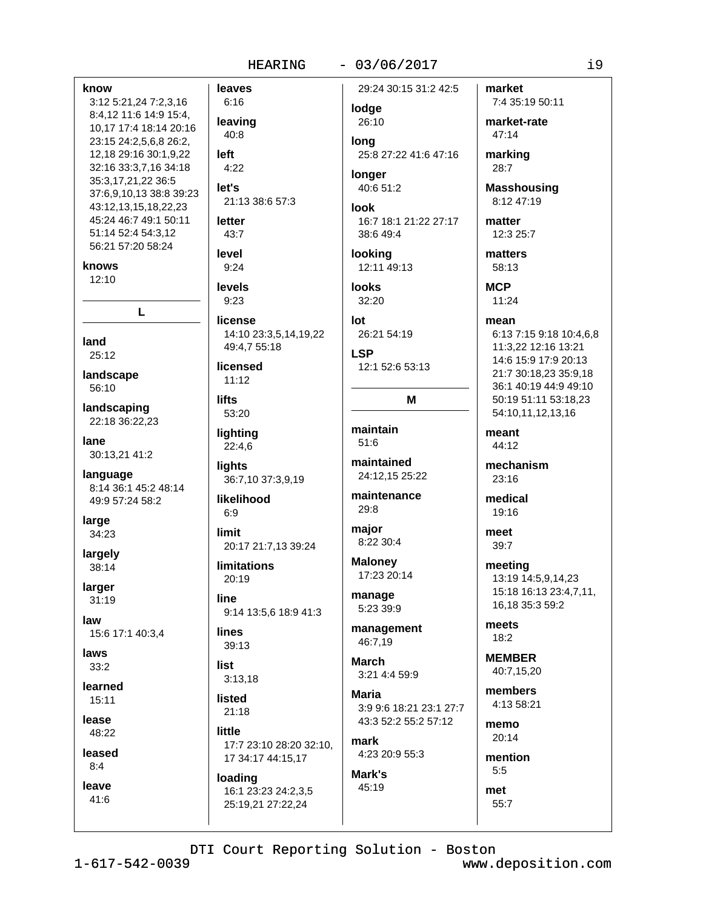**know**
3:12 5:21,24 7:2,3,16 8:4,12 11:6 14:9 15:4, 10,17 17:4 18:14 20:16 23:15 24:2,5,6,8 26:2, 12,18 29:16 30:1,9,22 32:16 33:3,7,16 34:18 35:3,17,21,22 36:5 37:6,9,10,13 38:8 39:23 43:12,13,15,18,22,23 45:24 46:7 49:1 50:11 51:14 52:4 54:3,12 56:21 57:20 58:24

**knows**
12:10

## L

**land**
25:12

**landscape**
56:10

**landscaping**
22:18 36:22,23

**lane**
30:13,21 41:2

**language**
8:14 36:1 45:2 48:14 49:9 57:24 58:2

**large**
34:23

**largely**
38:14

**larger**
31:19

**law**
15:6 17:1 40:3,4

**laws**
33:2

**learned**
15:11

**lease**
48:22

**leased**
8:4

**leave**
41:6

**leaves**
6:16

**leaving**
40:8

**left**
4:22

**let's**
21:13 38:6 57:3

**letter**
43:7

**level**
9:24

**levels**
9:23

**license**
14:10 23:3,5,14,19,22 49:4,7 55:18

**licensed**
11:12

**lifts**
53:20

**lighting**
22:4,6

**lights**
36:7,10 37:3,9,19

**likelihood**
6:9

**limit**
20:17 21:7,13 39:24

**limitations**
20:19

**line**
9:14 13:5,6 18:9 41:3

**lines**
39:13

**list**
3:13,18

**listed**
21:18

**little**
17:7 23:10 28:20 32:10, 17 34:17 44:15,17

**loading**
16:1 23:23 24:2,3,5 25:19,21 27:22,24 29:24 30:15 31:2 42:5

**lodge**
26:10

**long**
25:8 27:22 41:6 47:16

**longer**
40:6 51:2

**look**
16:7 18:1 21:22 27:17 38:6 49:4

**looking**
12:11 49:13

**looks**
32:20

**lot**
26:21 54:19

**LSP**
12:1 52:6 53:13

## M

**maintain**
51:6

**maintained**
24:12,15 25:22

**maintenance**
29:8

**major**
8:22 30:4

**Maloney**
17:23 20:14

**manage**
5:23 39:9

**management**
46:7,19

**March**
3:21 4:4 59:9

**Maria**
3:9 9:6 18:21 23:1 27:7 43:3 52:2 55:2 57:12

**mark**
4:23 20:9 55:3

**Mark's**
45:19

**market**
7:4 35:19 50:11

**market-rate**
47:14

**marking**
28:7

**Masshousing**
8:12 47:19

**matter**
12:3 25:7

**matters**
58:13

**MCP**
11:24

**mean**
6:13 7:15 9:18 10:4,6,8 11:3,22 12:16 13:21 14:6 15:9 17:9 20:13 21:7 30:18,23 35:9,18 36:1 40:19 44:9 49:10 50:19 51:11 53:18,23 54:10,11,12,13,16

**meant**
44:12

**mechanism**
23:16

**medical**
19:16

**meet**
39:7

**meeting**
13:19 14:5,9,14,23 15:18 16:13 23:4,7,11, 16,18 35:3 59:2

**meets**
18:2

**MEMBER**
40:7,15,20

**members**
4:13 58:21

**memo**
20:14

**mention**
5:5

**met**
55:7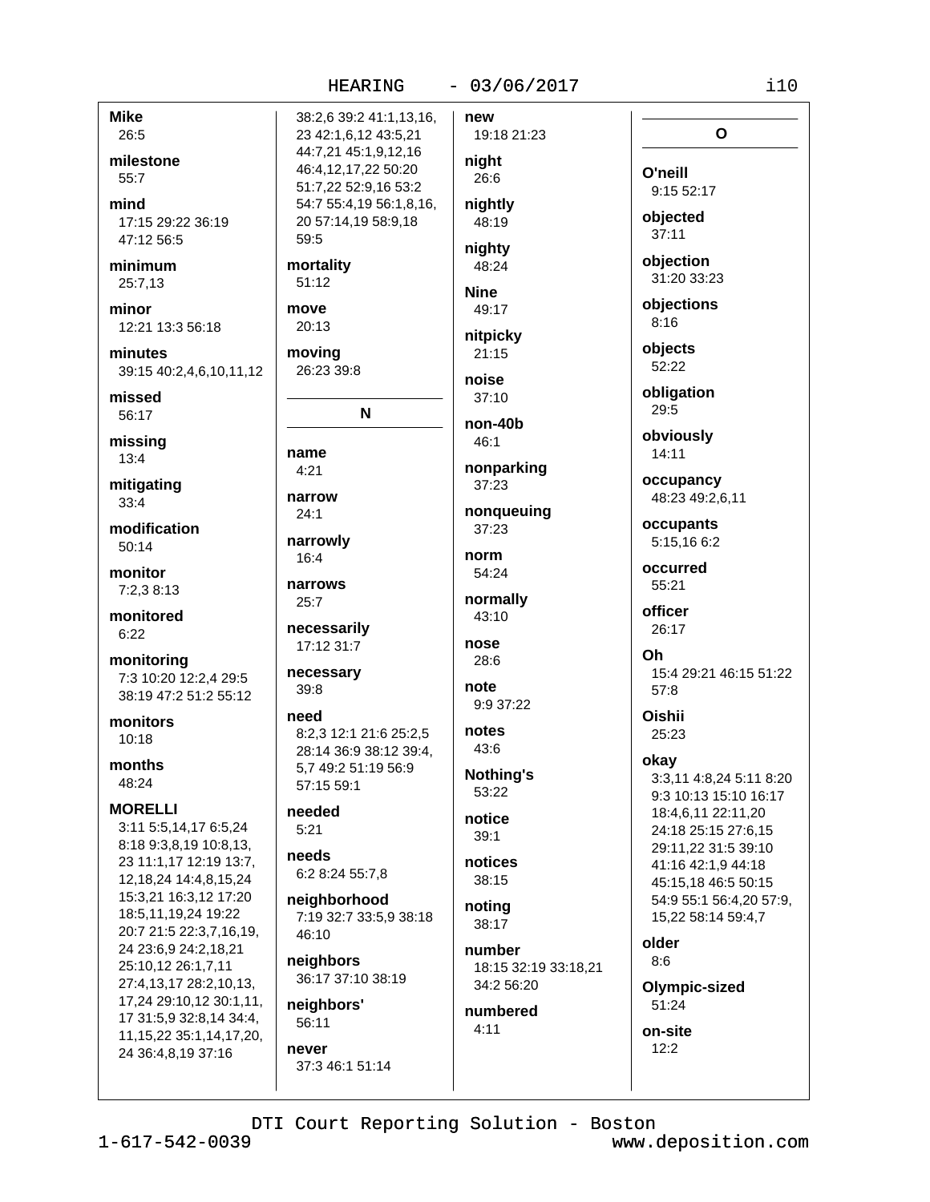**Mike**
26:5

**milestone**
55:7

**mind**
17:15 29:22 36:19 47:12 56:5

**minimum**
25:7,13

**minor**
12:21 13:3 56:18

**minutes**
39:15 40:2,4,6,10,11,12

**missed**
56:17

**missing**
13:4

**mitigating**
33:4

**modification**
50:14

**monitor**
7:2,3 8:13

**monitored**
6:22

**monitoring**
7:3 10:20 12:2,4 29:5 38:19 47:2 51:2 55:12

**monitors**
10:18

**months**
48:24

**MORELLI**
3:11 5:5,14,17 6:5,24 8:18 9:3,8,19 10:8,13, 23 11:1,17 12:19 13:7, 12,18,24 14:4,8,15,24 15:3,21 16:3,12 17:20 18:5,11,19,24 19:22 20:7 21:5 22:3,7,16,19, 24 23:6,9 24:2,18,21 25:10,12 26:1,7,11 27:4,13,17 28:2,10,13, 17,24 29:10,12 30:1,11, 17 31:5,9 32:8,14 34:4, 11,15,22 35:1,14,17,20, 24 36:4,8,19 37:16 38:2,6 39:2 41:1,13,16, 23 42:1,6,12 43:5,21 44:7,21 45:1,9,12,16 46:4,12,17,22 50:20 51:7,22 52:9,16 53:2 54:7 55:4,19 56:1,8,16, 20 57:14,19 58:9,18 59:5

**mortality**
51:12

**move**
20:13

**moving**
26:23 39:8

## N

**name**
4:21

**narrow**
24:1

**narrowly**
16:4

**narrows**
25:7

**necessarily**
17:12 31:7

**necessary**
39:8

**need**
8:2,3 12:1 21:6 25:2,5 28:14 36:9 38:12 39:4, 5,7 49:2 51:19 56:9 57:15 59:1

**needed**
5:21

**needs**
6:2 8:24 55:7,8

**neighborhood**
7:19 32:7 33:5,9 38:18 46:10

**neighbors**
36:17 37:10 38:19

**neighbors'**
56:11

**never**
37:3 46:1 51:14

**new**
19:18 21:23

**night**
26:6

**nightly**
48:19

**nighty**
48:24

**Nine**
49:17

**nitpicky**
21:15

**noise**
37:10

**non-40b**
46:1

**nonparking**
37:23

**nonqueuing**
37:23

**norm**
54:24

**normally**
43:10

**nose**
28:6

**note**
9:9 37:22

**notes**
43:6

**Nothing's**
53:22

**notice**
39:1

**notices**
38:15

**noting**
38:17

**number**
18:15 32:19 33:18,21 34:2 56:20

**numbered**
4:11

## O

**O'neill**
9:15 52:17

**objected**
37:11

**objection**
31:20 33:23

**objections**
8:16

**objects**
52:22

**obligation**
29:5

**obviously**
14:11

**occupancy**
48:23 49:2,6,11

**occupants**
5:15,16 6:2

**occurred**
55:21

**officer**
26:17

**Oh**
15:4 29:21 46:15 51:22 57:8

**Oishii**
25:23

**okay**
3:3,11 4:8,24 5:11 8:20 9:3 10:13 15:10 16:17 18:4,6,11 22:11,20 24:18 25:15 27:6,15 29:11,22 31:5 39:10 41:16 42:1,9 44:18 45:15,18 46:5 50:15 54:9 55:1 56:4,20 57:9, 15,22 58:14 59:4,7

**older**
8:6

**Olympic-sized**
51:24

**on-site**
12:2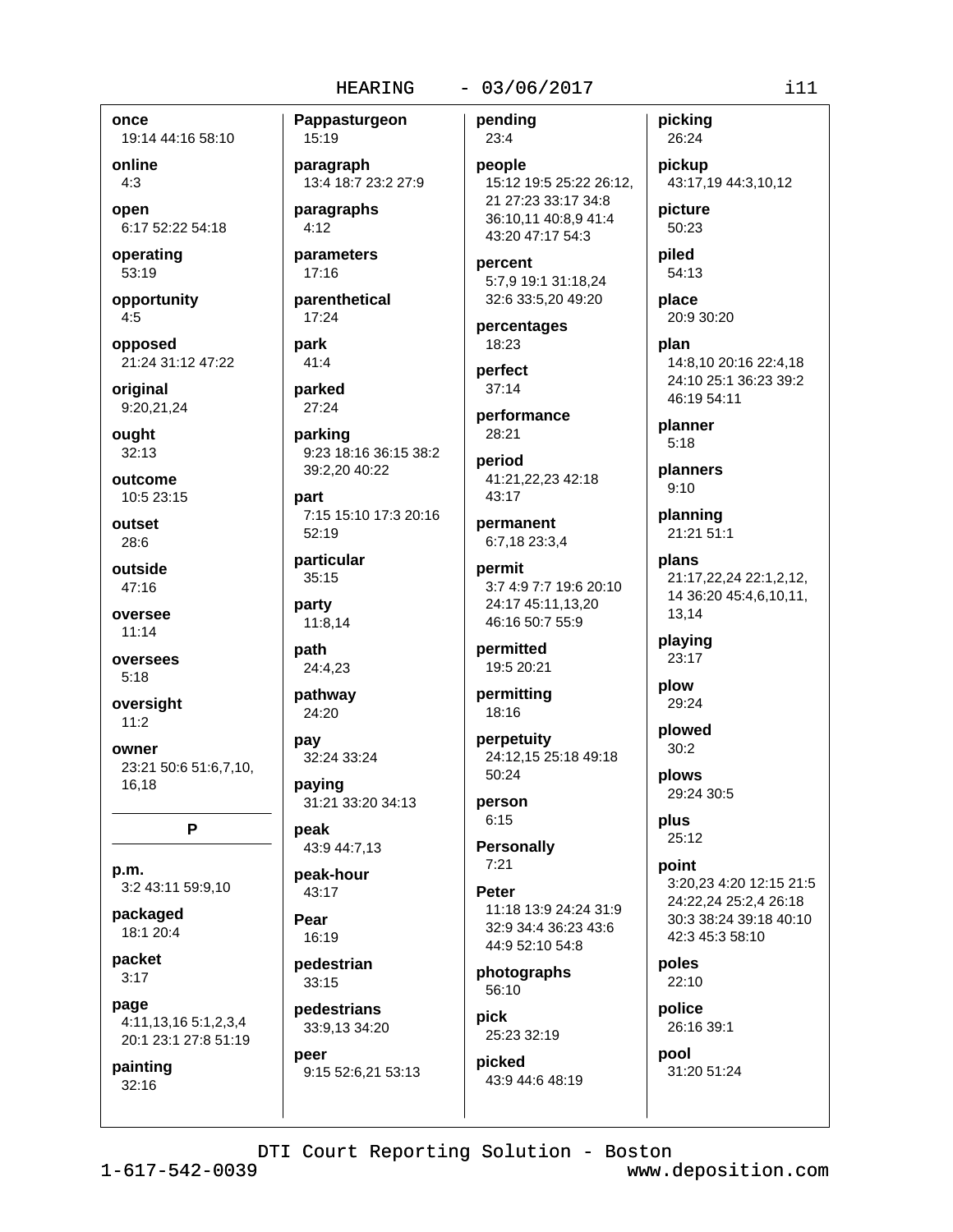**once**
19:14 44:16 58:10

**online**
4:3

**open**
6:17 52:22 54:18

**operating**
53:19

**opportunity**
4:5

**opposed**
21:24 31:12 47:22

**original**
9:20,21,24

**ought**
32:13

**outcome**
10:5 23:15

**outset**
28:6

**outside**
47:16

**oversee**
11:14

**oversees**
5:18

**oversight**
11:2

**owner**
23:21 50:6 51:6,7,10, 16,18

## P

**p.m.**
3:2 43:11 59:9,10

**packaged**
18:1 20:4

**packet**
3:17

**page**
4:11,13,16 5:1,2,3,4 20:1 23:1 27:8 51:19

**painting**
32:16

**Pappasturgeon**
15:19

**paragraph**
13:4 18:7 23:2 27:9

**paragraphs**
4:12

**parameters**
17:16

**parenthetical**
17:24

**park**
41:4

**parked**
27:24

**parking**
9:23 18:16 36:15 38:2 39:2,20 40:22

**part**
7:15 15:10 17:3 20:16 52:19

**particular**
35:15

**party**
11:8,14

**path**
24:4,23

**pathway**
24:20

**pay**
32:24 33:24

**paying**
31:21 33:20 34:13

**peak**
43:9 44:7,13

**peak-hour**
43:17

**Pear**
16:19

**pedestrian**
33:15

**pedestrians**
33:9,13 34:20

**peer**
9:15 52:6,21 53:13

**pending**
23:4

**people**
15:12 19:5 25:22 26:12, 21 27:23 33:17 34:8 36:10,11 40:8,9 41:4 43:20 47:17 54:3

**percent**
5:7,9 19:1 31:18,24 32:6 33:5,20 49:20

**percentages**
18:23

**perfect**
37:14

**performance**
28:21

**period**
41:21,22,23 42:18 43:17

**permanent**
6:7,18 23:3,4

**permit**
3:7 4:9 7:7 19:6 20:10 24:17 45:11,13,20 46:16 50:7 55:9

**permitted**
19:5 20:21

**permitting**
18:16

**perpetuity**
24:12,15 25:18 49:18 50:24

**person**
6:15

**Personally**
7:21

**Peter**
11:18 13:9 24:24 31:9 32:9 34:4 36:23 43:6 44:9 52:10 54:8

**photographs**
56:10

**pick**
25:23 32:19

**picked**
43:9 44:6 48:19

**picking**
26:24

**pickup**
43:17,19 44:3,10,12

**picture**
50:23

**piled**
54:13

**place**
20:9 30:20

**plan**
14:8,10 20:16 22:4,18 24:10 25:1 36:23 39:2 46:19 54:11

**planner**
5:18

**planners**
9:10

**planning**
21:21 51:1

**plans**
21:17,22,24 22:1,2,12, 14 36:20 45:4,6,10,11, 13,14

**playing**
23:17

**plow**
29:24

**plowed**
30:2

**plows**
29:24 30:5

**plus**
25:12

**point**
3:20,23 4:20 12:15 21:5 24:22,24 25:2,4 26:18 30:3 38:24 39:18 40:10 42:3 45:3 58:10

**poles**
22:10

**police**
26:16 39:1

**pool**
31:20 51:24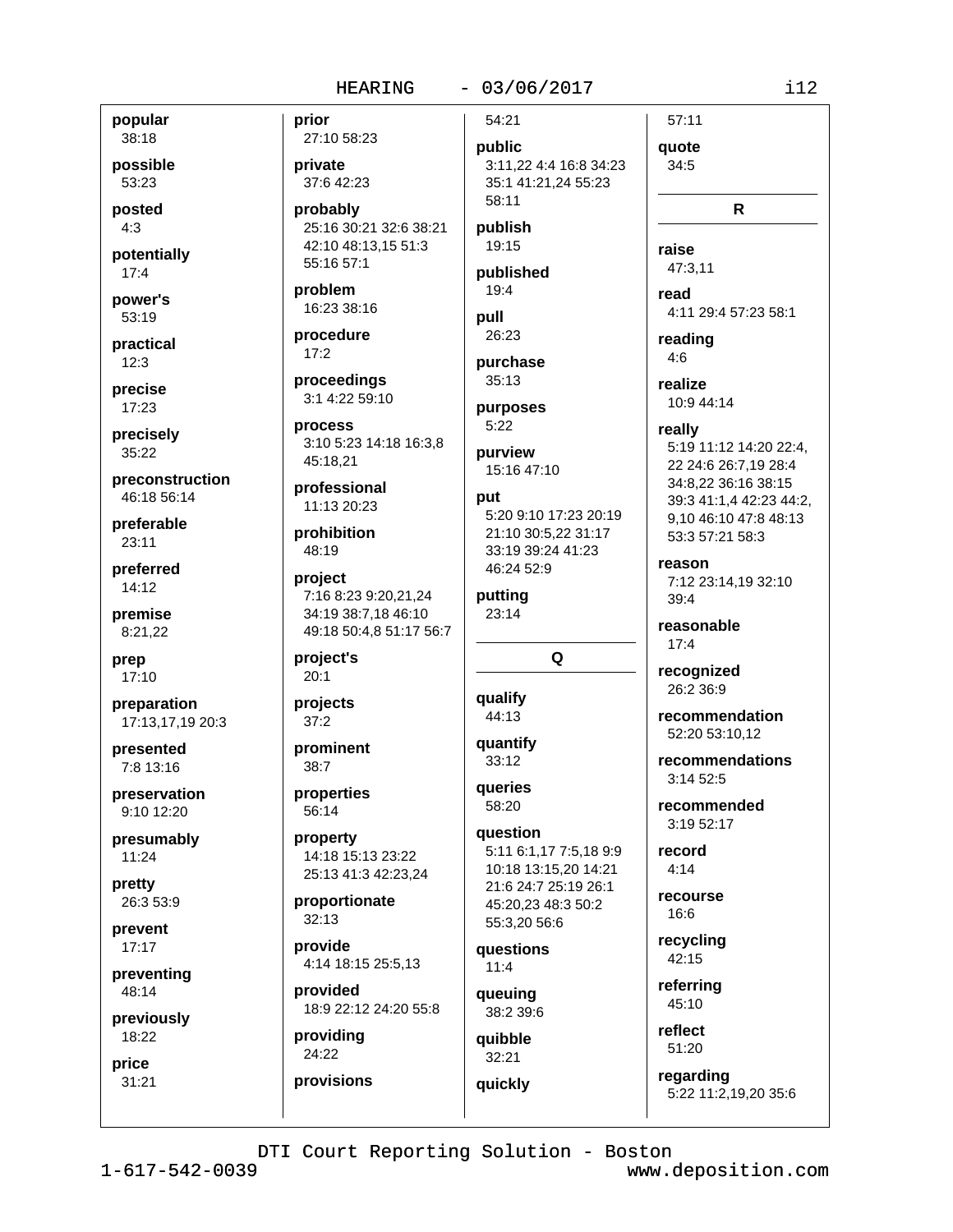**popular**
38:18

**possible**
53:23

**posted**
4:3

**potentially**
17:4

**power's**
53:19

**practical**
12:3

**precise**
17:23

**precisely**
35:22

**preconstruction**
46:18 56:14

**preferable**
23:11

**preferred**
14:12

**premise**
8:21,22

**prep**
17:10

**preparation**
17:13,17,19 20:3

**presented**
7:8 13:16

**preservation**
9:10 12:20

**presumably**
11:24

**pretty**
26:3 53:9

**prevent**
17:17

**preventing**
48:14

**previously**
18:22

**price**
31:21

**prior**
27:10 58:23

**private**
37:6 42:23

**probably**
25:16 30:21 32:6 38:21 42:10 48:13,15 51:3 55:16 57:1

**problem**
16:23 38:16

**procedure**
17:2

**proceedings**
3:1 4:22 59:10

**process**
3:10 5:23 14:18 16:3,8 45:18,21

**professional**
11:13 20:23

**prohibition**
48:19

**project**
7:16 8:23 9:20,21,24 34:19 38:7,18 46:10 49:18 50:4,8 51:17 56:7

**project's**
20:1

**projects**
37:2

**prominent**
38:7

**properties**
56:14

**property**
14:18 15:13 23:22 25:13 41:3 42:23,24

**proportionate**
32:13

**provide**
4:14 18:15 25:5,13

**provided**
18:9 22:12 24:20 55:8

**providing**
24:22

**provisions**
54:21

**public**
3:11,22 4:4 16:8 34:23 35:1 41:21,24 55:23 58:11

**publish**
19:15

**published**
19:4

**pull**
26:23

**purchase**
35:13

**purposes**
5:22

**purview**
15:16 47:10

**put**
5:20 9:10 17:23 20:19 21:10 30:5,22 31:17 33:19 39:24 41:23 46:24 52:9

**putting**
23:14

## Q

**qualify**
44:13

**quantify**
33:12

**queries**
58:20

**question**
5:11 6:1,17 7:5,18 9:9 10:18 13:15,20 14:21 21:6 24:7 25:19 26:1 45:20,23 48:3 50:2 55:3,20 56:6

**questions**
11:4

**queuing**
38:2 39:6

**quibble**
32:21

**quickly**
57:11

**quote**
34:5

## R

**raise**
47:3,11

**read**
4:11 29:4 57:23 58:1

**reading**
4:6

**realize**
10:9 44:14

**really**
5:19 11:12 14:20 22:4, 22 24:6 26:7,19 28:4 34:8,22 36:16 38:15 39:3 41:1,4 42:23 44:2, 9,10 46:10 47:8 48:13 53:3 57:21 58:3

**reason**
7:12 23:14,19 32:10 39:4

**reasonable**
17:4

**recognized**
26:2 36:9

**recommendation**
52:20 53:10,12

**recommendations**
3:14 52:5

**recommended**
3:19 52:17

**record**
4:14

**recourse**
16:6

**recycling**
42:15

**referring**
45:10

**reflect**
51:20

**regarding**
5:22 11:2,19,20 35:6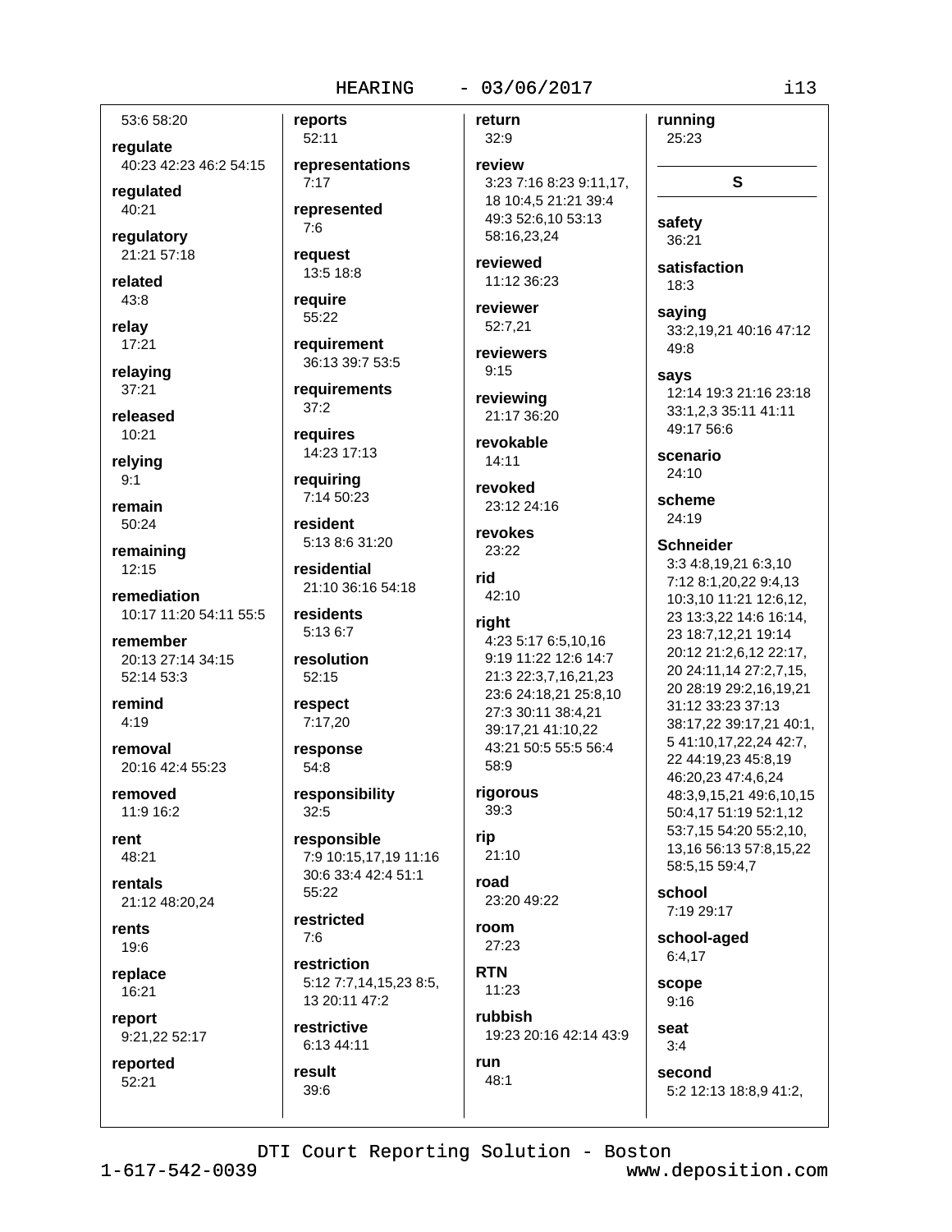53:6 58:20

**regulate**
40:23 42:23 46:2 54:15

**regulated**
40:21

**regulatory**
21:21 57:18

**related**
43:8

**relay**
17:21

**relaying**
37:21

**released**
10:21

**relying**
9:1

**remain**
50:24

**remaining**
12:15

**remediation**
10:17 11:20 54:11 55:5

**remember**
20:13 27:14 34:15 52:14 53:3

**remind**
4:19

**removal**
20:16 42:4 55:23

**removed**
11:9 16:2

**rent**
48:21

**rentals**
21:12 48:20,24

**rents**
19:6

**replace**
16:21

**report**
9:21,22 52:17

**reported**
52:21

**reports**
52:11

**representations**
7:17

**represented**
7:6

**request**
13:5 18:8

**require**
55:22

**requirement**
36:13 39:7 53:5

**requirements**
37:2

**requires**
14:23 17:13

**requiring**
7:14 50:23

**resident**
5:13 8:6 31:20

**residential**
21:10 36:16 54:18

**residents**
5:13 6:7

**resolution**
52:15

**respect**
7:17,20

**response**
54:8

**responsibility**
32:5

**responsible**
7:9 10:15,17,19 11:16 30:6 33:4 42:4 51:1 55:22

**restricted**
7:6

**restriction**
5:12 7:7,14,15,23 8:5, 13 20:11 47:2

**restrictive**
6:13 44:11

**result**
39:6

**return**
32:9

**review**
3:23 7:16 8:23 9:11,17, 18 10:4,5 21:21 39:4 49:3 52:6,10 53:13 58:16,23,24

**reviewed**
11:12 36:23

**reviewer**
52:7,21

**reviewers**
9:15

**reviewing**
21:17 36:20

**revokable**
14:11

**revoked**
23:12 24:16

**revokes**
23:22

**rid**
42:10

**right**
4:23 5:17 6:5,10,16 9:19 11:22 12:6 14:7 21:3 22:3,7,16,21,23 23:6 24:18,21 25:8,10 27:3 30:11 38:4,21 39:17,21 41:10,22 43:21 50:5 55:5 56:4 58:9

**rigorous**
39:3

**rip**
21:10

**road**
23:20 49:22

**room**
27:23

**RTN**
11:23

**rubbish**
19:23 20:16 42:14 43:9

**run**
48:1

**running**
25:23

## S

**safety**
36:21

**satisfaction**
18:3

**saying**
33:2,19,21 40:16 47:12 49:8

**says**
12:14 19:3 21:16 23:18 33:1,2,3 35:11 41:11 49:17 56:6

**scenario**
24:10

**scheme**
24:19

**Schneider**
3:3 4:8,19,21 6:3,10 7:12 8:1,20,22 9:4,13 10:3,10 11:21 12:6,12, 23 13:3,22 14:6 16:14, 23 18:7,12,21 19:14 20:12 21:2,6,12 22:17, 20 24:11,14 27:2,7,15, 20 28:19 29:2,16,19,21 31:12 33:23 37:13 38:17,22 39:17,21 40:1, 5 41:10,17,22,24 42:7, 22 44:19,23 45:8,19 46:20,23 47:4,6,24 48:3,9,15,21 49:6,10,15 50:4,17 51:19 52:1,12 53:7,15 54:20 55:2,10, 13,16 56:13 57:8,15,22 58:5,15 59:4,7

**school**
7:19 29:17

**school-aged**
6:4,17

**scope**
9:16

**seat**
3:4

**second**
5:2 12:13 18:8,9 41:2,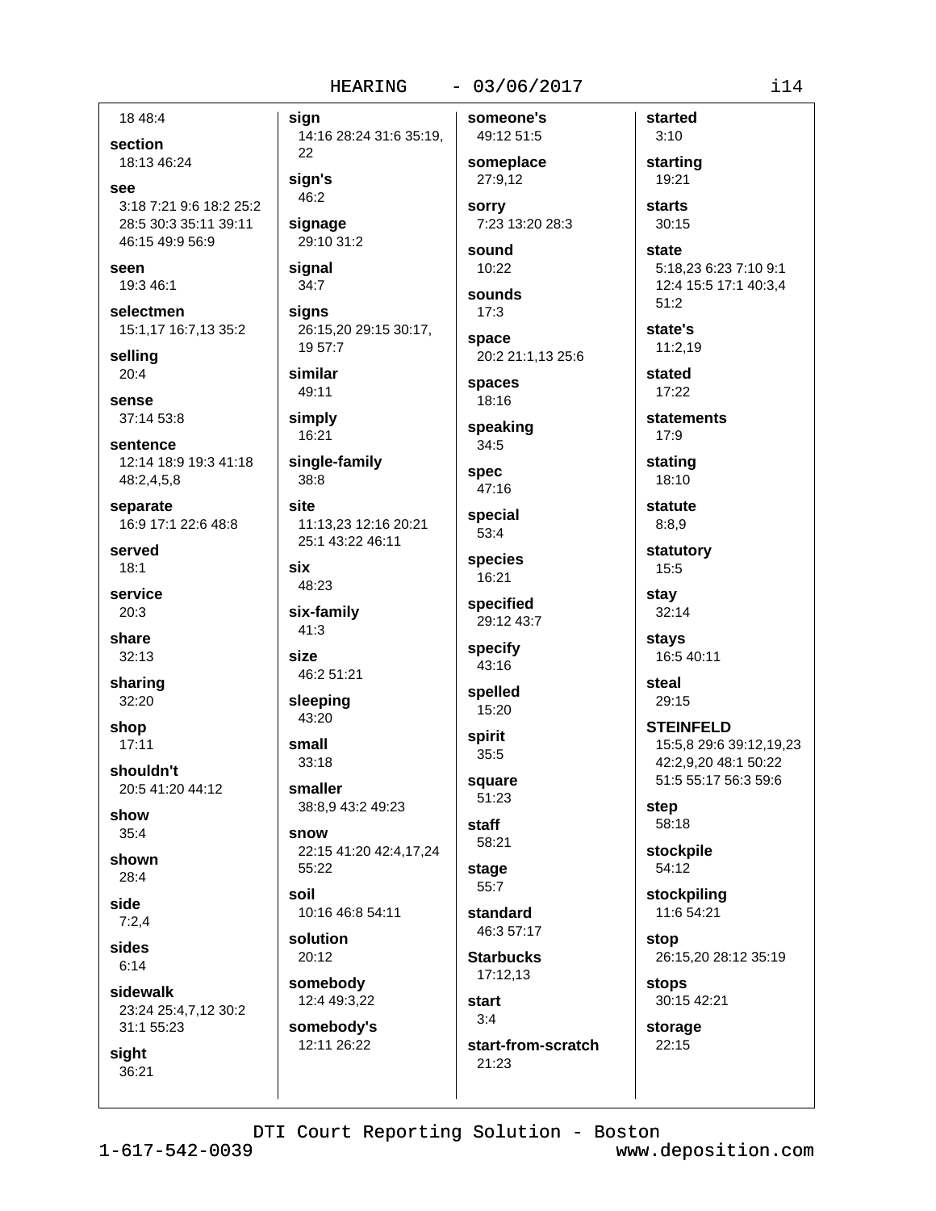18 48:4

**section**
18:13 46:24

**see**
3:18 7:21 9:6 18:2 25:2 28:5 30:3 35:11 39:11 46:15 49:9 56:9

**seen**
19:3 46:1

**selectmen**
15:1,17 16:7,13 35:2

**selling**
20:4

**sense**
37:14 53:8

**sentence**
12:14 18:9 19:3 41:18 48:2,4,5,8

**separate**
16:9 17:1 22:6 48:8

**served**
18:1

**service**
20:3

**share**
32:13

**sharing**
32:20

**shop**
17:11

**shouldn't**
20:5 41:20 44:12

**show**
35:4

**shown**
28:4

**side**
7:2,4

**sides**
6:14

**sidewalk**
23:24 25:4,7,12 30:2 31:1 55:23

**sight**
36:21

**sign**
14:16 28:24 31:6 35:19, 22

**sign's**
46:2

**signage**
29:10 31:2

**signal**
34:7

**signs**
26:15,20 29:15 30:17, 19 57:7

**similar**
49:11

**simply**
16:21

**single-family**
38:8

**site**
11:13,23 12:16 20:21 25:1 43:22 46:11

**six**
48:23

**six-family**
41:3

**size**
46:2 51:21

**sleeping**
43:20

**small**
33:18

**smaller**
38:8,9 43:2 49:23

**snow**
22:15 41:20 42:4,17,24 55:22

**soil**
10:16 46:8 54:11

**solution**
20:12

**somebody**
12:4 49:3,22

**somebody's**
12:11 26:22

**someone's**
49:12 51:5

**someplace**
27:9,12

**sorry**
7:23 13:20 28:3

**sound**
10:22

**sounds**
17:3

**space**
20:2 21:1,13 25:6

**spaces**
18:16

**speaking**
34:5

**spec**
47:16

**special**
53:4

**species**
16:21

**specified**
29:12 43:7

**specify**
43:16

**spelled**
15:20

**spirit**
35:5

**square**
51:23

**staff**
58:21

**stage**
55:7

**standard**
46:3 57:17

**Starbucks**
17:12,13

**start**
3:4

**start-from-scratch**
21:23

**started**
3:10

**starting**
19:21

**starts**
30:15

**state**
5:18,23 6:23 7:10 9:1 12:4 15:5 17:1 40:3,4 51:2

**state's**
11:2,19

**stated**
17:22

**statements**
17:9

**stating**
18:10

**statute**
8:8,9

**statutory**
15:5

**stay**
32:14

**stays**
16:5 40:11

**steal**
29:15

**STEINFELD**
15:5,8 29:6 39:12,19,23 42:2,9,20 48:1 50:22 51:5 55:17 56:3 59:6

**step**
58:18

**stockpile**
54:12

**stockpiling**
11:6 54:21

**stop**
26:15,20 28:12 35:19

**stops**
30:15 42:21

**storage**
22:15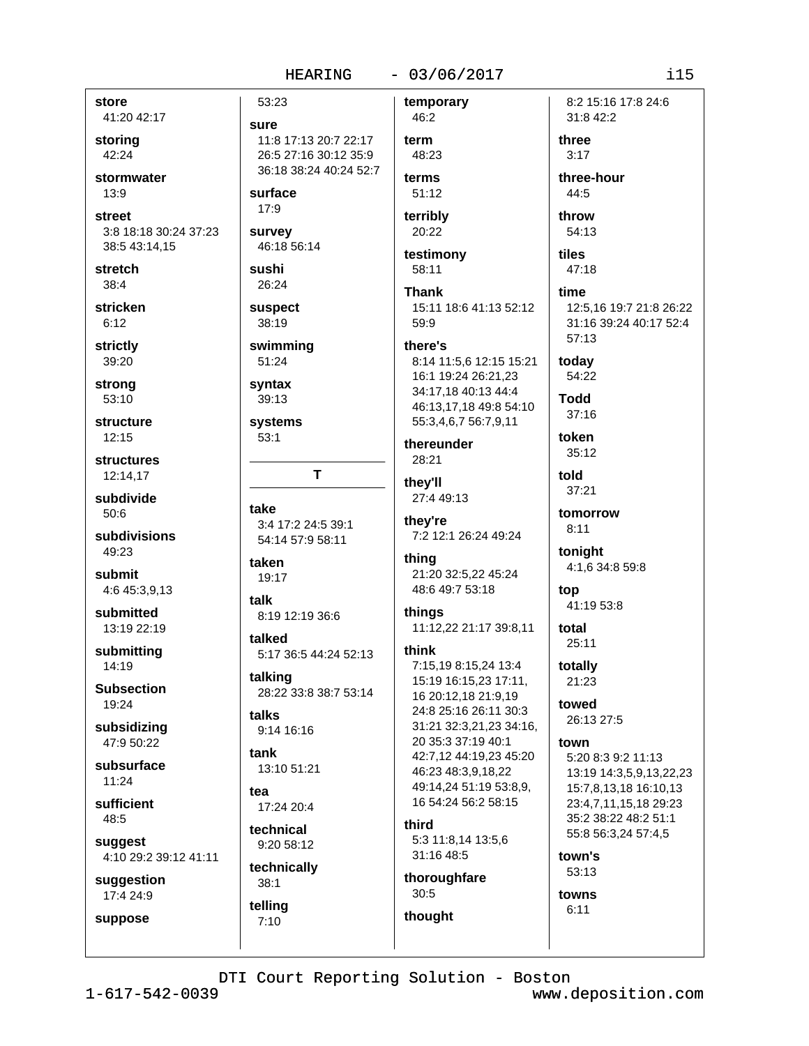**store**
41:20 42:17

**storing**
42:24

**stormwater**
13:9

**street**
3:8 18:18 30:24 37:23 38:5 43:14,15

**stretch**
38:4

**stricken**
6:12

**strictly**
39:20

**strong**
53:10

**structure**
12:15

**structures**
12:14,17

**subdivide**
50:6

**subdivisions**
49:23

**submit**
4:6 45:3,9,13

**submitted**
13:19 22:19

**submitting**
14:19

**Subsection**
19:24

**subsidizing**
47:9 50:22

**subsurface**
11:24

**sufficient**
48:5

**suggest**
4:10 29:2 39:12 41:11

**suggestion**
17:4 24:9

**suppose**
53:23

**sure**
11:8 17:13 20:7 22:17 26:5 27:16 30:12 35:9 36:18 38:24 40:24 52:7

**surface**
17:9

**survey**
46:18 56:14

**sushi**
26:24

**suspect**
38:19

**swimming**
51:24

**syntax**
39:13

**systems**
53:1

## T

**take**
3:4 17:2 24:5 39:1 54:14 57:9 58:11

**taken**
19:17

**talk**
8:19 12:19 36:6

**talked**
5:17 36:5 44:24 52:13

**talking**
28:22 33:8 38:7 53:14

**talks**
9:14 16:16

**tank**
13:10 51:21

**tea**
17:24 20:4

**technical**
9:20 58:12

**technically**
38:1

**telling**
7:10

**temporary**
46:2

**term**
48:23

**terms**
51:12

**terribly**
20:22

**testimony**
58:11

**Thank**
15:11 18:6 41:13 52:12 59:9

**there's**
8:14 11:5,6 12:15 15:21 16:1 19:24 26:21,23 34:17,18 40:13 44:4 46:13,17,18 49:8 54:10 55:3,4,6,7 56:7,9,11

**thereunder**
28:21

**they'll**
27:4 49:13

**they're**
7:2 12:1 26:24 49:24

**thing**
21:20 32:5,22 45:24 48:6 49:7 53:18

**things**
11:12,22 21:17 39:8,11

**think**
7:15,19 8:15,24 13:4 15:19 16:15,23 17:11, 16 20:12,18 21:9,19 24:8 25:16 26:11 30:3 31:21 32:3,21,23 34:16, 20 35:3 37:19 40:1 42:7,12 44:19,23 45:20 46:23 48:3,9,18,22 49:14,24 51:19 53:8,9, 16 54:24 56:2 58:15

**third**
5:3 11:8,14 13:5,6 31:16 48:5

**thoroughfare**
30:5

**thought**
8:2 15:16 17:8 24:6 31:8 42:2

**three**
3:17

**three-hour**
44:5

**throw**
54:13

**tiles**
47:18

**time**
12:5,16 19:7 21:8 26:22 31:16 39:24 40:17 52:4 57:13

**today**
54:22

**Todd**
37:16

**token**
35:12

**told**
37:21

**tomorrow**
8:11

**tonight**
4:1,6 34:8 59:8

**top**
41:19 53:8

**total**
25:11

**totally**
21:23

**towed**
26:13 27:5

**town**
5:20 8:3 9:2 11:13 13:19 14:3,5,9,13,22,23 15:7,8,13,18 16:10,13 23:4,7,11,15,18 29:23 35:2 38:22 48:2 51:1 55:8 56:3,24 57:4,5

**town's**
53:13

**towns**
6:11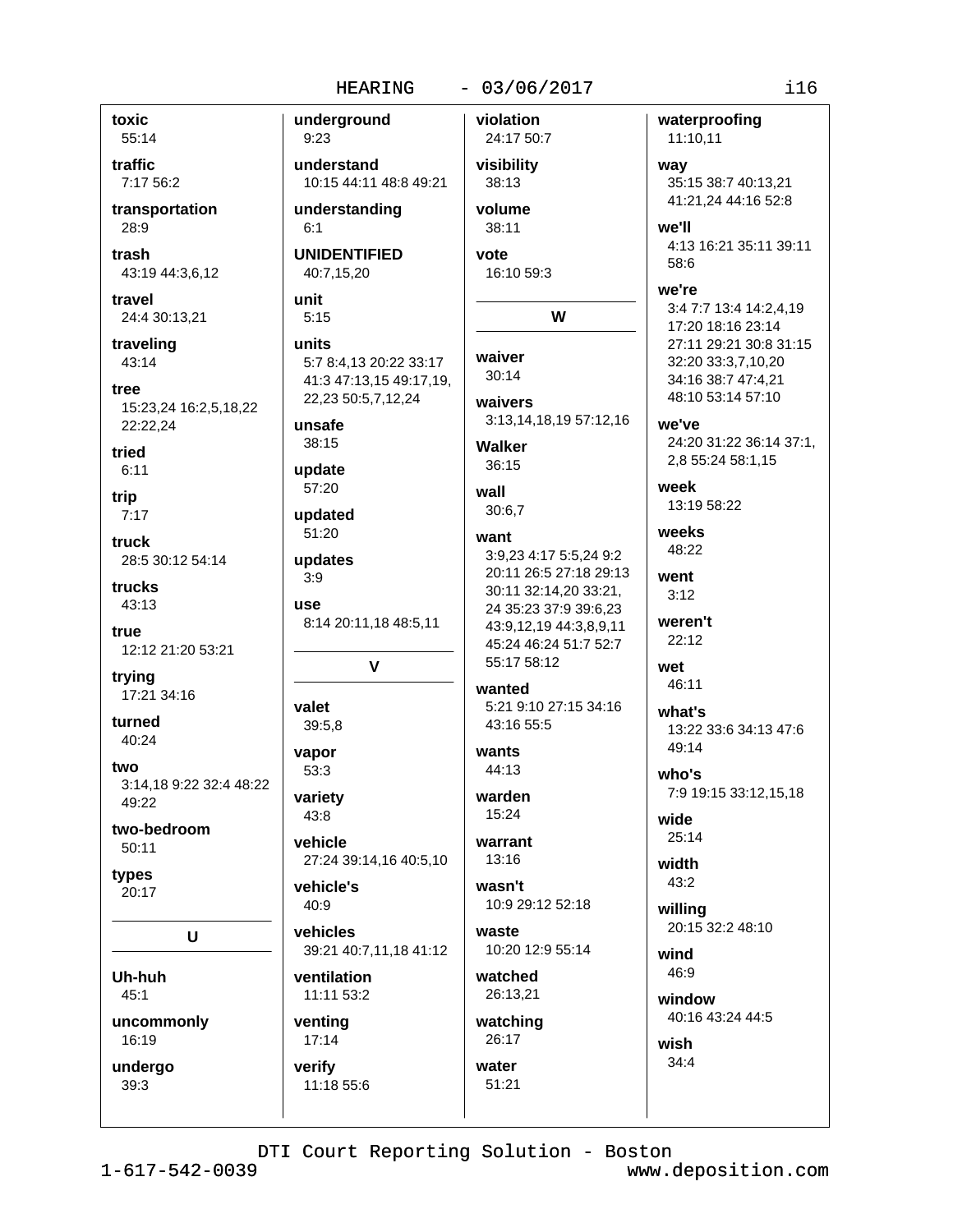**toxic**
55:14

**traffic**
7:17 56:2

**transportation**
28:9

**trash**
43:19 44:3,6,12

**travel**
24:4 30:13,21

**traveling**
43:14

**tree**
15:23,24 16:2,5,18,22 22:22,24

**tried**
6:11

**trip**
7:17

**truck**
28:5 30:12 54:14

**trucks**
43:13

**true**
12:12 21:20 53:21

**trying**
17:21 34:16

**turned**
40:24

**two**
3:14,18 9:22 32:4 48:22 49:22

**two-bedroom**
50:11

**types**
20:17

## U

**Uh-huh**
45:1

**uncommonly**
16:19

**undergo**
39:3

**underground**
9:23

**understand**
10:15 44:11 48:8 49:21

**understanding**
6:1

**UNIDENTIFIED**
40:7,15,20

**unit**
5:15

**units**
5:7 8:4,13 20:22 33:17 41:3 47:13,15 49:17,19, 22,23 50:5,7,12,24

**unsafe**
38:15

**update**
57:20

**updated**
51:20

**updates**
3:9

**use**
8:14 20:11,18 48:5,11

## V

**valet**
39:5,8

**vapor**
53:3

**variety**
43:8

**vehicle**
27:24 39:14,16 40:5,10

**vehicle's**
40:9

**vehicles**
39:21 40:7,11,18 41:12

**ventilation**
11:11 53:2

**venting**
17:14

**verify**
11:18 55:6

**violation**
24:17 50:7

**visibility**
38:13

**volume**
38:11

**vote**
16:10 59:3

## W

**waiver**
30:14

**waivers**
3:13,14,18,19 57:12,16

**Walker**
36:15

**wall**
30:6,7

**want**
3:9,23 4:17 5:5,24 9:2 20:11 26:5 27:18 29:13 30:11 32:14,20 33:21, 24 35:23 37:9 39:6,23 43:9,12,19 44:3,8,9,11 45:24 46:24 51:7 52:7 55:17 58:12

**wanted**
5:21 9:10 27:15 34:16 43:16 55:5

**wants**
44:13

**warden**
15:24

**warrant**
13:16

**wasn't**
10:9 29:12 52:18

**waste**
10:20 12:9 55:14

**watched**
26:13,21

**watching**
26:17

**water**
51:21

**waterproofing**
11:10,11

**way**
35:15 38:7 40:13,21 41:21,24 44:16 52:8

**we'll**
4:13 16:21 35:11 39:11 58:6

**we're**
3:4 7:7 13:4 14:2,4,19 17:20 18:16 23:14 27:11 29:21 30:8 31:15 32:20 33:3,7,10,20 34:16 38:7 47:4,21 48:10 53:14 57:10

**we've**
24:20 31:22 36:14 37:1, 2,8 55:24 58:1,15

**week**
13:19 58:22

**weeks**
48:22

**went**
3:12

**weren't**
22:12

**wet**
46:11

**what's**
13:22 33:6 34:13 47:6 49:14

**who's**
7:9 19:15 33:12,15,18

**wide**
25:14

**width**
43:2

**willing**
20:15 32:2 48:10

**wind**
46:9

**window**
40:16 43:24 44:5

**wish**
34:4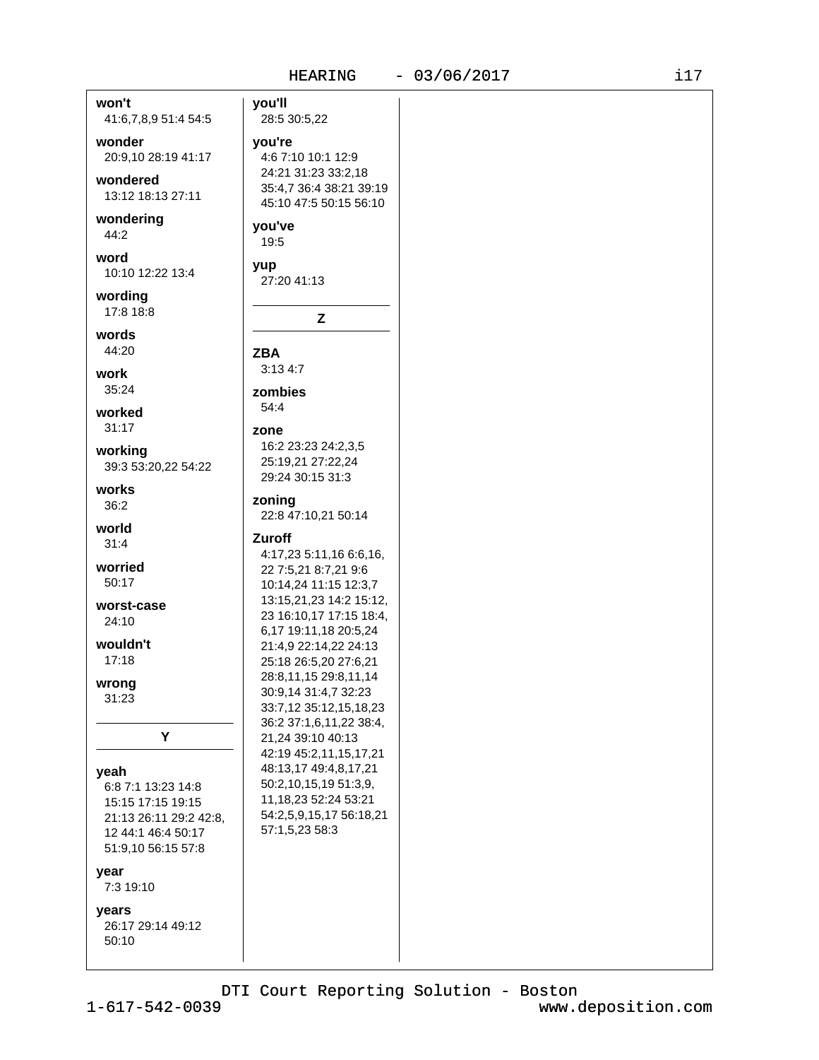**won't**
41:6,7,8,9 51:4 54:5

**wonder**
20:9,10 28:19 41:17

**wondered**
13:12 18:13 27:11

**wondering**
44:2

**word**
10:10 12:22 13:4

**wording**
17:8 18:8

**words**
44:20

**work**
35:24

**worked**
31:17

**working**
39:3 53:20,22 54:22

**works**
36:2

**world**
31:4

**worried**
50:17

**worst-case**
24:10

**wouldn't**
17:18

**wrong**
31:23

## Y

**yeah**
6:8 7:1 13:23 14:8 15:15 17:15 19:15 21:13 26:11 29:2 42:8, 12 44:1 46:4 50:17 51:9,10 56:15 57:8

**year**
7:3 19:10

**years**
26:17 29:14 49:12 50:10

**you'll**
28:5 30:5,22

**you're**
4:6 7:10 10:1 12:9 24:21 31:23 33:2,18 35:4,7 36:4 38:21 39:19 45:10 47:5 50:15 56:10

**you've**
19:5

**yup**
27:20 41:13

## Z

**ZBA**
3:13 4:7

**zombies**
54:4

**zone**
16:2 23:23 24:2,3,5 25:19,21 27:22,24 29:24 30:15 31:3

**zoning**
22:8 47:10,21 50:14

**Zuroff**
4:17,23 5:11,16 6:6,16, 22 7:5,21 8:7,21 9:6 10:14,24 11:15 12:3,7 13:15,21,23 14:2 15:12, 23 16:10,17 17:15 18:4, 6,17 19:11,18 20:5,24 21:4,9 22:14,22 24:13 25:18 26:5,20 27:6,21 28:8,11,15 29:8,11,14 30:9,14 31:4,7 32:23 33:7,12 35:12,15,18,23 36:2 37:1,6,11,22 38:4, 21,24 39:10 40:13 42:19 45:2,11,15,17,21 48:13,17 49:4,8,17,21 50:2,10,15,19 51:3,9, 11,18,23 52:24 53:21 54:2,5,9,15,17 56:18,21 57:1,5,23 58:3